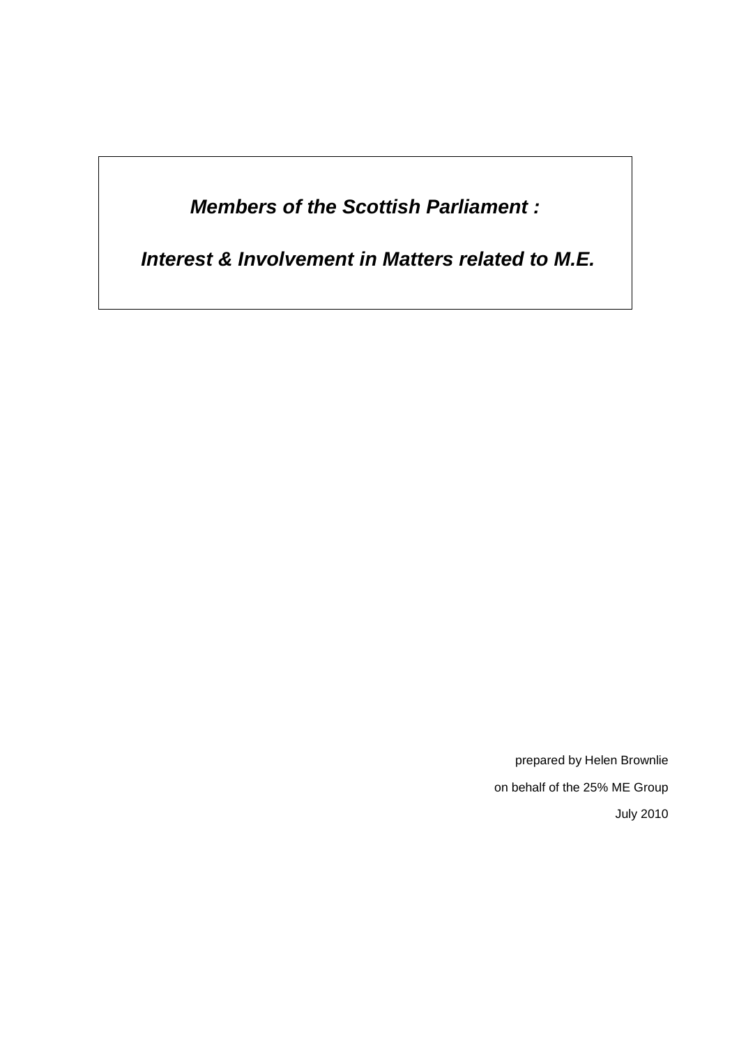# *Members of the Scottish Parliament :*

# *Interest & Involvement in Matters related to M.E.*

prepared by Helen Brownlie

on behalf of the 25% ME Group

July 2010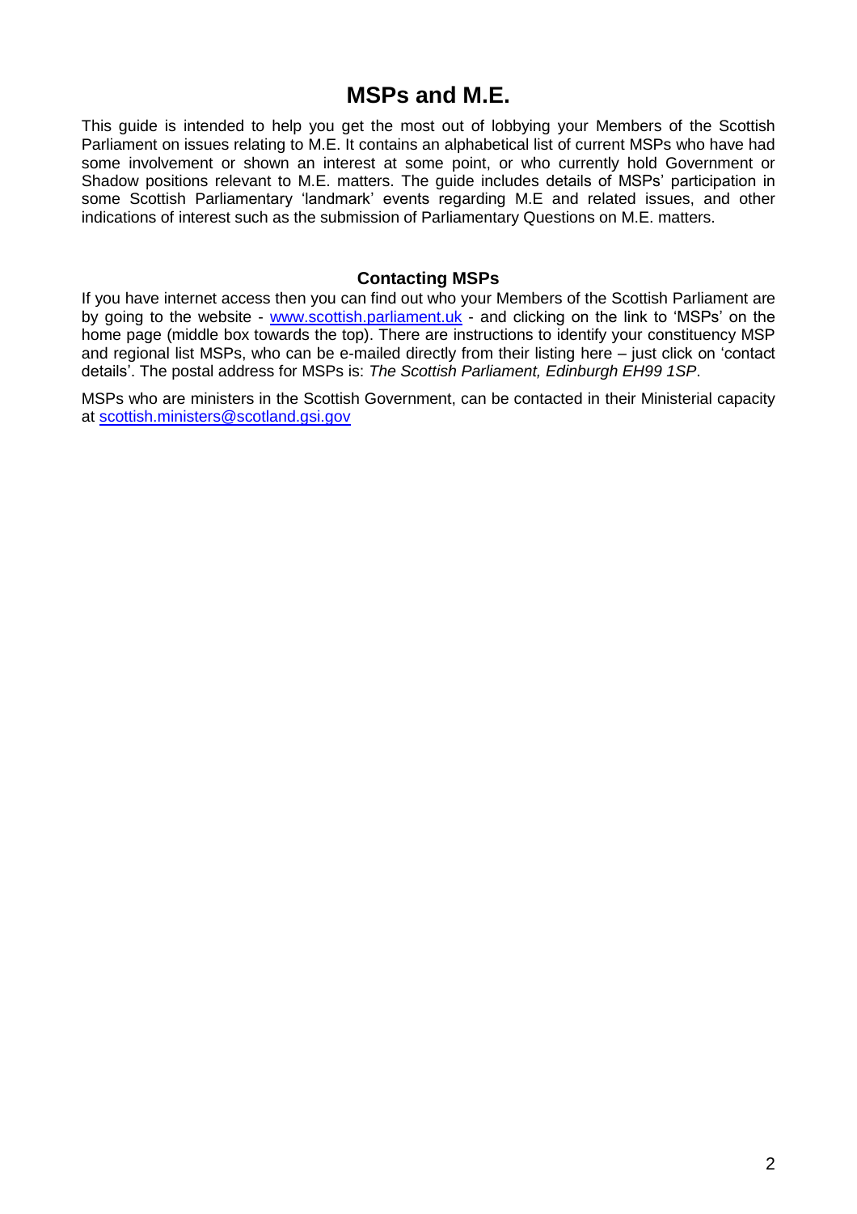# MSPs and M.E.

This guide is intended to help you get the most out of lobbying your Members of the Scottish Parliament on issues relating to M.E. It contains an alphabetical list of current MSPs who have had some involvement or shown an interest at some point, or who currently hold Government or Shadow positions relevant to M.E. matters. The guide includes details of MSPs' participation in some Scottish Parliamentary 'landmark' events regarding M.E and related issues, and other indications of interest such as the submission of Parliamentary Questions on M.E. matters.

## Contacting MSPs

If you have internet access then you can find out who your Members of the Scottish Parliament are by going to the website - [www.scottish.parliament.uk](http://www.scottish.parliament.uk) - and clicking on the link to 'MSPs' on the home page (middle box towards the top). There are instructions to identify your constituency MSP and regional list MSPs, who can be e-mailed directly from their listing here – just click on 'contact details'. The postal address for MSPs is: *The Scottish Parliament, Edinburgh EH99 1SP*.

MSPs who are ministers in the Scottish Government, can be contacted in their Ministerial capacity at [scottish.ministers@scotland.gsi.gov](mailto:scottish.ministers@scotland.gsi.gov)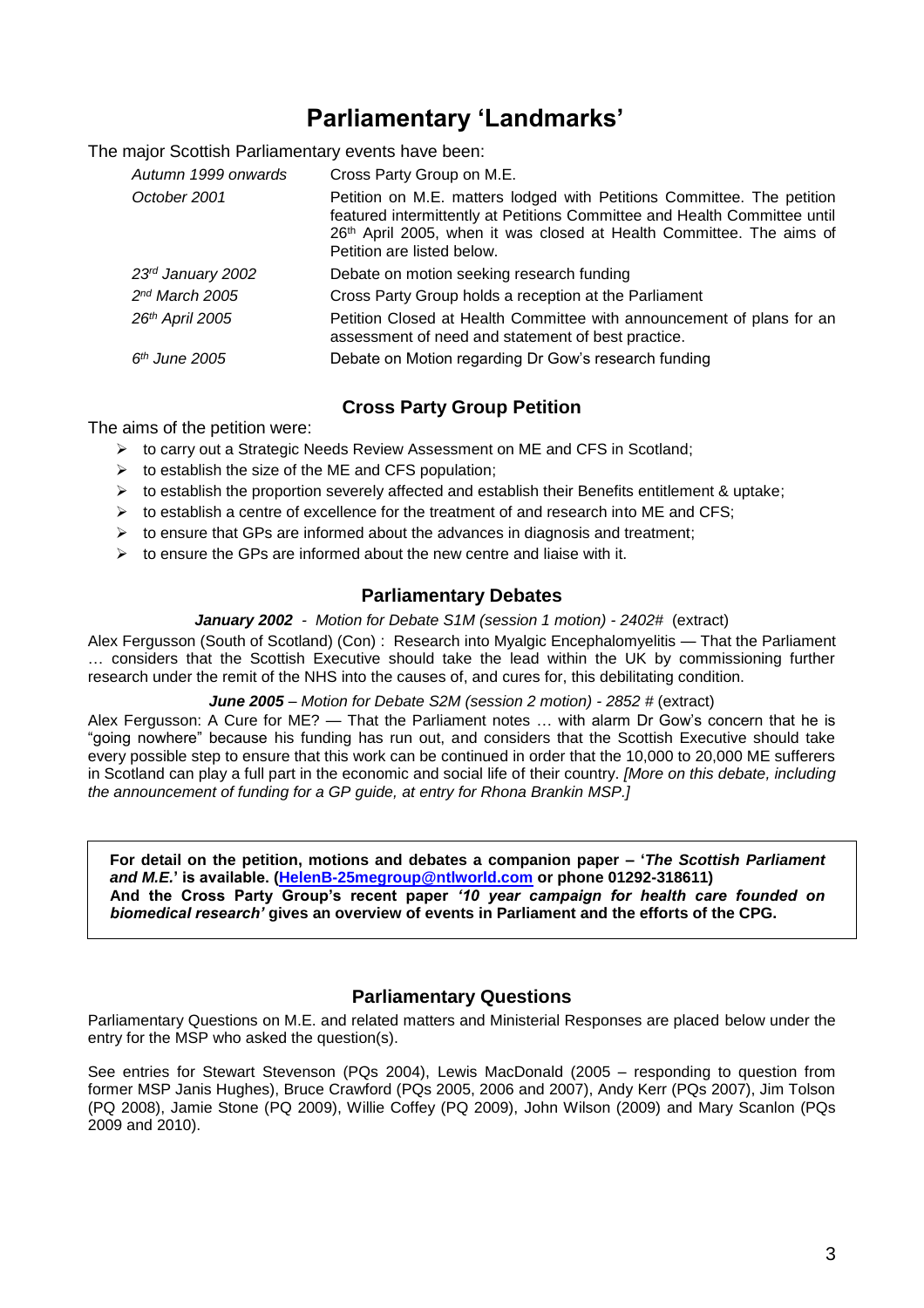# Parliamentary 'Landmarks'

The major Scottish Parliamentary events have been:

| | |
|---|---|
| *Autumn 1999 onwards* | Cross Party Group on M.E. |
| *October 2001* | Petition on M.E. matters lodged with Petitions Committee. The petition featured intermittently at Petitions Committee and Health Committee until 26th April 2005, when it was closed at Health Committee. The aims of Petition are listed below. |
| *23rd January 2002* | Debate on motion seeking research funding |
| *2nd March 2005* | Cross Party Group holds a reception at the Parliament |
| *26th April 2005* | Petition Closed at Health Committee with announcement of plans for an assessment of need and statement of best practice. |
| *6th June 2005* | Debate on Motion regarding Dr Gow's research funding |

## Cross Party Group Petition

The aims of the petition were:

- to carry out a Strategic Needs Review Assessment on ME and CFS in Scotland;
- to establish the size of the ME and CFS population;
- to establish the proportion severely affected and establish their Benefits entitlement & uptake;
- to establish a centre of excellence for the treatment of and research into ME and CFS;
- to ensure that GPs are informed about the advances in diagnosis and treatment;
- to ensure the GPs are informed about the new centre and liaise with it.

## Parliamentary Debates

***January 2002*** *- Motion for Debate S1M (session 1 motion) - 2402#* (extract)

Alex Fergusson (South of Scotland) (Con) : Research into Myalgic Encephalomyelitis — That the Parliament … considers that the Scottish Executive should take the lead within the UK by commissioning further research under the remit of the NHS into the causes of, and cures for, this debilitating condition.

***June 2005*** *– Motion for Debate S2M (session 2 motion) - 2852 #* (extract)

Alex Fergusson: A Cure for ME? — That the Parliament notes … with alarm Dr Gow's concern that he is "going nowhere" because his funding has run out, and considers that the Scottish Executive should take every possible step to ensure that this work can be continued in order that the 10,000 to 20,000 ME sufferers in Scotland can play a full part in the economic and social life of their country. *[More on this debate, including the announcement of funding for a GP guide, at entry for Rhona Brankin MSP.]*

**For detail on the petition, motions and debates a companion paper – '*The Scottish Parliament and M.E.*' is available. (HelenB-25megroup@ntlworld.com or phone 01292-318611)**
**And the Cross Party Group's recent paper *'10 year campaign for health care founded on biomedical research'* gives an overview of events in Parliament and the efforts of the CPG.**

## Parliamentary Questions

Parliamentary Questions on M.E. and related matters and Ministerial Responses are placed below under the entry for the MSP who asked the question(s).

See entries for Stewart Stevenson (PQs 2004), Lewis MacDonald (2005 – responding to question from former MSP Janis Hughes), Bruce Crawford (PQs 2005, 2006 and 2007), Andy Kerr (PQs 2007), Jim Tolson (PQ 2008), Jamie Stone (PQ 2009), Willie Coffey (PQ 2009), John Wilson (2009) and Mary Scanlon (PQs 2009 and 2010).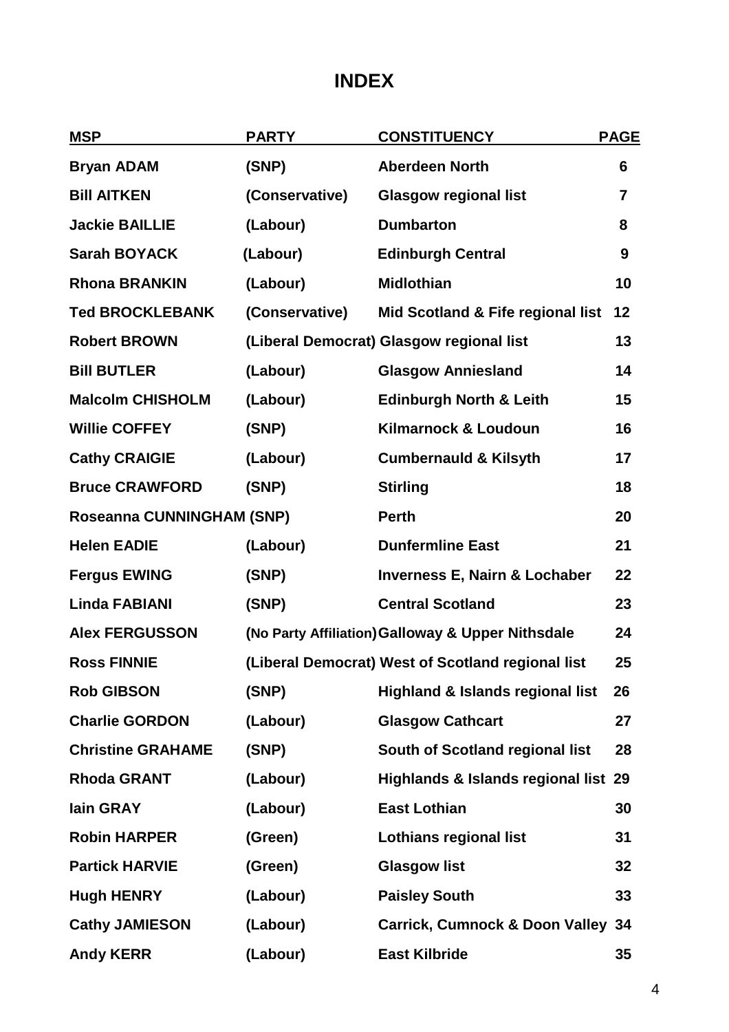# INDEX

| MSP | PARTY | CONSTITUENCY | PAGE |
|---|---|---|---|
| Bryan ADAM | (SNP) | Aberdeen North | 6 |
| Bill AITKEN | (Conservative) | Glasgow regional list | 7 |
| Jackie BAILLIE | (Labour) | Dumbarton | 8 |
| Sarah BOYACK | (Labour) | Edinburgh Central | 9 |
| Rhona BRANKIN | (Labour) | Midlothian | 10 |
| Ted BROCKLEBANK | (Conservative) | Mid Scotland & Fife regional list | 12 |
| Robert BROWN | (Liberal Democrat) | Glasgow regional list | 13 |
| Bill BUTLER | (Labour) | Glasgow Anniesland | 14 |
| Malcolm CHISHOLM | (Labour) | Edinburgh North & Leith | 15 |
| Willie COFFEY | (SNP) | Kilmarnock & Loudoun | 16 |
| Cathy CRAIGIE | (Labour) | Cumbernauld & Kilsyth | 17 |
| Bruce CRAWFORD | (SNP) | Stirling | 18 |
| Roseanna CUNNINGHAM | (SNP) | Perth | 20 |
| Helen EADIE | (Labour) | Dunfermline East | 21 |
| Fergus EWING | (SNP) | Inverness E, Nairn & Lochaber | 22 |
| Linda FABIANI | (SNP) | Central Scotland | 23 |
| Alex FERGUSSON | (No Party Affiliation) | Galloway & Upper Nithsdale | 24 |
| Ross FINNIE | (Liberal Democrat) | West of Scotland regional list | 25 |
| Rob GIBSON | (SNP) | Highland & Islands regional list | 26 |
| Charlie GORDON | (Labour) | Glasgow Cathcart | 27 |
| Christine GRAHAME | (SNP) | South of Scotland regional list | 28 |
| Rhoda GRANT | (Labour) | Highlands & Islands regional list | 29 |
| Iain GRAY | (Labour) | East Lothian | 30 |
| Robin HARPER | (Green) | Lothians regional list | 31 |
| Partick HARVIE | (Green) | Glasgow list | 32 |
| Hugh HENRY | (Labour) | Paisley South | 33 |
| Cathy JAMIESON | (Labour) | Carrick, Cumnock & Doon Valley | 34 |
| Andy KERR | (Labour) | East Kilbride | 35 |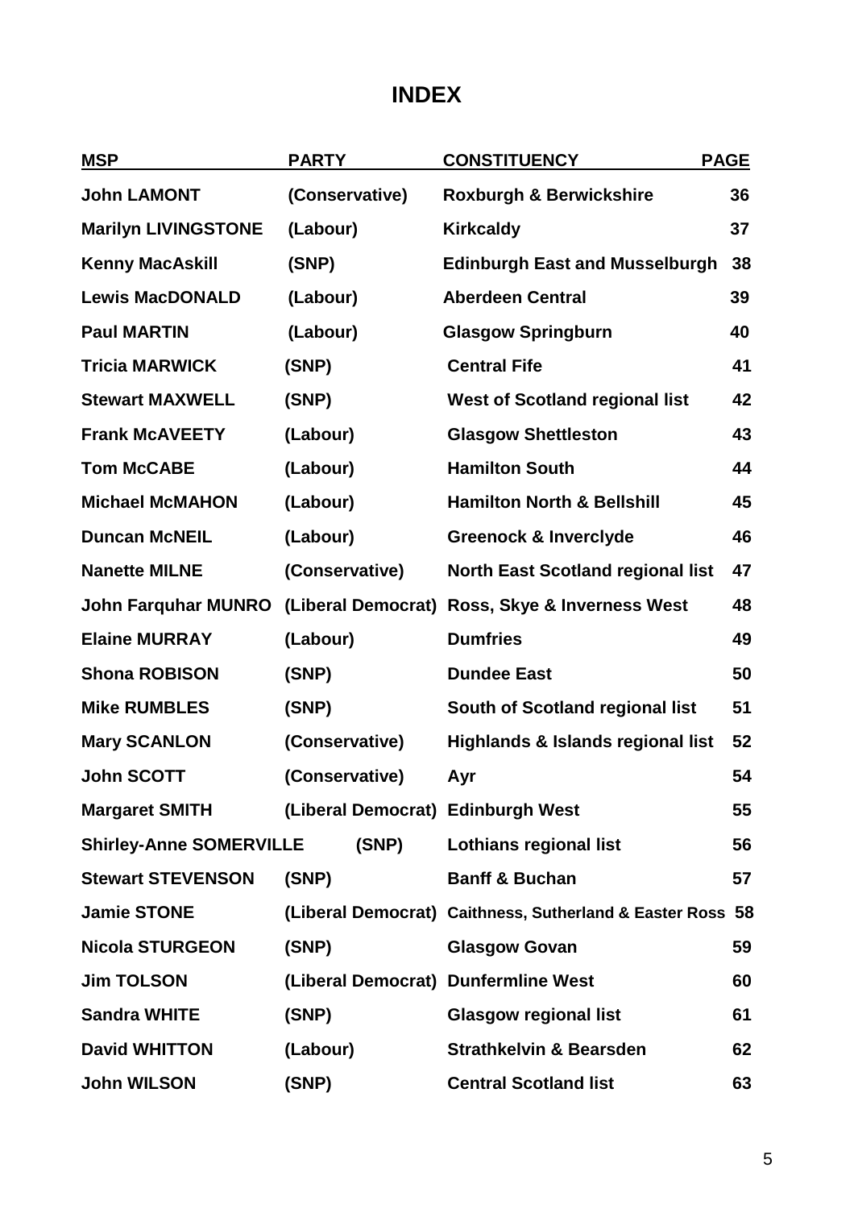# INDEX

| MSP | PARTY | CONSTITUENCY | PAGE |
|---|---|---|---|
| John LAMONT | (Conservative) | Roxburgh & Berwickshire | 36 |
| Marilyn LIVINGSTONE | (Labour) | Kirkcaldy | 37 |
| Kenny MacAskill | (SNP) | Edinburgh East and Musselburgh | 38 |
| Lewis MacDONALD | (Labour) | Aberdeen Central | 39 |
| Paul MARTIN | (Labour) | Glasgow Springburn | 40 |
| Tricia MARWICK | (SNP) | Central Fife | 41 |
| Stewart MAXWELL | (SNP) | West of Scotland regional list | 42 |
| Frank McAVEETY | (Labour) | Glasgow Shettleston | 43 |
| Tom McCABE | (Labour) | Hamilton South | 44 |
| Michael McMAHON | (Labour) | Hamilton North & Bellshill | 45 |
| Duncan McNEIL | (Labour) | Greenock & Inverclyde | 46 |
| Nanette MILNE | (Conservative) | North East Scotland regional list | 47 |
| John Farquhar MUNRO | (Liberal Democrat) | Ross, Skye & Inverness West | 48 |
| Elaine MURRAY | (Labour) | Dumfries | 49 |
| Shona ROBISON | (SNP) | Dundee East | 50 |
| Mike RUMBLES | (SNP) | South of Scotland regional list | 51 |
| Mary SCANLON | (Conservative) | Highlands & Islands regional list | 52 |
| John SCOTT | (Conservative) | Ayr | 54 |
| Margaret SMITH | (Liberal Democrat) | Edinburgh West | 55 |
| Shirley-Anne SOMERVILLE | (SNP) | Lothians regional list | 56 |
| Stewart STEVENSON | (SNP) | Banff & Buchan | 57 |
| Jamie STONE | (Liberal Democrat) | Caithness, Sutherland & Easter Ross | 58 |
| Nicola STURGEON | (SNP) | Glasgow Govan | 59 |
| Jim TOLSON | (Liberal Democrat) | Dunfermline West | 60 |
| Sandra WHITE | (SNP) | Glasgow regional list | 61 |
| David WHITTON | (Labour) | Strathkelvin & Bearsden | 62 |
| John WILSON | (SNP) | Central Scotland list | 63 |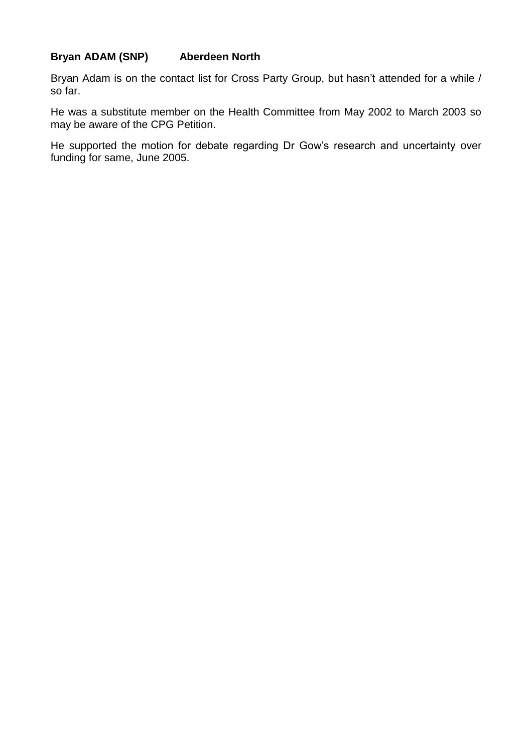**Bryan ADAM (SNP) Aberdeen North**

Bryan Adam is on the contact list for Cross Party Group, but hasn't attended for a while / so far.

He was a substitute member on the Health Committee from May 2002 to March 2003 so may be aware of the CPG Petition.

He supported the motion for debate regarding Dr Gow's research and uncertainty over funding for same, June 2005.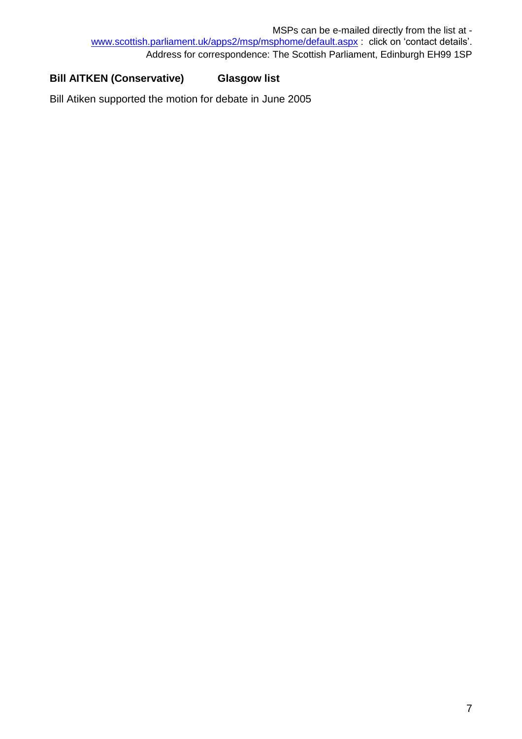MSPs can be e-mailed directly from the list at - [www.scottish.parliament.uk/apps2/msp/msphome/default.aspx](www.scottish.parliament.uk/apps2/msp/msphome/default.aspx) : click on 'contact details'.
Address for correspondence: The Scottish Parliament, Edinburgh EH99 1SP

**Bill AITKEN (Conservative) Glasgow list**

Bill Atiken supported the motion for debate in June 2005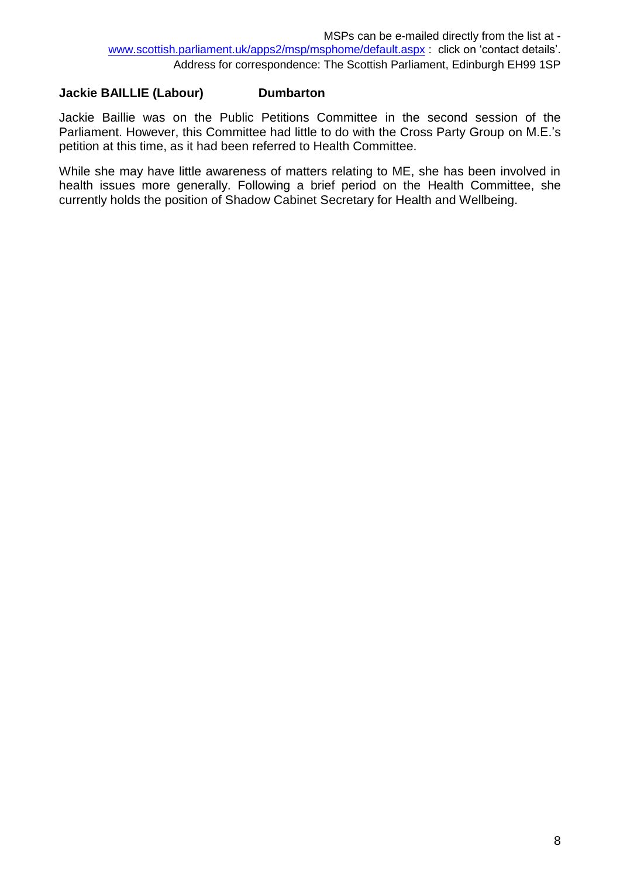**Jackie BAILLIE (Labour)** **Dumbarton**

Jackie Baillie was on the Public Petitions Committee in the second session of the Parliament. However, this Committee had little to do with the Cross Party Group on M.E.'s petition at this time, as it had been referred to Health Committee.

While she may have little awareness of matters relating to ME, she has been involved in health issues more generally. Following a brief period on the Health Committee, she currently holds the position of Shadow Cabinet Secretary for Health and Wellbeing.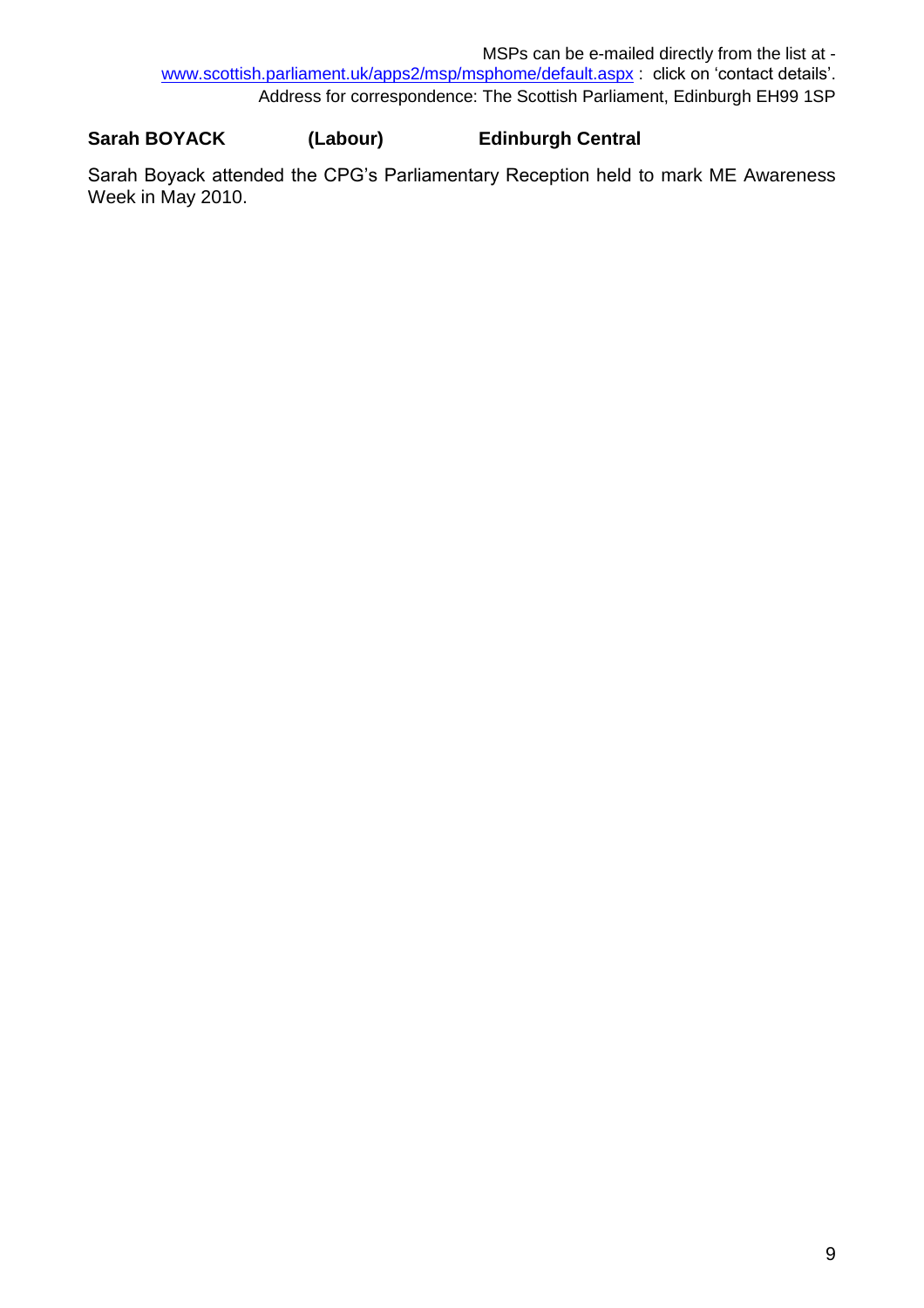MSPs can be e-mailed directly from the list at - [www.scottish.parliament.uk/apps2/msp/msphome/default.aspx](www.scottish.parliament.uk/apps2/msp/msphome/default.aspx) : click on 'contact details'.
Address for correspondence: The Scottish Parliament, Edinburgh EH99 1SP

**Sarah BOYACK (Labour) Edinburgh Central**

Sarah Boyack attended the CPG's Parliamentary Reception held to mark ME Awareness Week in May 2010.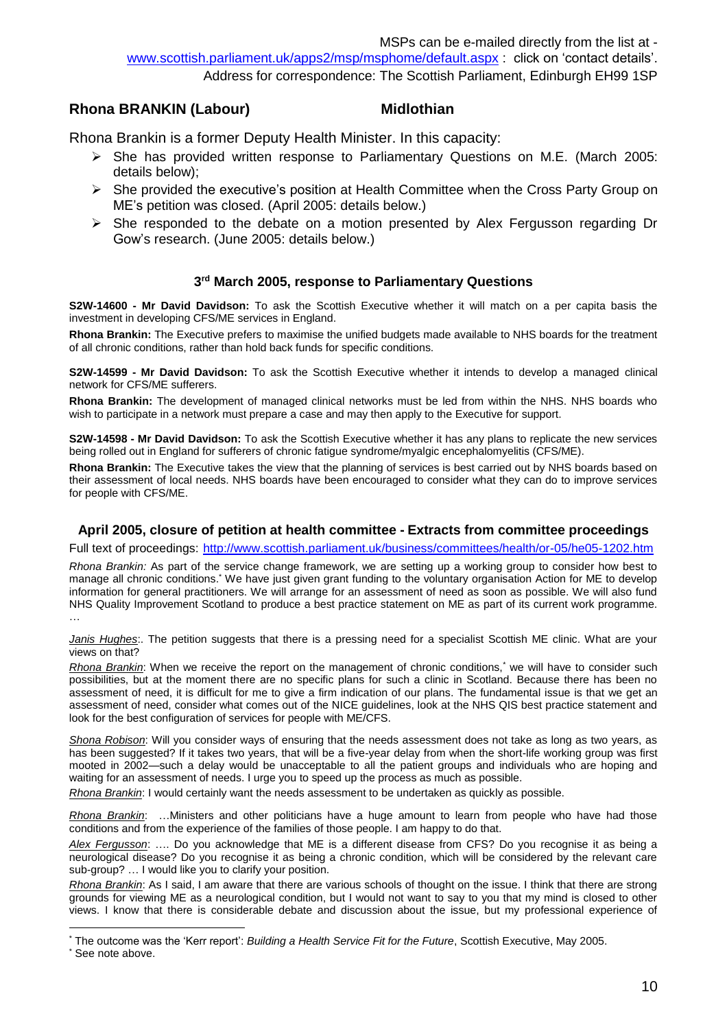MSPs can be e-mailed directly from the list at - www.scottish.parliament.uk/apps2/msp/msphome/default.aspx : click on 'contact details'.
Address for correspondence: The Scottish Parliament, Edinburgh EH99 1SP

## Rhona BRANKIN (Labour) Midlothian

Rhona Brankin is a former Deputy Health Minister. In this capacity:

- She has provided written response to Parliamentary Questions on M.E. (March 2005: details below);
- She provided the executive's position at Health Committee when the Cross Party Group on ME's petition was closed. (April 2005: details below.)
- She responded to the debate on a motion presented by Alex Fergusson regarding Dr Gow's research. (June 2005: details below.)

### 3rd March 2005, response to Parliamentary Questions

**S2W-14600 - Mr David Davidson:** To ask the Scottish Executive whether it will match on a per capita basis the investment in developing CFS/ME services in England.

**Rhona Brankin:** The Executive prefers to maximise the unified budgets made available to NHS boards for the treatment of all chronic conditions, rather than hold back funds for specific conditions.

**S2W-14599 - Mr David Davidson:** To ask the Scottish Executive whether it intends to develop a managed clinical network for CFS/ME sufferers.

**Rhona Brankin:** The development of managed clinical networks must be led from within the NHS. NHS boards who wish to participate in a network must prepare a case and may then apply to the Executive for support.

**S2W-14598 - Mr David Davidson:** To ask the Scottish Executive whether it has any plans to replicate the new services being rolled out in England for sufferers of chronic fatigue syndrome/myalgic encephalomyelitis (CFS/ME).

**Rhona Brankin:** The Executive takes the view that the planning of services is best carried out by NHS boards based on their assessment of local needs. NHS boards have been encouraged to consider what they can do to improve services for people with CFS/ME.

### April 2005, closure of petition at health committee - Extracts from committee proceedings

Full text of proceedings: http://www.scottish.parliament.uk/business/committees/health/or-05/he05-1202.htm

*Rhona Brankin:* As part of the service change framework, we are setting up a working group to consider how best to manage all chronic conditions.[*] We have just given grant funding to the voluntary organisation Action for ME to develop information for general practitioners. We will arrange for an assessment of need as soon as possible. We will also fund NHS Quality Improvement Scotland to produce a best practice statement on ME as part of its current work programme. …

*Janis Hughes*:. The petition suggests that there is a pressing need for a specialist Scottish ME clinic. What are your views on that?

*Rhona Brankin*: When we receive the report on the management of chronic conditions,[*] we will have to consider such possibilities, but at the moment there are no specific plans for such a clinic in Scotland. Because there has been no assessment of need, it is difficult for me to give a firm indication of our plans. The fundamental issue is that we get an assessment of need, consider what comes out of the NICE guidelines, look at the NHS QIS best practice statement and look for the best configuration of services for people with ME/CFS.

*Shona Robison*: Will you consider ways of ensuring that the needs assessment does not take as long as two years, as has been suggested? If it takes two years, that will be a five-year delay from when the short-life working group was first mooted in 2002—such a delay would be unacceptable to all the patient groups and individuals who are hoping and waiting for an assessment of needs. I urge you to speed up the process as much as possible.

*Rhona Brankin*: I would certainly want the needs assessment to be undertaken as quickly as possible.

*Rhona Brankin*: …Ministers and other politicians have a huge amount to learn from people who have had those conditions and from the experience of the families of those people. I am happy to do that.

*Alex Fergusson*: …. Do you acknowledge that ME is a different disease from CFS? Do you recognise it as being a neurological disease? Do you recognise it as being a chronic condition, which will be considered by the relevant care sub-group? … I would like you to clarify your position.

*Rhona Brankin*: As I said, I am aware that there are various schools of thought on the issue. I think that there are strong grounds for viewing ME as a neurological condition, but I would not want to say to you that my mind is closed to other views. I know that there is considerable debate and discussion about the issue, but my professional experience of

---

[*] The outcome was the 'Kerr report': *Building a Health Service Fit for the Future*, Scottish Executive, May 2005.

[*] See note above.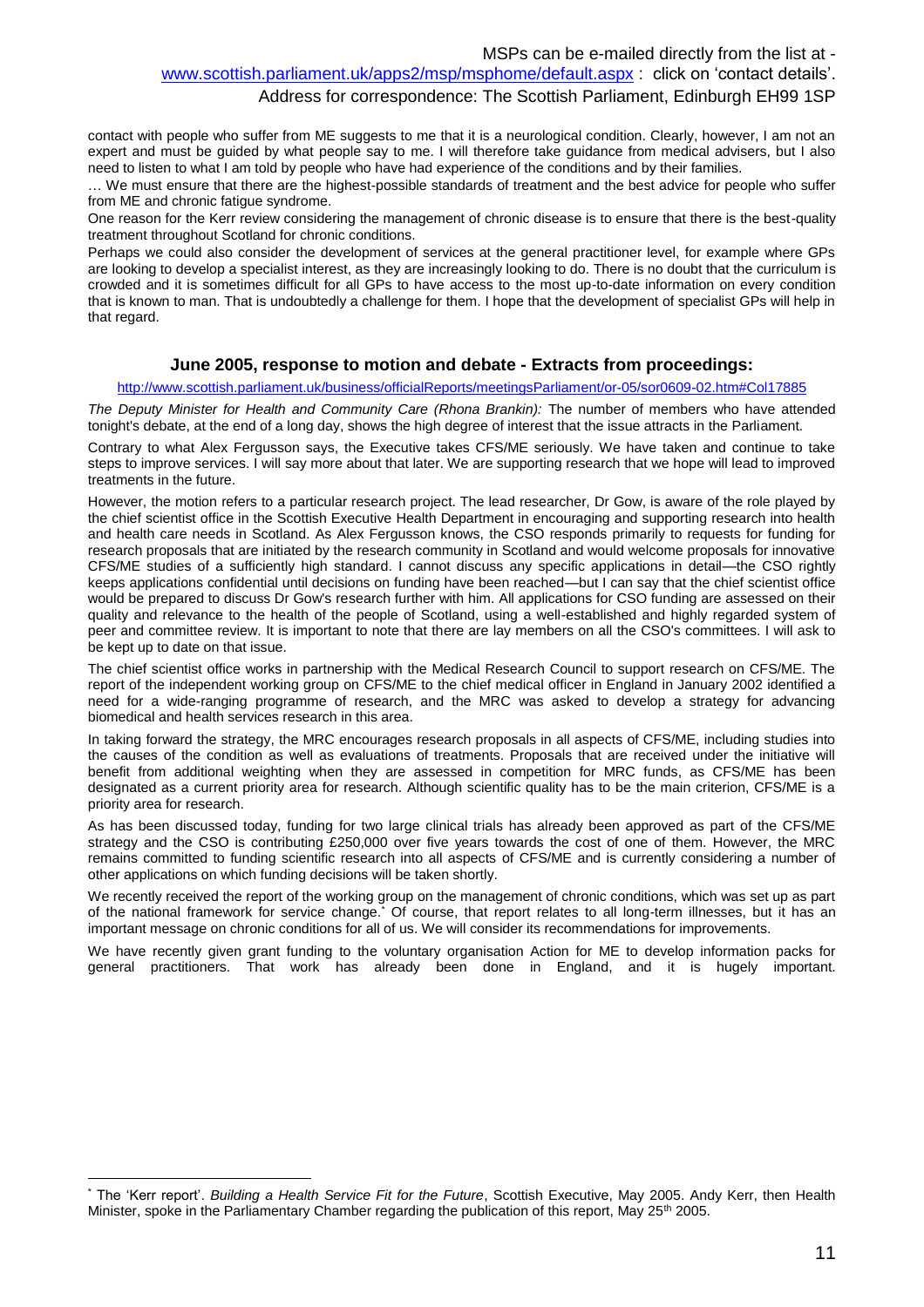contact with people who suffer from ME suggests to me that it is a neurological condition. Clearly, however, I am not an expert and must be guided by what people say to me. I will therefore take guidance from medical advisers, but I also need to listen to what I am told by people who have had experience of the conditions and by their families.

… We must ensure that there are the highest-possible standards of treatment and the best advice for people who suffer from ME and chronic fatigue syndrome.

One reason for the Kerr review considering the management of chronic disease is to ensure that there is the best-quality treatment throughout Scotland for chronic conditions.

Perhaps we could also consider the development of services at the general practitioner level, for example where GPs are looking to develop a specialist interest, as they are increasingly looking to do. There is no doubt that the curriculum is crowded and it is sometimes difficult for all GPs to have access to the most up-to-date information on every condition that is known to man. That is undoubtedly a challenge for them. I hope that the development of specialist GPs will help in that regard.

## June 2005, response to motion and debate - Extracts from proceedings:

http://www.scottish.parliament.uk/business/officialReports/meetingsParliament/or-05/sor0609-02.htm#Col17885

*The Deputy Minister for Health and Community Care (Rhona Brankin):* The number of members who have attended tonight's debate, at the end of a long day, shows the high degree of interest that the issue attracts in the Parliament.

Contrary to what Alex Fergusson says, the Executive takes CFS/ME seriously. We have taken and continue to take steps to improve services. I will say more about that later. We are supporting research that we hope will lead to improved treatments in the future.

However, the motion refers to a particular research project. The lead researcher, Dr Gow, is aware of the role played by the chief scientist office in the Scottish Executive Health Department in encouraging and supporting research into health and health care needs in Scotland. As Alex Fergusson knows, the CSO responds primarily to requests for funding for research proposals that are initiated by the research community in Scotland and would welcome proposals for innovative CFS/ME studies of a sufficiently high standard. I cannot discuss any specific applications in detail—the CSO rightly keeps applications confidential until decisions on funding have been reached—but I can say that the chief scientist office would be prepared to discuss Dr Gow's research further with him. All applications for CSO funding are assessed on their quality and relevance to the health of the people of Scotland, using a well-established and highly regarded system of peer and committee review. It is important to note that there are lay members on all the CSO's committees. I will ask to be kept up to date on that issue.

The chief scientist office works in partnership with the Medical Research Council to support research on CFS/ME. The report of the independent working group on CFS/ME to the chief medical officer in England in January 2002 identified a need for a wide-ranging programme of research, and the MRC was asked to develop a strategy for advancing biomedical and health services research in this area.

In taking forward the strategy, the MRC encourages research proposals in all aspects of CFS/ME, including studies into the causes of the condition as well as evaluations of treatments. Proposals that are received under the initiative will benefit from additional weighting when they are assessed in competition for MRC funds, as CFS/ME has been designated as a current priority area for research. Although scientific quality has to be the main criterion, CFS/ME is a priority area for research.

As has been discussed today, funding for two large clinical trials has already been approved as part of the CFS/ME strategy and the CSO is contributing £250,000 over five years towards the cost of one of them. However, the MRC remains committed to funding scientific research into all aspects of CFS/ME and is currently considering a number of other applications on which funding decisions will be taken shortly.

We recently received the report of the working group on the management of chronic conditions, which was set up as part of the national framework for service change.* Of course, that report relates to all long-term illnesses, but it has an important message on chronic conditions for all of us. We will consider its recommendations for improvements.

We have recently given grant funding to the voluntary organisation Action for ME to develop information packs for general practitioners. That work has already been done in England, and it is hugely important.

---

* The 'Kerr report'. *Building a Health Service Fit for the Future*, Scottish Executive, May 2005. Andy Kerr, then Health Minister, spoke in the Parliamentary Chamber regarding the publication of this report, May 25th 2005.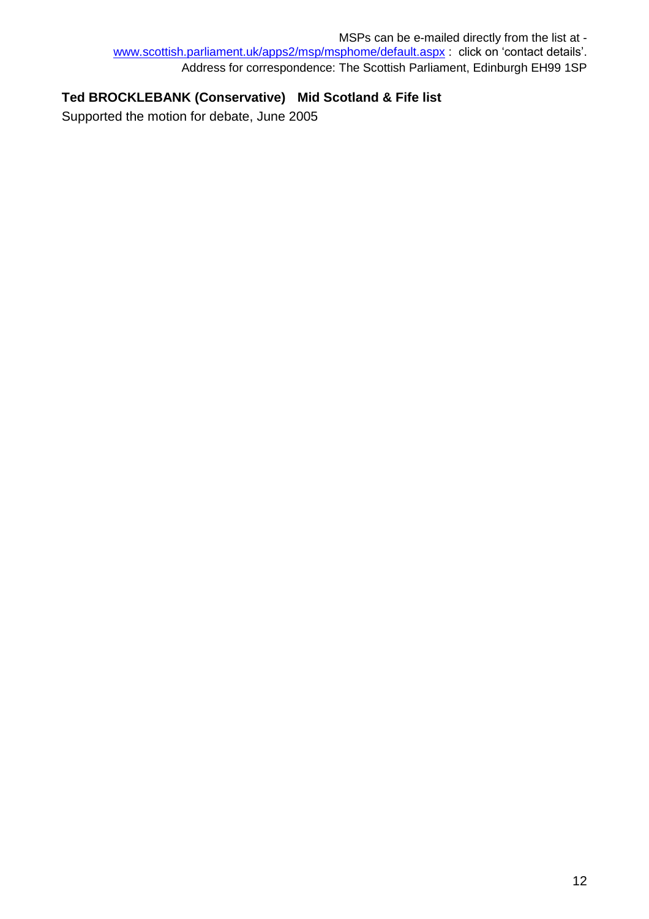**Ted BROCKLEBANK (Conservative) Mid Scotland & Fife list**

Supported the motion for debate, June 2005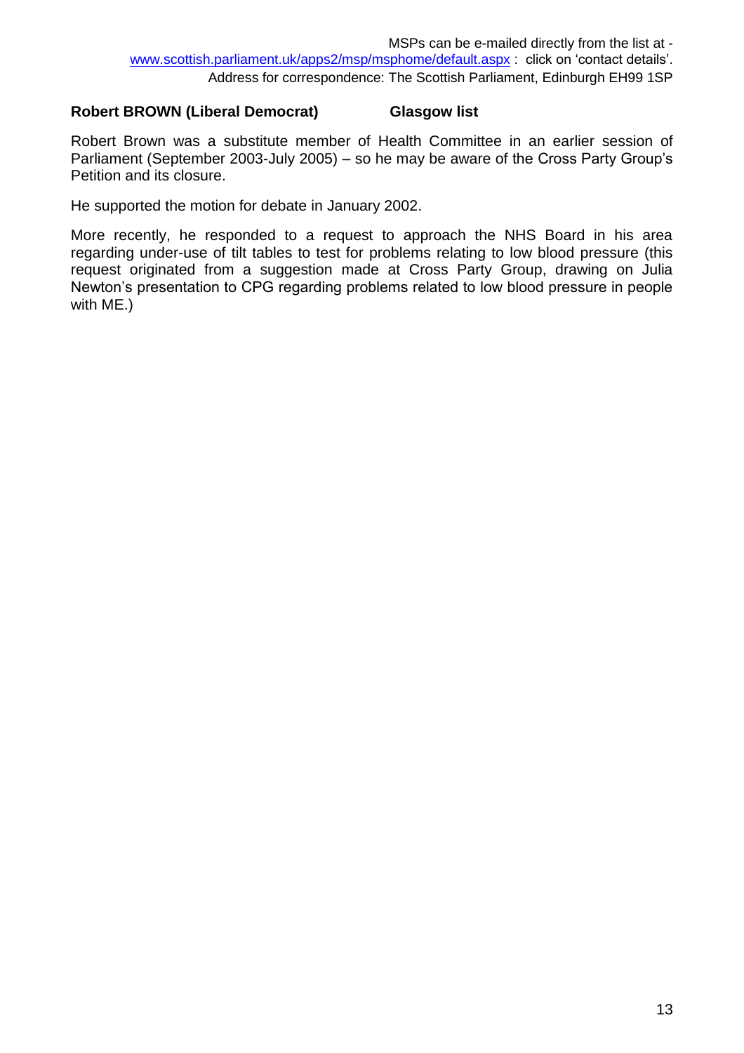MSPs can be e-mailed directly from the list at - [www.scottish.parliament.uk/apps2/msp/msphome/default.aspx](www.scottish.parliament.uk/apps2/msp/msphome/default.aspx) : click on 'contact details'.
Address for correspondence: The Scottish Parliament, Edinburgh EH99 1SP

**Robert BROWN (Liberal Democrat) Glasgow list**

Robert Brown was a substitute member of Health Committee in an earlier session of Parliament (September 2003-July 2005) – so he may be aware of the Cross Party Group's Petition and its closure.

He supported the motion for debate in January 2002.

More recently, he responded to a request to approach the NHS Board in his area regarding under-use of tilt tables to test for problems relating to low blood pressure (this request originated from a suggestion made at Cross Party Group, drawing on Julia Newton's presentation to CPG regarding problems related to low blood pressure in people with ME.)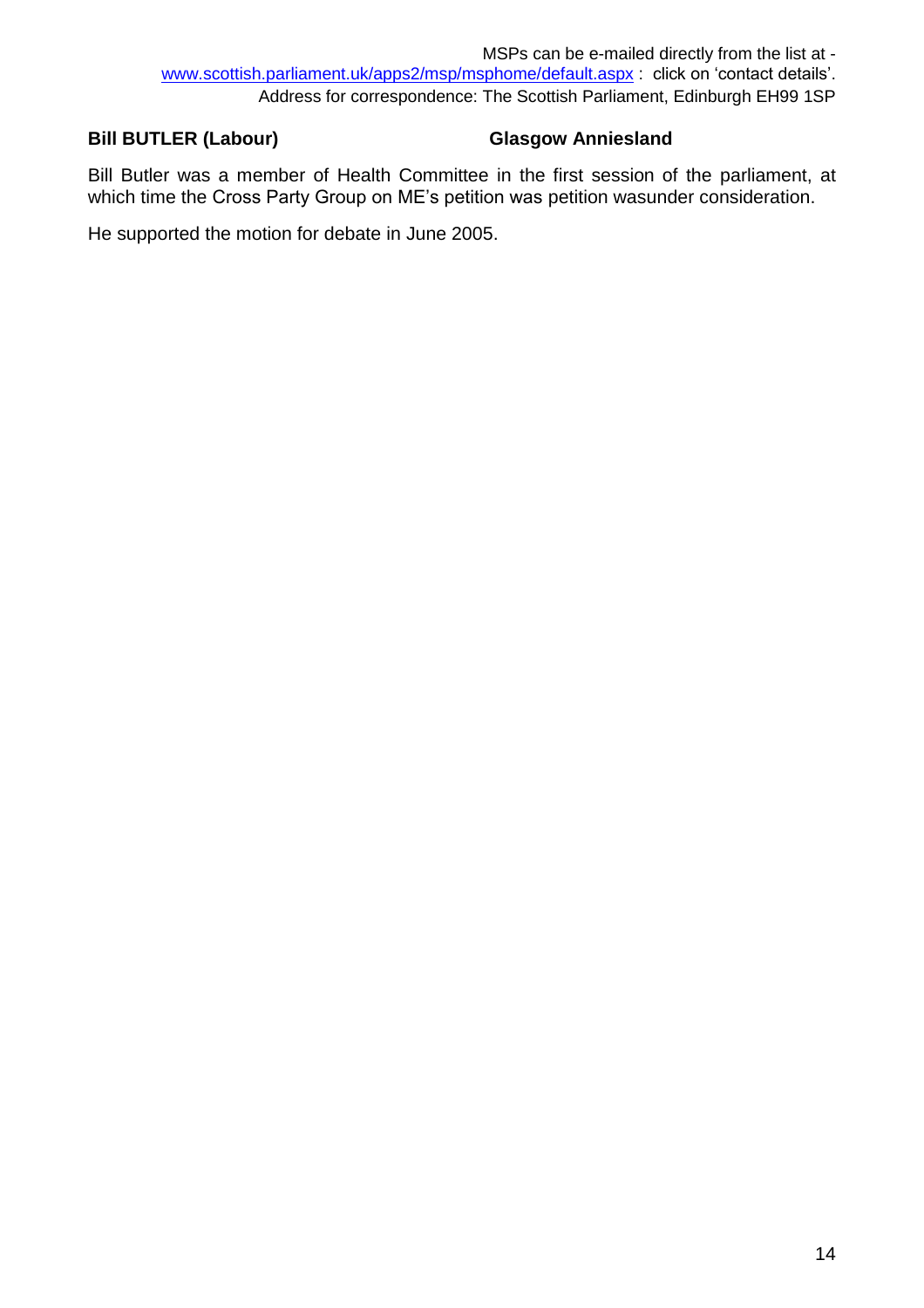MSPs can be e-mailed directly from the list at - [www.scottish.parliament.uk/apps2/msp/msphome/default.aspx](www.scottish.parliament.uk/apps2/msp/msphome/default.aspx) : click on 'contact details'.
Address for correspondence: The Scottish Parliament, Edinburgh EH99 1SP

**Bill BUTLER (Labour)** **Glasgow Anniesland**

Bill Butler was a member of Health Committee in the first session of the parliament, at which time the Cross Party Group on ME's petition was petition wasunder consideration.

He supported the motion for debate in June 2005.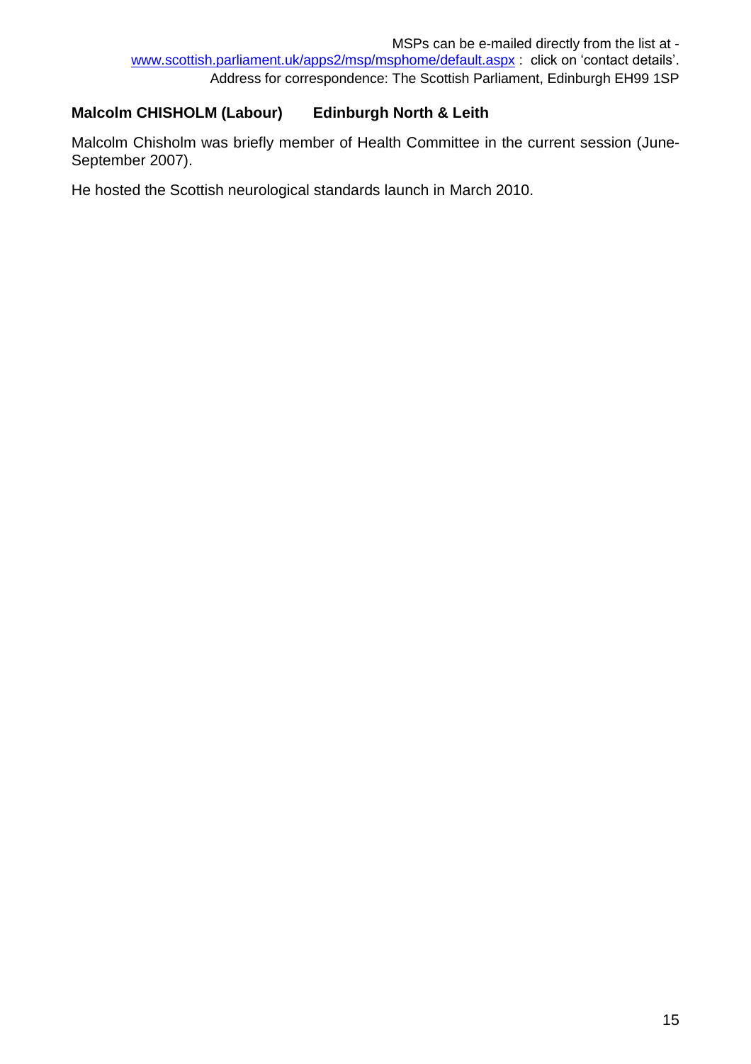**Malcolm CHISHOLM (Labour) Edinburgh North & Leith**

Malcolm Chisholm was briefly member of Health Committee in the current session (June-September 2007).

He hosted the Scottish neurological standards launch in March 2010.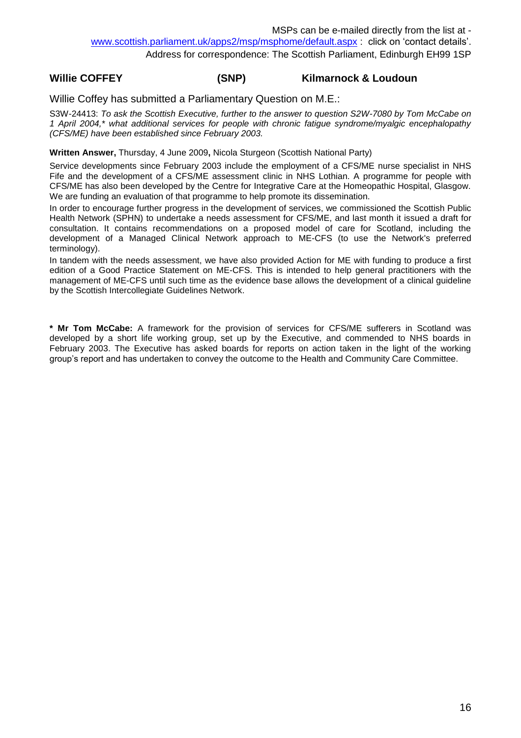MSPs can be e-mailed directly from the list at - www.scottish.parliament.uk/apps2/msp/msphome/default.aspx : click on 'contact details'.
Address for correspondence: The Scottish Parliament, Edinburgh EH99 1SP

### Willie COFFEY (SNP) Kilmarnock & Loudoun

Willie Coffey has submitted a Parliamentary Question on M.E.:

S3W-24413: *To ask the Scottish Executive, further to the answer to question S2W-7080 by Tom McCabe on 1 April 2004,\* what additional services for people with chronic fatigue syndrome/myalgic encephalopathy (CFS/ME) have been established since February 2003.*

**Written Answer,** Thursday, 4 June 2009**,** Nicola Sturgeon (Scottish National Party)

Service developments since February 2003 include the employment of a CFS/ME nurse specialist in NHS Fife and the development of a CFS/ME assessment clinic in NHS Lothian. A programme for people with CFS/ME has also been developed by the Centre for Integrative Care at the Homeopathic Hospital, Glasgow. We are funding an evaluation of that programme to help promote its dissemination.

In order to encourage further progress in the development of services, we commissioned the Scottish Public Health Network (SPHN) to undertake a needs assessment for CFS/ME, and last month it issued a draft for consultation. It contains recommendations on a proposed model of care for Scotland, including the development of a Managed Clinical Network approach to ME-CFS (to use the Network's preferred terminology).

In tandem with the needs assessment, we have also provided Action for ME with funding to produce a first edition of a Good Practice Statement on ME-CFS. This is intended to help general practitioners with the management of ME-CFS until such time as the evidence base allows the development of a clinical guideline by the Scottish Intercollegiate Guidelines Network.

**\* Mr Tom McCabe:** A framework for the provision of services for CFS/ME sufferers in Scotland was developed by a short life working group, set up by the Executive, and commended to NHS boards in February 2003. The Executive has asked boards for reports on action taken in the light of the working group's report and has undertaken to convey the outcome to the Health and Community Care Committee.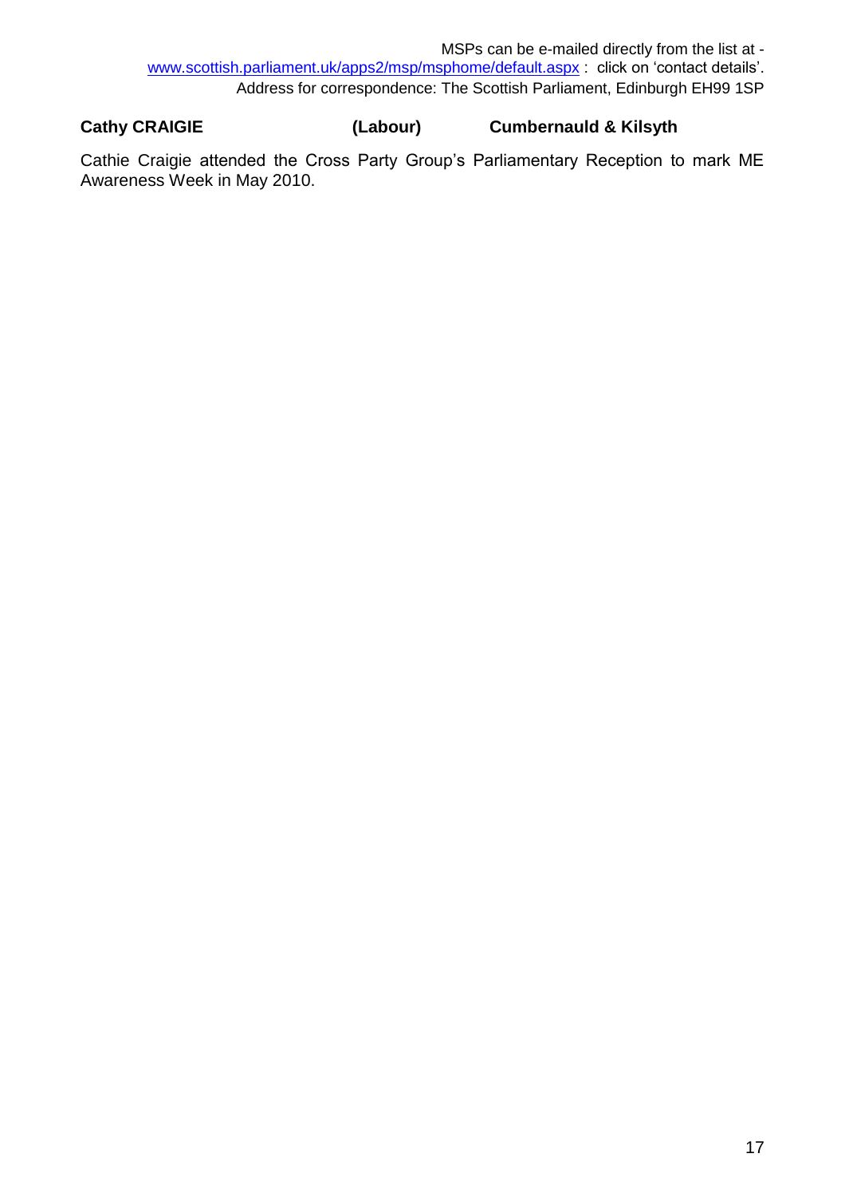MSPs can be e-mailed directly from the list at - [www.scottish.parliament.uk/apps2/msp/msphome/default.aspx](www.scottish.parliament.uk/apps2/msp/msphome/default.aspx) : click on 'contact details'.
Address for correspondence: The Scottish Parliament, Edinburgh EH99 1SP

**Cathy CRAIGIE (Labour) Cumbernauld & Kilsyth**

Cathie Craigie attended the Cross Party Group's Parliamentary Reception to mark ME Awareness Week in May 2010.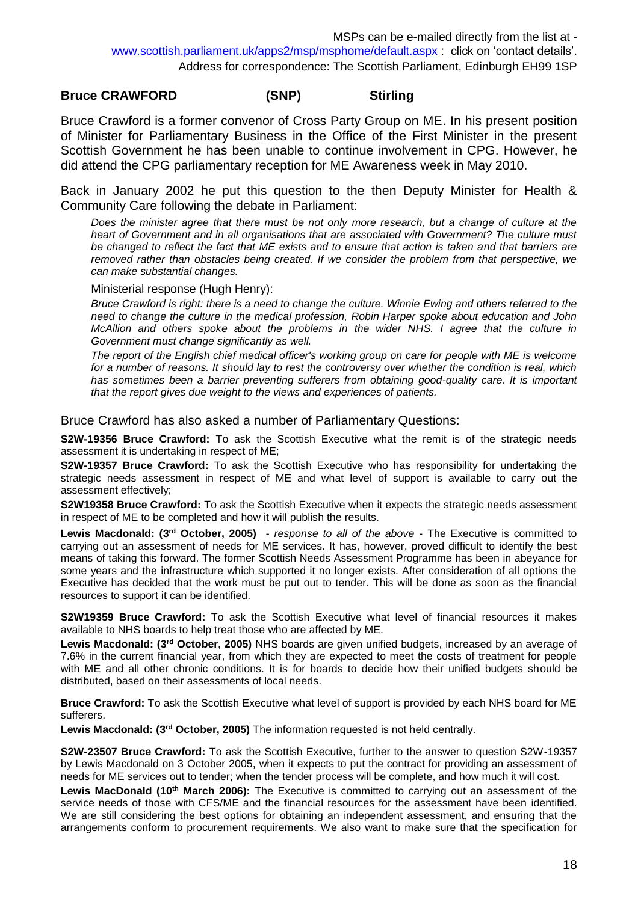MSPs can be e-mailed directly from the list at - www.scottish.parliament.uk/apps2/msp/msphome/default.aspx : click on 'contact details'.
Address for correspondence: The Scottish Parliament, Edinburgh EH99 1SP

**Bruce CRAWFORD (SNP) Stirling**

Bruce Crawford is a former convenor of Cross Party Group on ME. In his present position of Minister for Parliamentary Business in the Office of the First Minister in the present Scottish Government he has been unable to continue involvement in CPG. However, he did attend the CPG parliamentary reception for ME Awareness week in May 2010.

Back in January 2002 he put this question to the then Deputy Minister for Health & Community Care following the debate in Parliament:

*Does the minister agree that there must be not only more research, but a change of culture at the heart of Government and in all organisations that are associated with Government? The culture must be changed to reflect the fact that ME exists and to ensure that action is taken and that barriers are removed rather than obstacles being created. If we consider the problem from that perspective, we can make substantial changes.*

Ministerial response (Hugh Henry):

*Bruce Crawford is right: there is a need to change the culture. Winnie Ewing and others referred to the need to change the culture in the medical profession, Robin Harper spoke about education and John McAllion and others spoke about the problems in the wider NHS. I agree that the culture in Government must change significantly as well.*

*The report of the English chief medical officer's working group on care for people with ME is welcome for a number of reasons. It should lay to rest the controversy over whether the condition is real, which has sometimes been a barrier preventing sufferers from obtaining good-quality care. It is important that the report gives due weight to the views and experiences of patients.*

Bruce Crawford has also asked a number of Parliamentary Questions:

**S2W-19356 Bruce Crawford:** To ask the Scottish Executive what the remit is of the strategic needs assessment it is undertaking in respect of ME;

**S2W-19357 Bruce Crawford:** To ask the Scottish Executive who has responsibility for undertaking the strategic needs assessment in respect of ME and what level of support is available to carry out the assessment effectively;

**S2W19358 Bruce Crawford:** To ask the Scottish Executive when it expects the strategic needs assessment in respect of ME to be completed and how it will publish the results.

**Lewis Macdonald: (3rd October, 2005)** - *response to all of the above* - The Executive is committed to carrying out an assessment of needs for ME services. It has, however, proved difficult to identify the best means of taking this forward. The former Scottish Needs Assessment Programme has been in abeyance for some years and the infrastructure which supported it no longer exists. After consideration of all options the Executive has decided that the work must be put out to tender. This will be done as soon as the financial resources to support it can be identified.

**S2W19359 Bruce Crawford:** To ask the Scottish Executive what level of financial resources it makes available to NHS boards to help treat those who are affected by ME.

**Lewis Macdonald: (3rd October, 2005)** NHS boards are given unified budgets, increased by an average of 7.6% in the current financial year, from which they are expected to meet the costs of treatment for people with ME and all other chronic conditions. It is for boards to decide how their unified budgets should be distributed, based on their assessments of local needs.

**Bruce Crawford:** To ask the Scottish Executive what level of support is provided by each NHS board for ME sufferers.

**Lewis Macdonald: (3rd October, 2005)** The information requested is not held centrally.

**S2W-23507 Bruce Crawford:** To ask the Scottish Executive, further to the answer to question S2W-19357 by Lewis Macdonald on 3 October 2005, when it expects to put the contract for providing an assessment of needs for ME services out to tender; when the tender process will be complete, and how much it will cost.

**Lewis MacDonald (10th March 2006):** The Executive is committed to carrying out an assessment of the service needs of those with CFS/ME and the financial resources for the assessment have been identified. We are still considering the best options for obtaining an independent assessment, and ensuring that the arrangements conform to procurement requirements. We also want to make sure that the specification for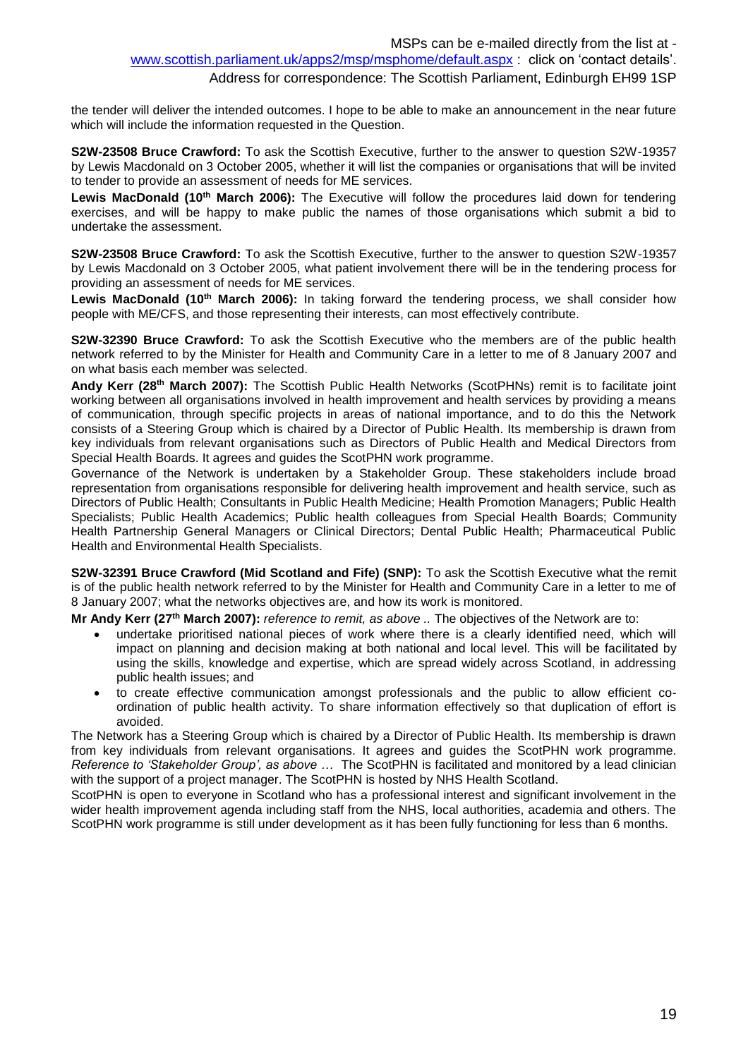the tender will deliver the intended outcomes. I hope to be able to make an announcement in the near future which will include the information requested in the Question.

**S2W-23508 Bruce Crawford:** To ask the Scottish Executive, further to the answer to question S2W-19357 by Lewis Macdonald on 3 October 2005, whether it will list the companies or organisations that will be invited to tender to provide an assessment of needs for ME services.

**Lewis MacDonald (10th March 2006):** The Executive will follow the procedures laid down for tendering exercises, and will be happy to make public the names of those organisations which submit a bid to undertake the assessment.

**S2W-23508 Bruce Crawford:** To ask the Scottish Executive, further to the answer to question S2W-19357 by Lewis Macdonald on 3 October 2005, what patient involvement there will be in the tendering process for providing an assessment of needs for ME services.

**Lewis MacDonald (10th March 2006):** In taking forward the tendering process, we shall consider how people with ME/CFS, and those representing their interests, can most effectively contribute.

**S2W-32390 Bruce Crawford:** To ask the Scottish Executive who the members are of the public health network referred to by the Minister for Health and Community Care in a letter to me of 8 January 2007 and on what basis each member was selected.

**Andy Kerr (28th March 2007):** The Scottish Public Health Networks (ScotPHNs) remit is to facilitate joint working between all organisations involved in health improvement and health services by providing a means of communication, through specific projects in areas of national importance, and to do this the Network consists of a Steering Group which is chaired by a Director of Public Health. Its membership is drawn from key individuals from relevant organisations such as Directors of Public Health and Medical Directors from Special Health Boards. It agrees and guides the ScotPHN work programme.

Governance of the Network is undertaken by a Stakeholder Group. These stakeholders include broad representation from organisations responsible for delivering health improvement and health service, such as Directors of Public Health; Consultants in Public Health Medicine; Health Promotion Managers; Public Health Specialists; Public Health Academics; Public health colleagues from Special Health Boards; Community Health Partnership General Managers or Clinical Directors; Dental Public Health; Pharmaceutical Public Health and Environmental Health Specialists.

**S2W-32391 Bruce Crawford (Mid Scotland and Fife) (SNP):** To ask the Scottish Executive what the remit is of the public health network referred to by the Minister for Health and Community Care in a letter to me of 8 January 2007; what the networks objectives are, and how its work is monitored.

**Mr Andy Kerr (27th March 2007):** *reference to remit, as above ..* The objectives of the Network are to:

- undertake prioritised national pieces of work where there is a clearly identified need, which will impact on planning and decision making at both national and local level. This will be facilitated by using the skills, knowledge and expertise, which are spread widely across Scotland, in addressing public health issues; and
- to create effective communication amongst professionals and the public to allow efficient co-ordination of public health activity. To share information effectively so that duplication of effort is avoided.

The Network has a Steering Group which is chaired by a Director of Public Health. Its membership is drawn from key individuals from relevant organisations. It agrees and guides the ScotPHN work programme. *Reference to 'Stakeholder Group', as above …* The ScotPHN is facilitated and monitored by a lead clinician with the support of a project manager. The ScotPHN is hosted by NHS Health Scotland.

ScotPHN is open to everyone in Scotland who has a professional interest and significant involvement in the wider health improvement agenda including staff from the NHS, local authorities, academia and others. The ScotPHN work programme is still under development as it has been fully functioning for less than 6 months.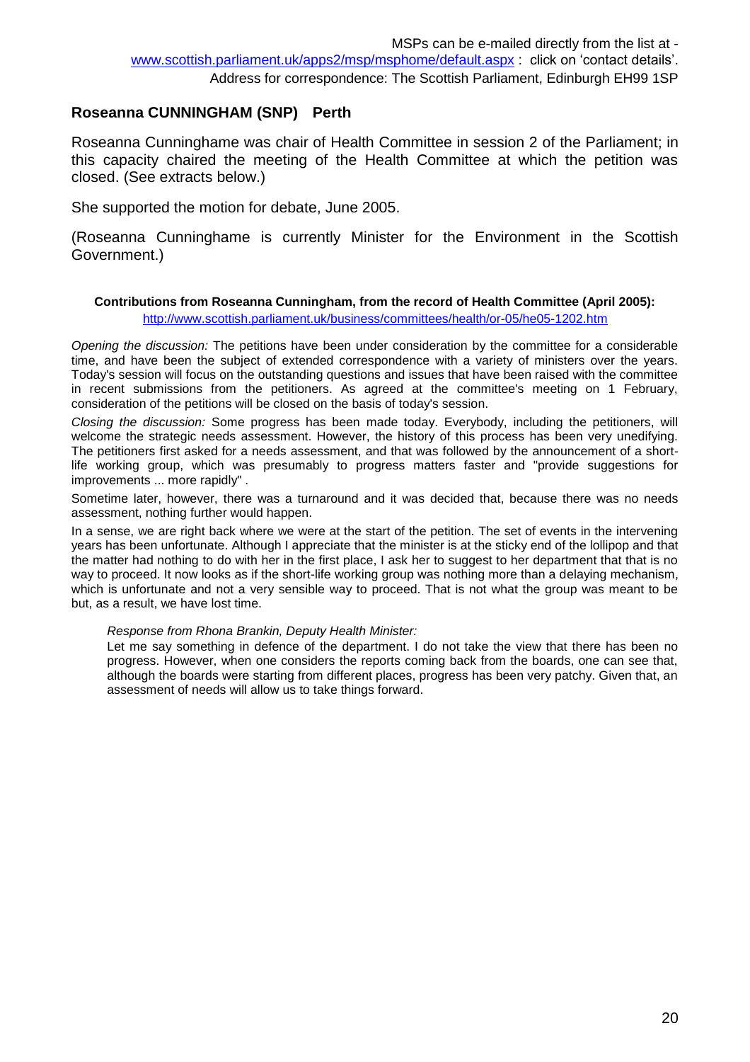MSPs can be e-mailed directly from the list at - www.scottish.parliament.uk/apps2/msp/msphome/default.aspx : click on 'contact details'.
Address for correspondence: The Scottish Parliament, Edinburgh EH99 1SP

## Roseanna CUNNINGHAM (SNP) Perth

Roseanna Cunninghame was chair of Health Committee in session 2 of the Parliament; in this capacity chaired the meeting of the Health Committee at which the petition was closed. (See extracts below.)

She supported the motion for debate, June 2005.

(Roseanna Cunninghame is currently Minister for the Environment in the Scottish Government.)

**Contributions from Roseanna Cunningham, from the record of Health Committee (April 2005):**
http://www.scottish.parliament.uk/business/committees/health/or-05/he05-1202.htm

*Opening the discussion:* The petitions have been under consideration by the committee for a considerable time, and have been the subject of extended correspondence with a variety of ministers over the years. Today's session will focus on the outstanding questions and issues that have been raised with the committee in recent submissions from the petitioners. As agreed at the committee's meeting on 1 February, consideration of the petitions will be closed on the basis of today's session.

*Closing the discussion:* Some progress has been made today. Everybody, including the petitioners, will welcome the strategic needs assessment. However, the history of this process has been very unedifying. The petitioners first asked for a needs assessment, and that was followed by the announcement of a short-life working group, which was presumably to progress matters faster and "provide suggestions for improvements ... more rapidly" .

Sometime later, however, there was a turnaround and it was decided that, because there was no needs assessment, nothing further would happen.

In a sense, we are right back where we were at the start of the petition. The set of events in the intervening years has been unfortunate. Although I appreciate that the minister is at the sticky end of the lollipop and that the matter had nothing to do with her in the first place, I ask her to suggest to her department that that is no way to proceed. It now looks as if the short-life working group was nothing more than a delaying mechanism, which is unfortunate and not a very sensible way to proceed. That is not what the group was meant to be but, as a result, we have lost time.

> *Response from Rhona Brankin, Deputy Health Minister:*
> Let me say something in defence of the department. I do not take the view that there has been no progress. However, when one considers the reports coming back from the boards, one can see that, although the boards were starting from different places, progress has been very patchy. Given that, an assessment of needs will allow us to take things forward.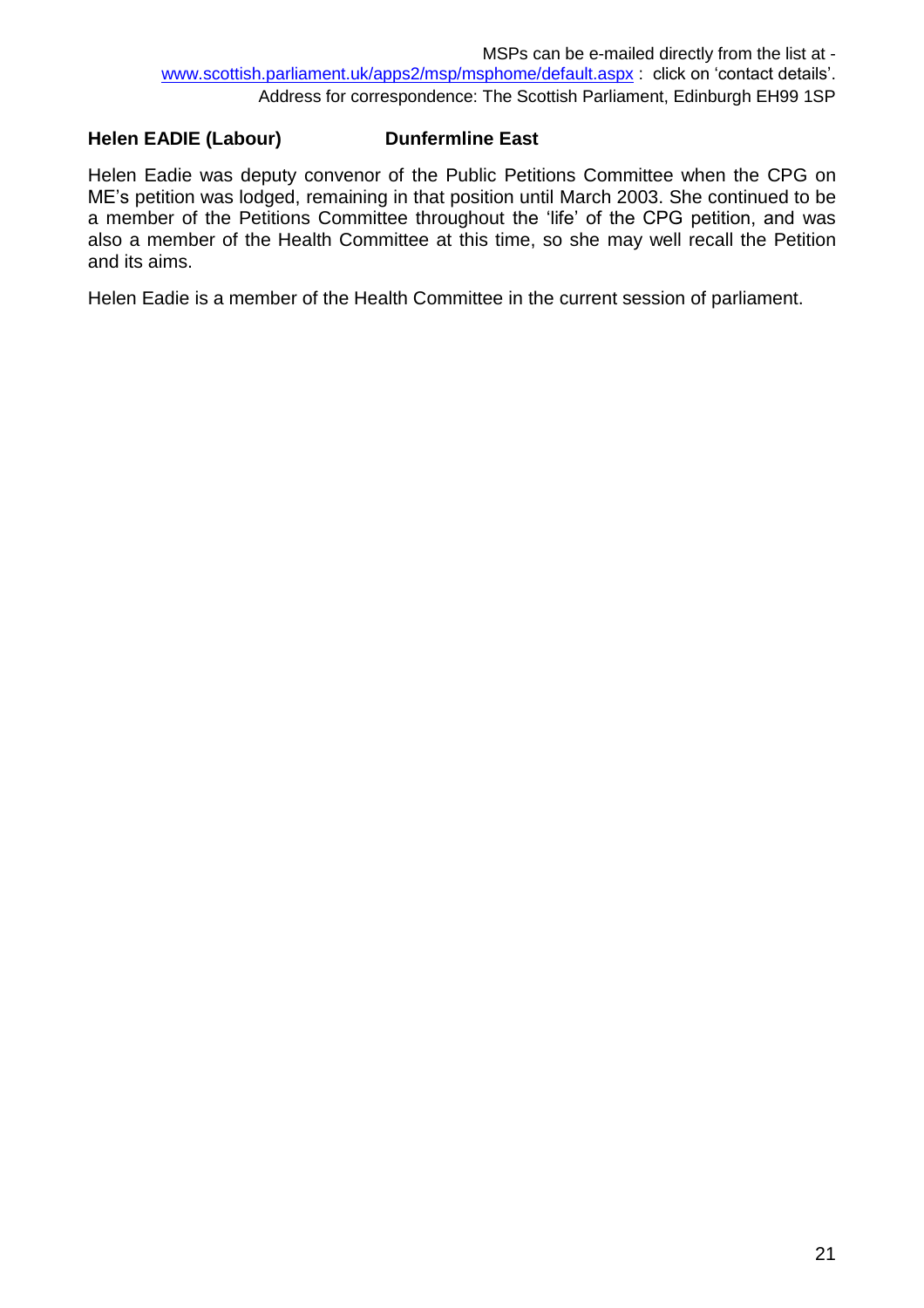MSPs can be e-mailed directly from the list at - [www.scottish.parliament.uk/apps2/msp/msphome/default.aspx](www.scottish.parliament.uk/apps2/msp/msphome/default.aspx) : click on 'contact details'.
Address for correspondence: The Scottish Parliament, Edinburgh EH99 1SP

**Helen EADIE (Labour) Dunfermline East**

Helen Eadie was deputy convenor of the Public Petitions Committee when the CPG on ME's petition was lodged, remaining in that position until March 2003. She continued to be a member of the Petitions Committee throughout the 'life' of the CPG petition, and was also a member of the Health Committee at this time, so she may well recall the Petition and its aims.

Helen Eadie is a member of the Health Committee in the current session of parliament.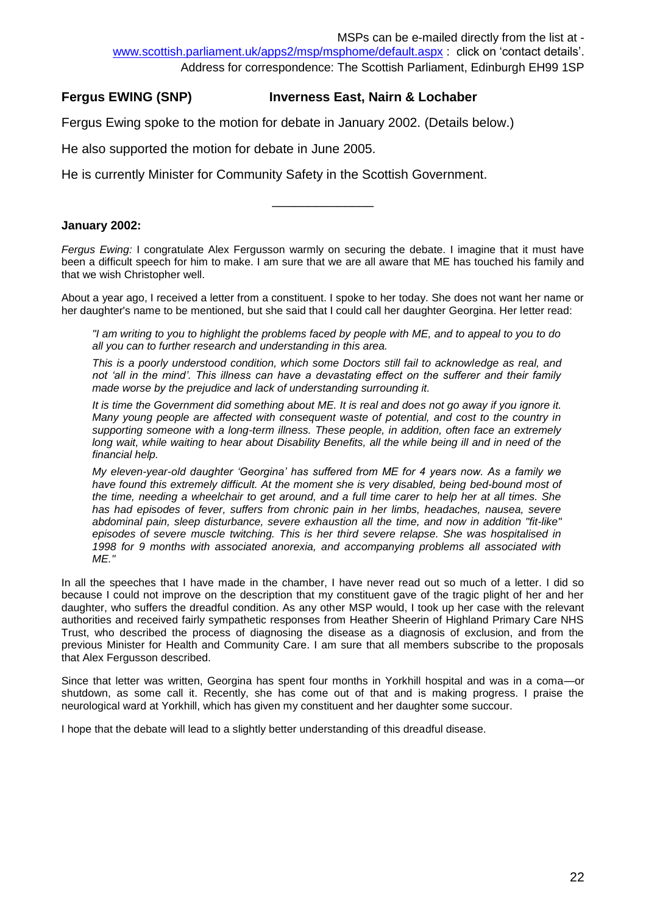MSPs can be e-mailed directly from the list at - www.scottish.parliament.uk/apps2/msp/msphome/default.aspx : click on 'contact details'.
Address for correspondence: The Scottish Parliament, Edinburgh EH99 1SP

**Fergus EWING (SNP) Inverness East, Nairn & Lochaber**

Fergus Ewing spoke to the motion for debate in January 2002. (Details below.)

He also supported the motion for debate in June 2005.

He is currently Minister for Community Safety in the Scottish Government.

---

**January 2002:**

*Fergus Ewing:* I congratulate Alex Fergusson warmly on securing the debate. I imagine that it must have been a difficult speech for him to make. I am sure that we are all aware that ME has touched his family and that we wish Christopher well.

About a year ago, I received a letter from a constituent. I spoke to her today. She does not want her name or her daughter's name to be mentioned, but she said that I could call her daughter Georgina. Her letter read:

> *"I am writing to you to highlight the problems faced by people with ME, and to appeal to you to do all you can to further research and understanding in this area.*
>
> *This is a poorly understood condition, which some Doctors still fail to acknowledge as real, and not 'all in the mind'. This illness can have a devastating effect on the sufferer and their family made worse by the prejudice and lack of understanding surrounding it.*
>
> *It is time the Government did something about ME. It is real and does not go away if you ignore it. Many young people are affected with consequent waste of potential, and cost to the country in supporting someone with a long-term illness. These people, in addition, often face an extremely long wait, while waiting to hear about Disability Benefits, all the while being ill and in need of the financial help.*
>
> *My eleven-year-old daughter 'Georgina' has suffered from ME for 4 years now. As a family we have found this extremely difficult. At the moment she is very disabled, being bed-bound most of the time, needing a wheelchair to get around, and a full time carer to help her at all times. She has had episodes of fever, suffers from chronic pain in her limbs, headaches, nausea, severe abdominal pain, sleep disturbance, severe exhaustion all the time, and now in addition "fit-like" episodes of severe muscle twitching. This is her third severe relapse. She was hospitalised in 1998 for 9 months with associated anorexia, and accompanying problems all associated with ME."*

In all the speeches that I have made in the chamber, I have never read out so much of a letter. I did so because I could not improve on the description that my constituent gave of the tragic plight of her and her daughter, who suffers the dreadful condition. As any other MSP would, I took up her case with the relevant authorities and received fairly sympathetic responses from Heather Sheerin of Highland Primary Care NHS Trust, who described the process of diagnosing the disease as a diagnosis of exclusion, and from the previous Minister for Health and Community Care. I am sure that all members subscribe to the proposals that Alex Fergusson described.

Since that letter was written, Georgina has spent four months in Yorkhill hospital and was in a coma—or shutdown, as some call it. Recently, she has come out of that and is making progress. I praise the neurological ward at Yorkhill, which has given my constituent and her daughter some succour.

I hope that the debate will lead to a slightly better understanding of this dreadful disease.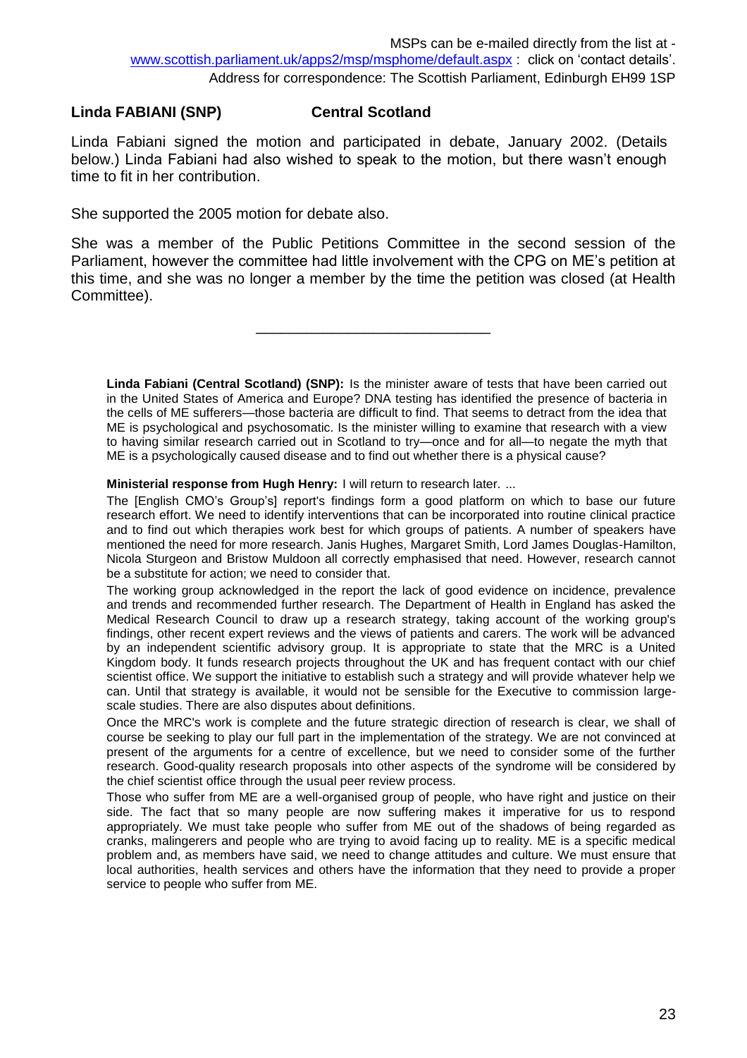MSPs can be e-mailed directly from the list at - www.scottish.parliament.uk/apps2/msp/msphome/default.aspx : click on 'contact details'.
Address for correspondence: The Scottish Parliament, Edinburgh EH99 1SP

**Linda FABIANI (SNP) Central Scotland**

Linda Fabiani signed the motion and participated in debate, January 2002. (Details below.) Linda Fabiani had also wished to speak to the motion, but there wasn't enough time to fit in her contribution.

She supported the 2005 motion for debate also.

She was a member of the Public Petitions Committee in the second session of the Parliament, however the committee had little involvement with the CPG on ME's petition at this time, and she was no longer a member by the time the petition was closed (at Health Committee).

---

**Linda Fabiani (Central Scotland) (SNP):** Is the minister aware of tests that have been carried out in the United States of America and Europe? DNA testing has identified the presence of bacteria in the cells of ME sufferers—those bacteria are difficult to find. That seems to detract from the idea that ME is psychological and psychosomatic. Is the minister willing to examine that research with a view to having similar research carried out in Scotland to try—once and for all—to negate the myth that ME is a psychologically caused disease and to find out whether there is a physical cause?

**Ministerial response from Hugh Henry:** I will return to research later. ...

The [English CMO's Group's] report's findings form a good platform on which to base our future research effort. We need to identify interventions that can be incorporated into routine clinical practice and to find out which therapies work best for which groups of patients. A number of speakers have mentioned the need for more research. Janis Hughes, Margaret Smith, Lord James Douglas-Hamilton, Nicola Sturgeon and Bristow Muldoon all correctly emphasised that need. However, research cannot be a substitute for action; we need to consider that.

The working group acknowledged in the report the lack of good evidence on incidence, prevalence and trends and recommended further research. The Department of Health in England has asked the Medical Research Council to draw up a research strategy, taking account of the working group's findings, other recent expert reviews and the views of patients and carers. The work will be advanced by an independent scientific advisory group. It is appropriate to state that the MRC is a United Kingdom body. It funds research projects throughout the UK and has frequent contact with our chief scientist office. We support the initiative to establish such a strategy and will provide whatever help we can. Until that strategy is available, it would not be sensible for the Executive to commission large-scale studies. There are also disputes about definitions.

Once the MRC's work is complete and the future strategic direction of research is clear, we shall of course be seeking to play our full part in the implementation of the strategy. We are not convinced at present of the arguments for a centre of excellence, but we need to consider some of the further research. Good-quality research proposals into other aspects of the syndrome will be considered by the chief scientist office through the usual peer review process.

Those who suffer from ME are a well-organised group of people, who have right and justice on their side. The fact that so many people are now suffering makes it imperative for us to respond appropriately. We must take people who suffer from ME out of the shadows of being regarded as cranks, malingerers and people who are trying to avoid facing up to reality. ME is a specific medical problem and, as members have said, we need to change attitudes and culture. We must ensure that local authorities, health services and others have the information that they need to provide a proper service to people who suffer from ME.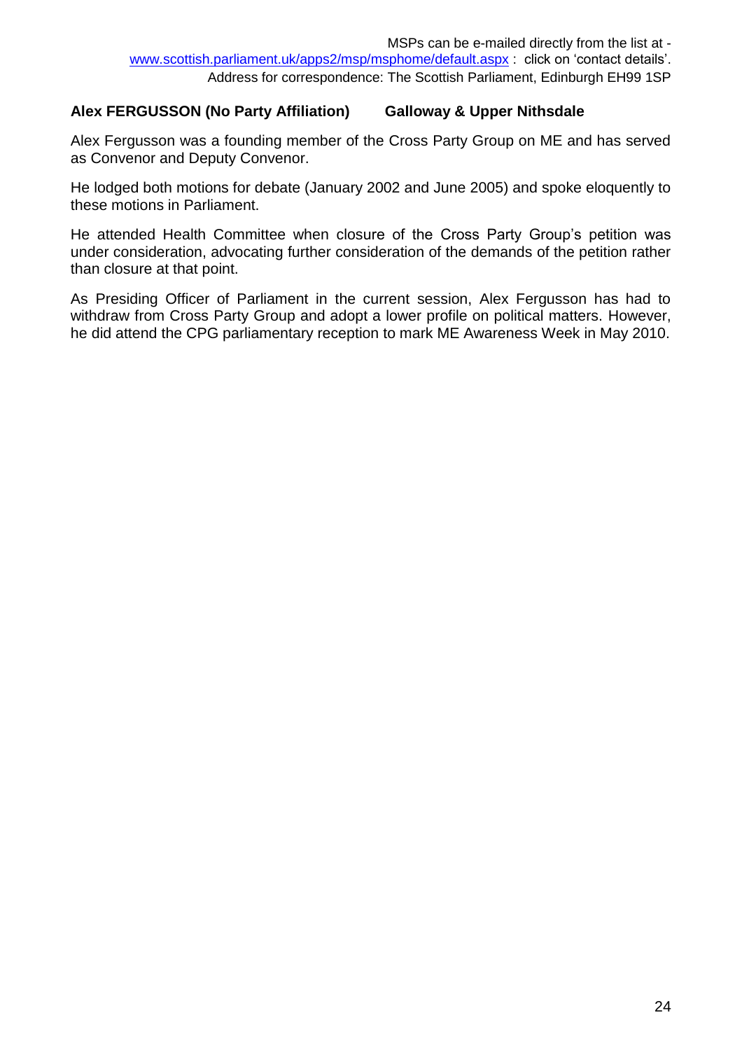MSPs can be e-mailed directly from the list at - www.scottish.parliament.uk/apps2/msp/msphome/default.aspx : click on 'contact details'.
Address for correspondence: The Scottish Parliament, Edinburgh EH99 1SP

**Alex FERGUSSON (No Party Affiliation) Galloway & Upper Nithsdale**

Alex Fergusson was a founding member of the Cross Party Group on ME and has served as Convenor and Deputy Convenor.

He lodged both motions for debate (January 2002 and June 2005) and spoke eloquently to these motions in Parliament.

He attended Health Committee when closure of the Cross Party Group's petition was under consideration, advocating further consideration of the demands of the petition rather than closure at that point.

As Presiding Officer of Parliament in the current session, Alex Fergusson has had to withdraw from Cross Party Group and adopt a lower profile on political matters. However, he did attend the CPG parliamentary reception to mark ME Awareness Week in May 2010.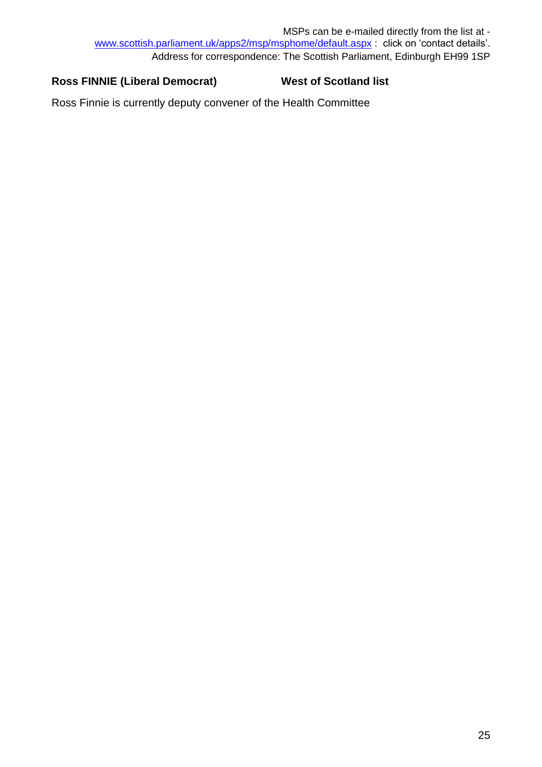**Ross FINNIE (Liberal Democrat)** **West of Scotland list**

Ross Finnie is currently deputy convener of the Health Committee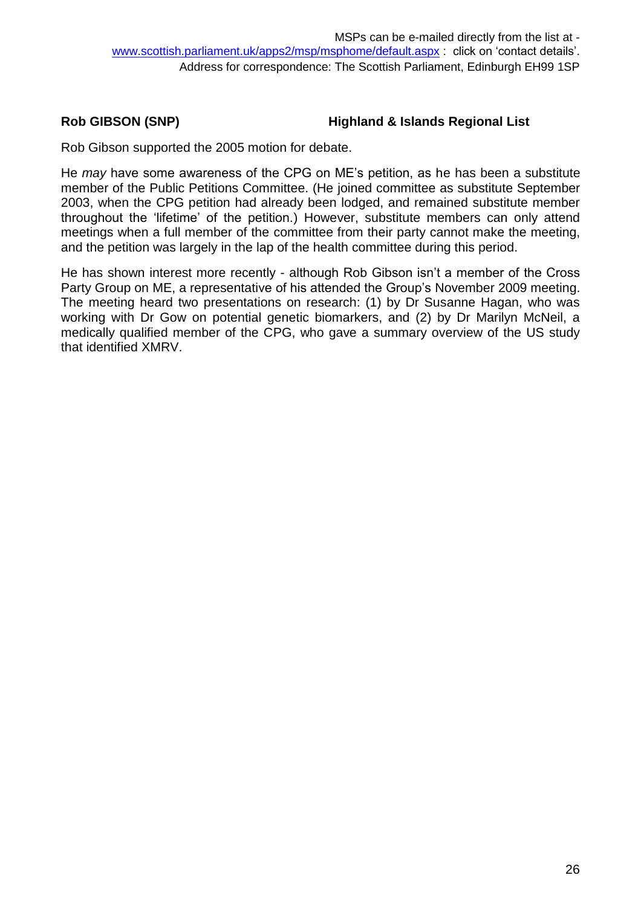**Rob GIBSON (SNP) Highland & Islands Regional List**

Rob Gibson supported the 2005 motion for debate.

He *may* have some awareness of the CPG on ME's petition, as he has been a substitute member of the Public Petitions Committee. (He joined committee as substitute September 2003, when the CPG petition had already been lodged, and remained substitute member throughout the 'lifetime' of the petition.) However, substitute members can only attend meetings when a full member of the committee from their party cannot make the meeting, and the petition was largely in the lap of the health committee during this period.

He has shown interest more recently - although Rob Gibson isn't a member of the Cross Party Group on ME, a representative of his attended the Group's November 2009 meeting. The meeting heard two presentations on research: (1) by Dr Susanne Hagan, who was working with Dr Gow on potential genetic biomarkers, and (2) by Dr Marilyn McNeil, a medically qualified member of the CPG, who gave a summary overview of the US study that identified XMRV.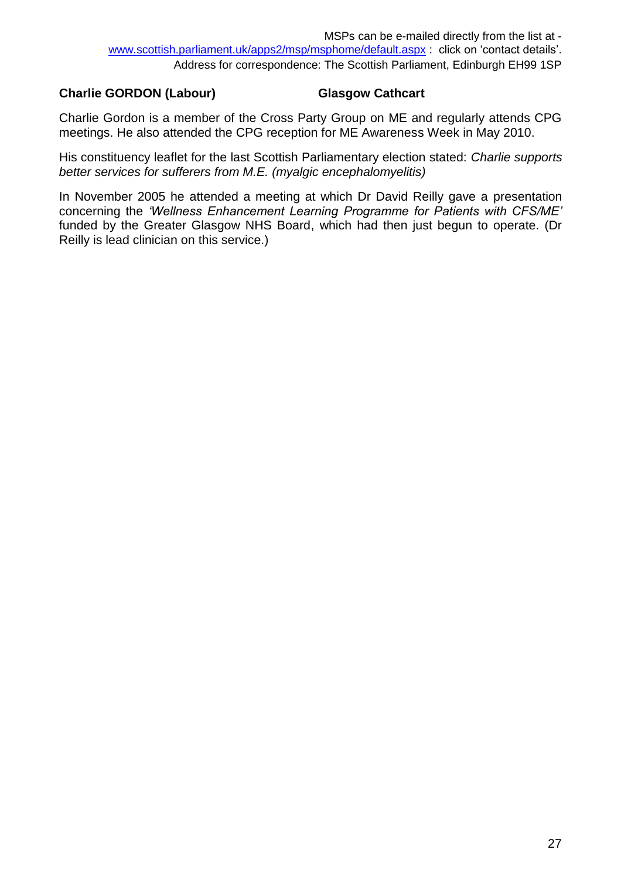**Charlie GORDON (Labour)** **Glasgow Cathcart**

Charlie Gordon is a member of the Cross Party Group on ME and regularly attends CPG meetings. He also attended the CPG reception for ME Awareness Week in May 2010.

His constituency leaflet for the last Scottish Parliamentary election stated: *Charlie supports better services for sufferers from M.E. (myalgic encephalomyelitis)*

In November 2005 he attended a meeting at which Dr David Reilly gave a presentation concerning the *'Wellness Enhancement Learning Programme for Patients with CFS/ME'* funded by the Greater Glasgow NHS Board, which had then just begun to operate. (Dr Reilly is lead clinician on this service.)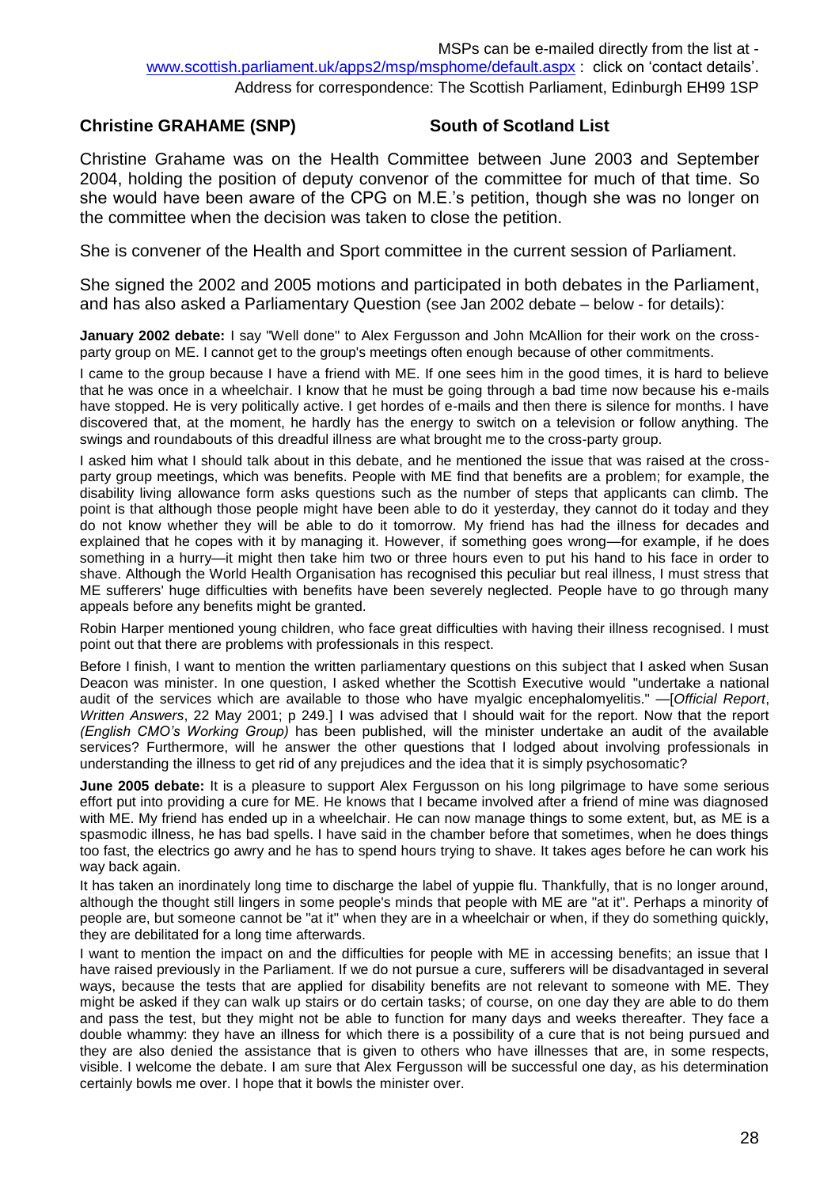MSPs can be e-mailed directly from the list at - www.scottish.parliament.uk/apps2/msp/msphome/default.aspx : click on 'contact details'. Address for correspondence: The Scottish Parliament, Edinburgh EH99 1SP

## Christine GRAHAME (SNP) South of Scotland List

Christine Grahame was on the Health Committee between June 2003 and September 2004, holding the position of deputy convenor of the committee for much of that time. So she would have been aware of the CPG on M.E.'s petition, though she was no longer on the committee when the decision was taken to close the petition.

She is convener of the Health and Sport committee in the current session of Parliament.

She signed the 2002 and 2005 motions and participated in both debates in the Parliament, and has also asked a Parliamentary Question (see Jan 2002 debate – below - for details):

**January 2002 debate:** I say "Well done" to Alex Fergusson and John McAllion for their work on the cross-party group on ME. I cannot get to the group's meetings often enough because of other commitments.

I came to the group because I have a friend with ME. If one sees him in the good times, it is hard to believe that he was once in a wheelchair. I know that he must be going through a bad time now because his e-mails have stopped. He is very politically active. I get hordes of e-mails and then there is silence for months. I have discovered that, at the moment, he hardly has the energy to switch on a television or follow anything. The swings and roundabouts of this dreadful illness are what brought me to the cross-party group.

I asked him what I should talk about in this debate, and he mentioned the issue that was raised at the cross-party group meetings, which was benefits. People with ME find that benefits are a problem; for example, the disability living allowance form asks questions such as the number of steps that applicants can climb. The point is that although those people might have been able to do it yesterday, they cannot do it today and they do not know whether they will be able to do it tomorrow. My friend has had the illness for decades and explained that he copes with it by managing it. However, if something goes wrong—for example, if he does something in a hurry—it might then take him two or three hours even to put his hand to his face in order to shave. Although the World Health Organisation has recognised this peculiar but real illness, I must stress that ME sufferers' huge difficulties with benefits have been severely neglected. People have to go through many appeals before any benefits might be granted.

Robin Harper mentioned young children, who face great difficulties with having their illness recognised. I must point out that there are problems with professionals in this respect.

Before I finish, I want to mention the written parliamentary questions on this subject that I asked when Susan Deacon was minister. In one question, I asked whether the Scottish Executive would "undertake a national audit of the services which are available to those who have myalgic encephalomyelitis." —[*Official Report*, *Written Answers*, 22 May 2001; p 249.] I was advised that I should wait for the report. Now that the report *(English CMO's Working Group)* has been published, will the minister undertake an audit of the available services? Furthermore, will he answer the other questions that I lodged about involving professionals in understanding the illness to get rid of any prejudices and the idea that it is simply psychosomatic?

**June 2005 debate:** It is a pleasure to support Alex Fergusson on his long pilgrimage to have some serious effort put into providing a cure for ME. He knows that I became involved after a friend of mine was diagnosed with ME. My friend has ended up in a wheelchair. He can now manage things to some extent, but, as ME is a spasmodic illness, he has bad spells. I have said in the chamber before that sometimes, when he does things too fast, the electrics go awry and he has to spend hours trying to shave. It takes ages before he can work his way back again.

It has taken an inordinately long time to discharge the label of yuppie flu. Thankfully, that is no longer around, although the thought still lingers in some people's minds that people with ME are "at it". Perhaps a minority of people are, but someone cannot be "at it" when they are in a wheelchair or when, if they do something quickly, they are debilitated for a long time afterwards.

I want to mention the impact on and the difficulties for people with ME in accessing benefits; an issue that I have raised previously in the Parliament. If we do not pursue a cure, sufferers will be disadvantaged in several ways, because the tests that are applied for disability benefits are not relevant to someone with ME. They might be asked if they can walk up stairs or do certain tasks; of course, on one day they are able to do them and pass the test, but they might not be able to function for many days and weeks thereafter. They face a double whammy: they have an illness for which there is a possibility of a cure that is not being pursued and they are also denied the assistance that is given to others who have illnesses that are, in some respects, visible. I welcome the debate. I am sure that Alex Fergusson will be successful one day, as his determination certainly bowls me over. I hope that it bowls the minister over.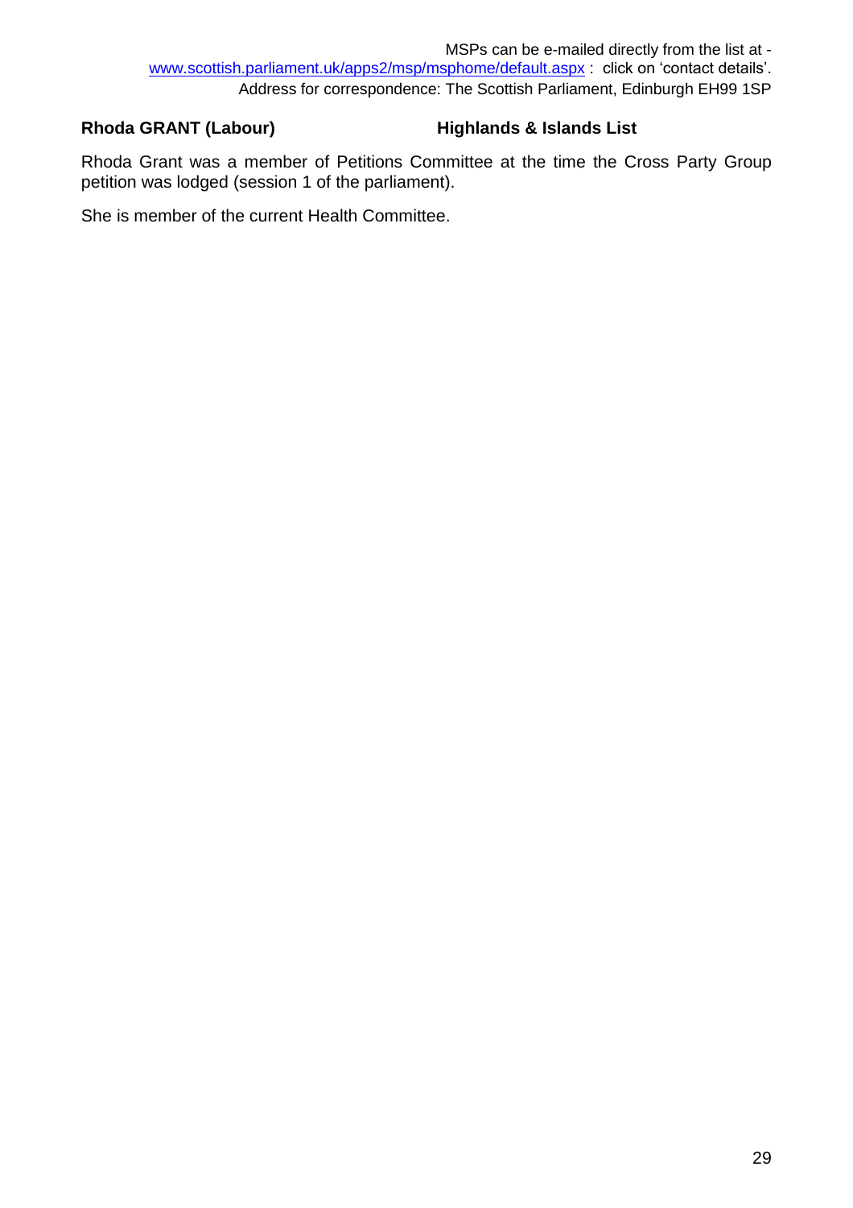MSPs can be e-mailed directly from the list at - [www.scottish.parliament.uk/apps2/msp/msphome/default.aspx](http://www.scottish.parliament.uk/apps2/msp/msphome/default.aspx) : click on 'contact details'.
Address for correspondence: The Scottish Parliament, Edinburgh EH99 1SP

**Rhoda GRANT (Labour)** **Highlands & Islands List**

Rhoda Grant was a member of Petitions Committee at the time the Cross Party Group petition was lodged (session 1 of the parliament).

She is member of the current Health Committee.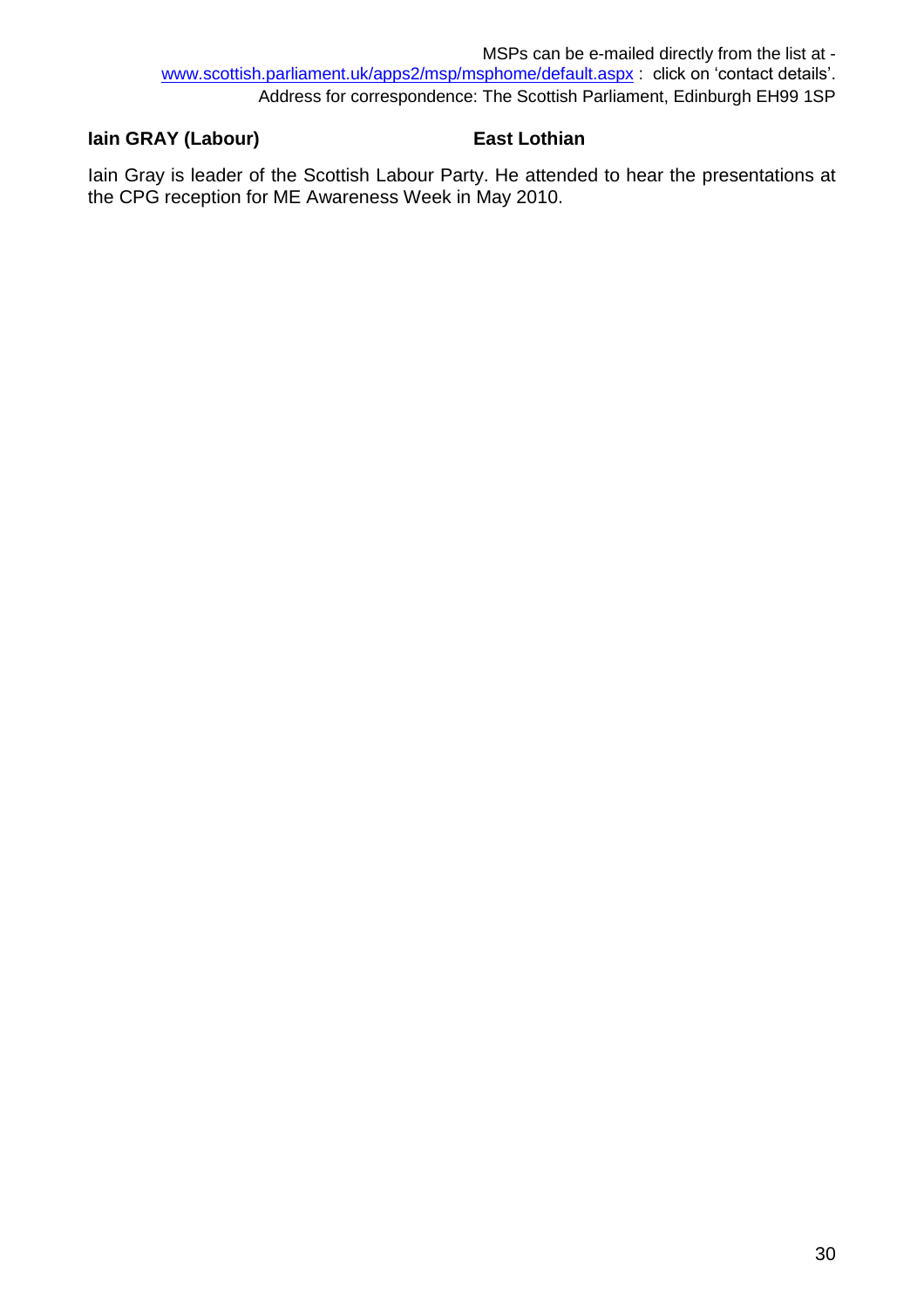MSPs can be e-mailed directly from the list at - [www.scottish.parliament.uk/apps2/msp/msphome/default.aspx](www.scottish.parliament.uk/apps2/msp/msphome/default.aspx) : click on 'contact details'.
Address for correspondence: The Scottish Parliament, Edinburgh EH99 1SP

**Iain GRAY (Labour)** **East Lothian**

Iain Gray is leader of the Scottish Labour Party. He attended to hear the presentations at the CPG reception for ME Awareness Week in May 2010.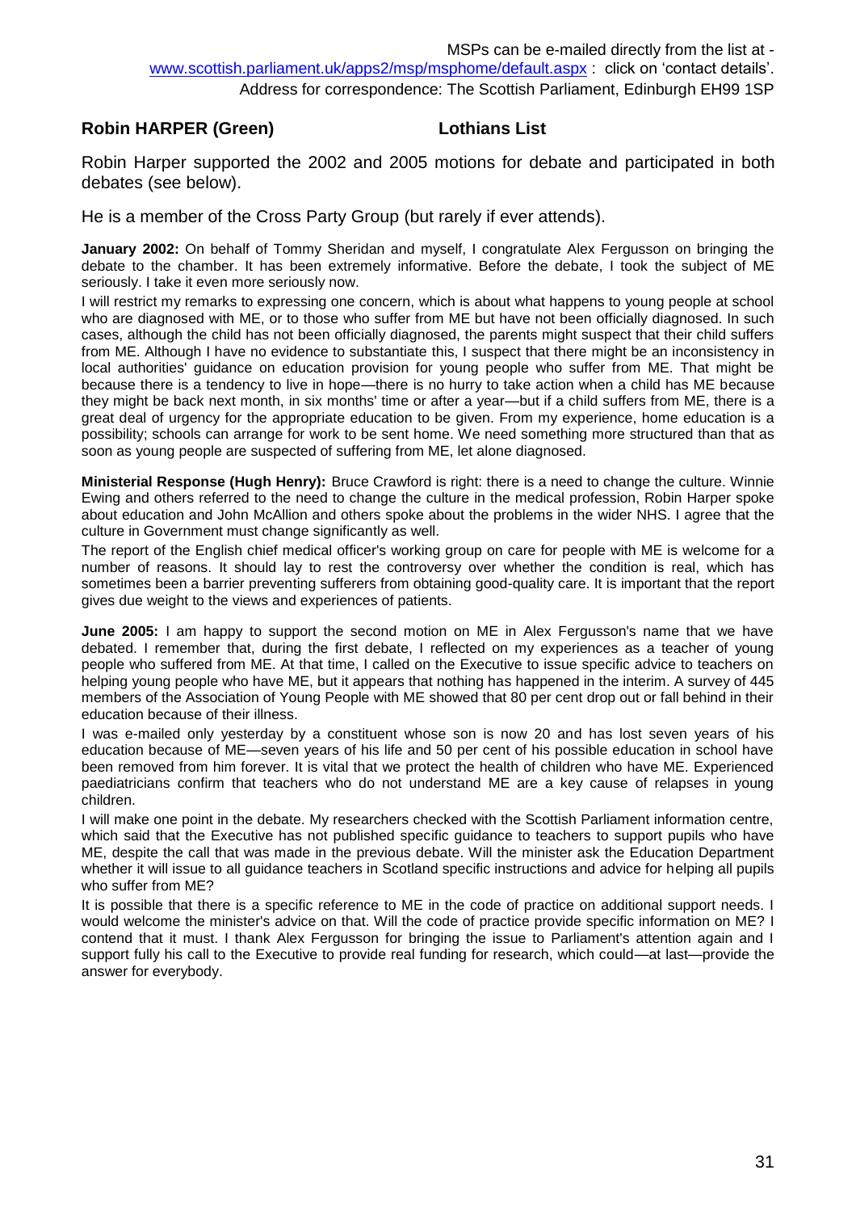MSPs can be e-mailed directly from the list at - www.scottish.parliament.uk/apps2/msp/msphome/default.aspx : click on 'contact details'.
Address for correspondence: The Scottish Parliament, Edinburgh EH99 1SP

## Robin HARPER (Green) Lothians List

Robin Harper supported the 2002 and 2005 motions for debate and participated in both debates (see below).

He is a member of the Cross Party Group (but rarely if ever attends).

**January 2002:** On behalf of Tommy Sheridan and myself, I congratulate Alex Fergusson on bringing the debate to the chamber. It has been extremely informative. Before the debate, I took the subject of ME seriously. I take it even more seriously now.

I will restrict my remarks to expressing one concern, which is about what happens to young people at school who are diagnosed with ME, or to those who suffer from ME but have not been officially diagnosed. In such cases, although the child has not been officially diagnosed, the parents might suspect that their child suffers from ME. Although I have no evidence to substantiate this, I suspect that there might be an inconsistency in local authorities' guidance on education provision for young people who suffer from ME. That might be because there is a tendency to live in hope—there is no hurry to take action when a child has ME because they might be back next month, in six months' time or after a year—but if a child suffers from ME, there is a great deal of urgency for the appropriate education to be given. From my experience, home education is a possibility; schools can arrange for work to be sent home. We need something more structured than that as soon as young people are suspected of suffering from ME, let alone diagnosed.

**Ministerial Response (Hugh Henry):** Bruce Crawford is right: there is a need to change the culture. Winnie Ewing and others referred to the need to change the culture in the medical profession, Robin Harper spoke about education and John McAllion and others spoke about the problems in the wider NHS. I agree that the culture in Government must change significantly as well.

The report of the English chief medical officer's working group on care for people with ME is welcome for a number of reasons. It should lay to rest the controversy over whether the condition is real, which has sometimes been a barrier preventing sufferers from obtaining good-quality care. It is important that the report gives due weight to the views and experiences of patients.

**June 2005:** I am happy to support the second motion on ME in Alex Fergusson's name that we have debated. I remember that, during the first debate, I reflected on my experiences as a teacher of young people who suffered from ME. At that time, I called on the Executive to issue specific advice to teachers on helping young people who have ME, but it appears that nothing has happened in the interim. A survey of 445 members of the Association of Young People with ME showed that 80 per cent drop out or fall behind in their education because of their illness.

I was e-mailed only yesterday by a constituent whose son is now 20 and has lost seven years of his education because of ME—seven years of his life and 50 per cent of his possible education in school have been removed from him forever. It is vital that we protect the health of children who have ME. Experienced paediatricians confirm that teachers who do not understand ME are a key cause of relapses in young children.

I will make one point in the debate. My researchers checked with the Scottish Parliament information centre, which said that the Executive has not published specific guidance to teachers to support pupils who have ME, despite the call that was made in the previous debate. Will the minister ask the Education Department whether it will issue to all guidance teachers in Scotland specific instructions and advice for helping all pupils who suffer from ME?

It is possible that there is a specific reference to ME in the code of practice on additional support needs. I would welcome the minister's advice on that. Will the code of practice provide specific information on ME? I contend that it must. I thank Alex Fergusson for bringing the issue to Parliament's attention again and I support fully his call to the Executive to provide real funding for research, which could—at last—provide the answer for everybody.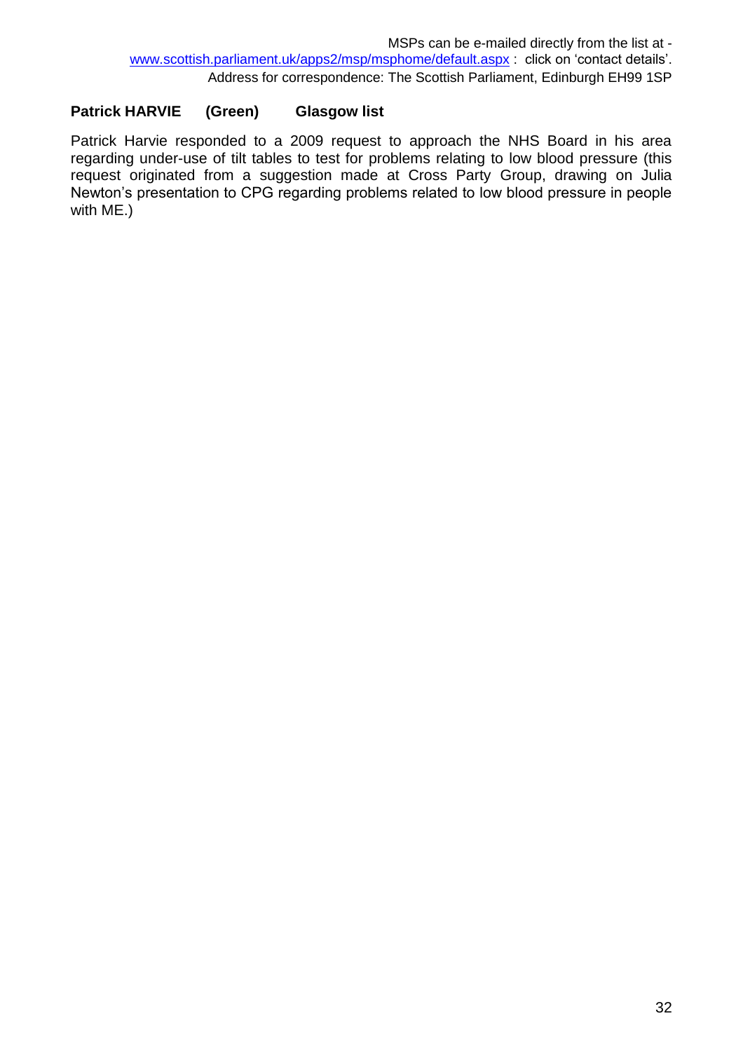MSPs can be e-mailed directly from the list at - www.scottish.parliament.uk/apps2/msp/msphome/default.aspx : click on 'contact details'.
Address for correspondence: The Scottish Parliament, Edinburgh EH99 1SP

**Patrick HARVIE (Green) Glasgow list**

Patrick Harvie responded to a 2009 request to approach the NHS Board in his area regarding under-use of tilt tables to test for problems relating to low blood pressure (this request originated from a suggestion made at Cross Party Group, drawing on Julia Newton's presentation to CPG regarding problems related to low blood pressure in people with ME.)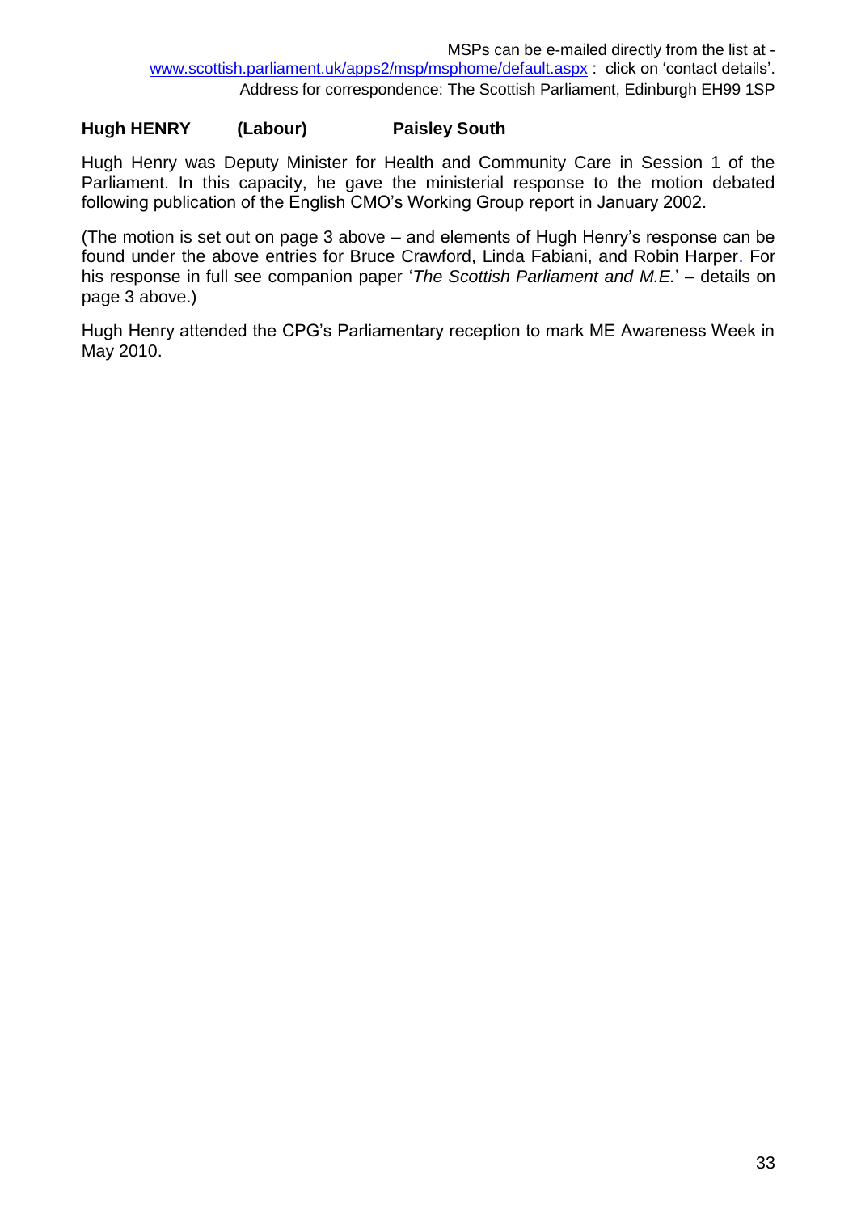MSPs can be e-mailed directly from the list at - [www.scottish.parliament.uk/apps2/msp/msphome/default.aspx](http://www.scottish.parliament.uk/apps2/msp/msphome/default.aspx) : click on 'contact details'.
Address for correspondence: The Scottish Parliament, Edinburgh EH99 1SP

**Hugh HENRY (Labour) Paisley South**

Hugh Henry was Deputy Minister for Health and Community Care in Session 1 of the Parliament. In this capacity, he gave the ministerial response to the motion debated following publication of the English CMO's Working Group report in January 2002.

(The motion is set out on page 3 above – and elements of Hugh Henry's response can be found under the above entries for Bruce Crawford, Linda Fabiani, and Robin Harper. For his response in full see companion paper '*The Scottish Parliament and M.E.*' – details on page 3 above.)

Hugh Henry attended the CPG's Parliamentary reception to mark ME Awareness Week in May 2010.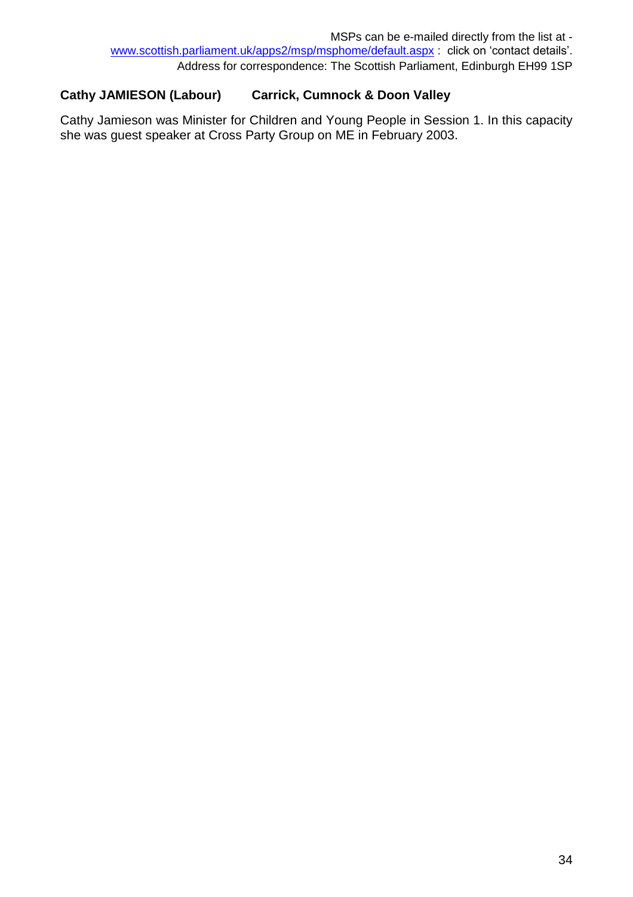**Cathy JAMIESON (Labour) Carrick, Cumnock & Doon Valley**

Cathy Jamieson was Minister for Children and Young People in Session 1. In this capacity she was guest speaker at Cross Party Group on ME in February 2003.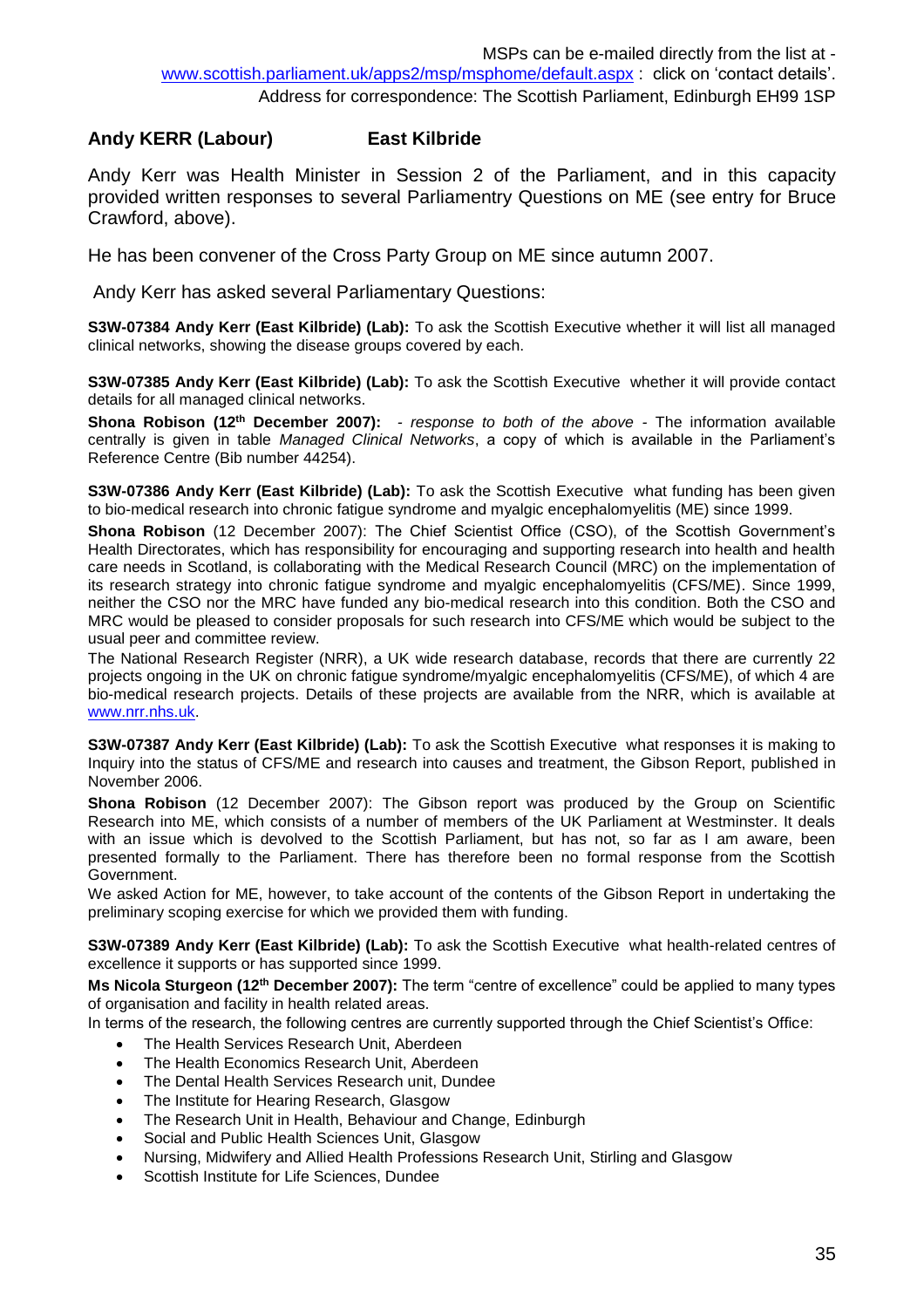MSPs can be e-mailed directly from the list at - www.scottish.parliament.uk/apps2/msp/msphome/default.aspx : click on 'contact details'. Address for correspondence: The Scottish Parliament, Edinburgh EH99 1SP

### Andy KERR (Labour) East Kilbride

Andy Kerr was Health Minister in Session 2 of the Parliament, and in this capacity provided written responses to several Parliamentry Questions on ME (see entry for Bruce Crawford, above).

He has been convener of the Cross Party Group on ME since autumn 2007.

Andy Kerr has asked several Parliamentary Questions:

**S3W-07384 Andy Kerr (East Kilbride) (Lab):** To ask the Scottish Executive whether it will list all managed clinical networks, showing the disease groups covered by each.

**S3W-07385 Andy Kerr (East Kilbride) (Lab):** To ask the Scottish Executive whether it will provide contact details for all managed clinical networks.

**Shona Robison (12th December 2007):** - *response to both of the above* - The information available centrally is given in table *Managed Clinical Networks*, a copy of which is available in the Parliament's Reference Centre (Bib number 44254).

**S3W-07386 Andy Kerr (East Kilbride) (Lab):** To ask the Scottish Executive what funding has been given to bio-medical research into chronic fatigue syndrome and myalgic encephalomyelitis (ME) since 1999.

**Shona Robison** (12 December 2007): The Chief Scientist Office (CSO), of the Scottish Government's Health Directorates, which has responsibility for encouraging and supporting research into health and health care needs in Scotland, is collaborating with the Medical Research Council (MRC) on the implementation of its research strategy into chronic fatigue syndrome and myalgic encephalomyelitis (CFS/ME). Since 1999, neither the CSO nor the MRC have funded any bio-medical research into this condition. Both the CSO and MRC would be pleased to consider proposals for such research into CFS/ME which would be subject to the usual peer and committee review.

The National Research Register (NRR), a UK wide research database, records that there are currently 22 projects ongoing in the UK on chronic fatigue syndrome/myalgic encephalomyelitis (CFS/ME), of which 4 are bio-medical research projects. Details of these projects are available from the NRR, which is available at www.nrr.nhs.uk.

**S3W-07387 Andy Kerr (East Kilbride) (Lab):** To ask the Scottish Executive what responses it is making to Inquiry into the status of CFS/ME and research into causes and treatment, the Gibson Report, published in November 2006.

**Shona Robison** (12 December 2007): The Gibson report was produced by the Group on Scientific Research into ME, which consists of a number of members of the UK Parliament at Westminster. It deals with an issue which is devolved to the Scottish Parliament, but has not, so far as I am aware, been presented formally to the Parliament. There has therefore been no formal response from the Scottish Government.

We asked Action for ME, however, to take account of the contents of the Gibson Report in undertaking the preliminary scoping exercise for which we provided them with funding.

**S3W-07389 Andy Kerr (East Kilbride) (Lab):** To ask the Scottish Executive what health-related centres of excellence it supports or has supported since 1999.

**Ms Nicola Sturgeon (12th December 2007):** The term "centre of excellence" could be applied to many types of organisation and facility in health related areas.

In terms of the research, the following centres are currently supported through the Chief Scientist's Office:

- The Health Services Research Unit, Aberdeen
- The Health Economics Research Unit, Aberdeen
- The Dental Health Services Research unit, Dundee
- The Institute for Hearing Research, Glasgow
- The Research Unit in Health, Behaviour and Change, Edinburgh
- Social and Public Health Sciences Unit, Glasgow
- Nursing, Midwifery and Allied Health Professions Research Unit, Stirling and Glasgow
- Scottish Institute for Life Sciences, Dundee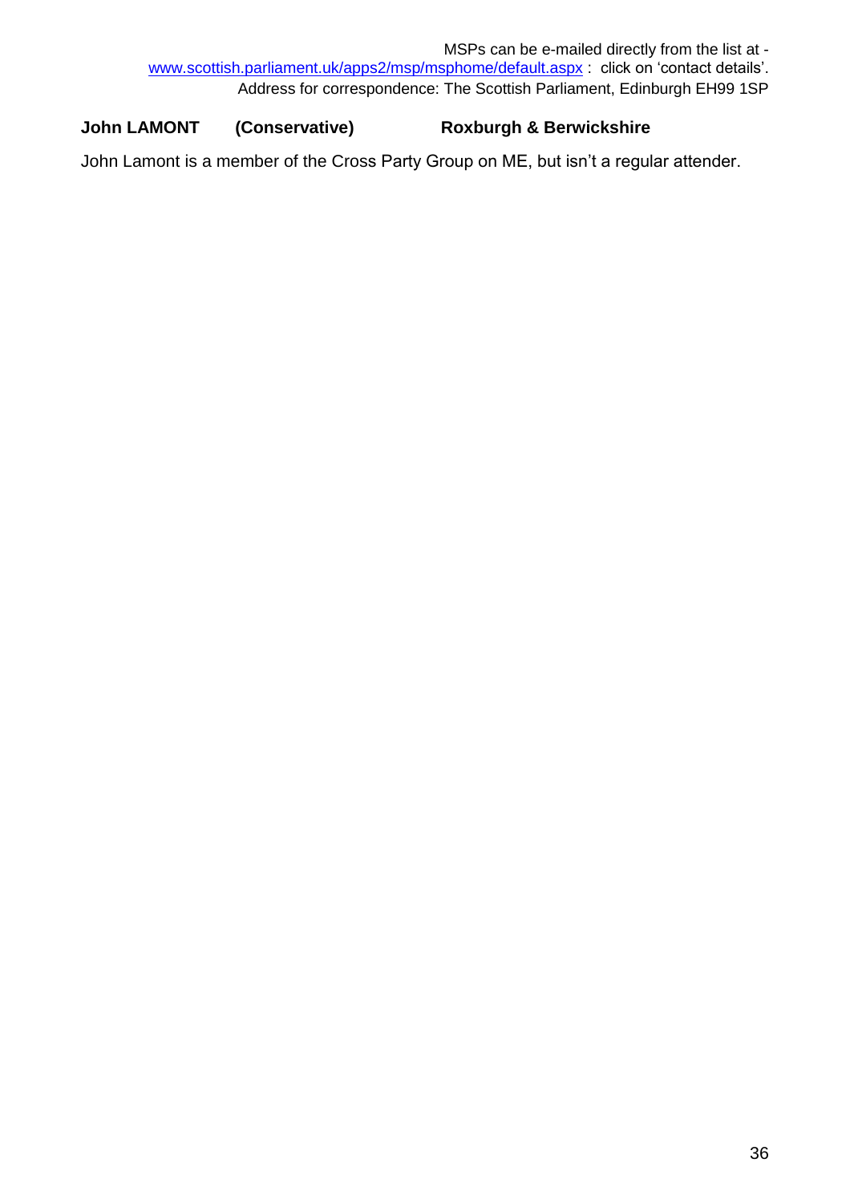MSPs can be e-mailed directly from the list at - [www.scottish.parliament.uk/apps2/msp/msphome/default.aspx](www.scottish.parliament.uk/apps2/msp/msphome/default.aspx) : click on 'contact details'.
Address for correspondence: The Scottish Parliament, Edinburgh EH99 1SP

**John LAMONT (Conservative) Roxburgh & Berwickshire**

John Lamont is a member of the Cross Party Group on ME, but isn't a regular attender.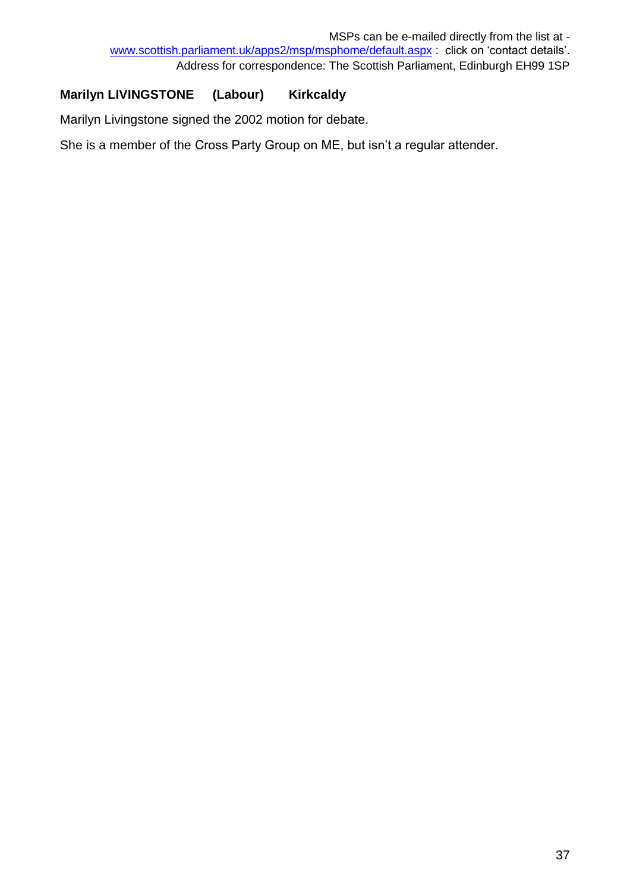MSPs can be e-mailed directly from the list at - www.scottish.parliament.uk/apps2/msp/msphome/default.aspx : click on 'contact details'.
Address for correspondence: The Scottish Parliament, Edinburgh EH99 1SP

**Marilyn LIVINGSTONE (Labour) Kirkcaldy**

Marilyn Livingstone signed the 2002 motion for debate.

She is a member of the Cross Party Group on ME, but isn't a regular attender.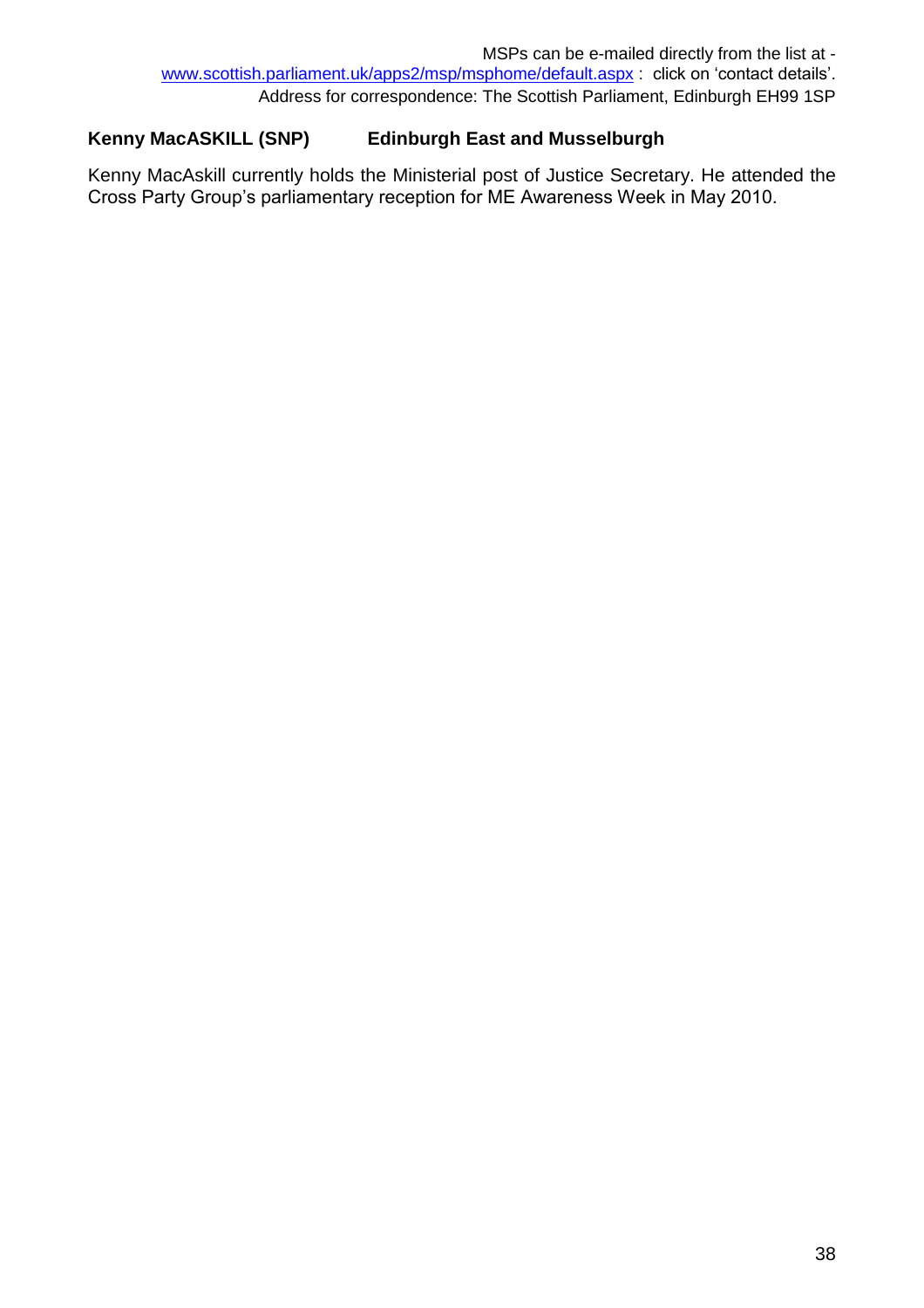MSPs can be e-mailed directly from the list at - www.scottish.parliament.uk/apps2/msp/msphome/default.aspx : click on 'contact details'. Address for correspondence: The Scottish Parliament, Edinburgh EH99 1SP

**Kenny MacASKILL (SNP)** **Edinburgh East and Musselburgh**

Kenny MacAskill currently holds the Ministerial post of Justice Secretary. He attended the Cross Party Group's parliamentary reception for ME Awareness Week in May 2010.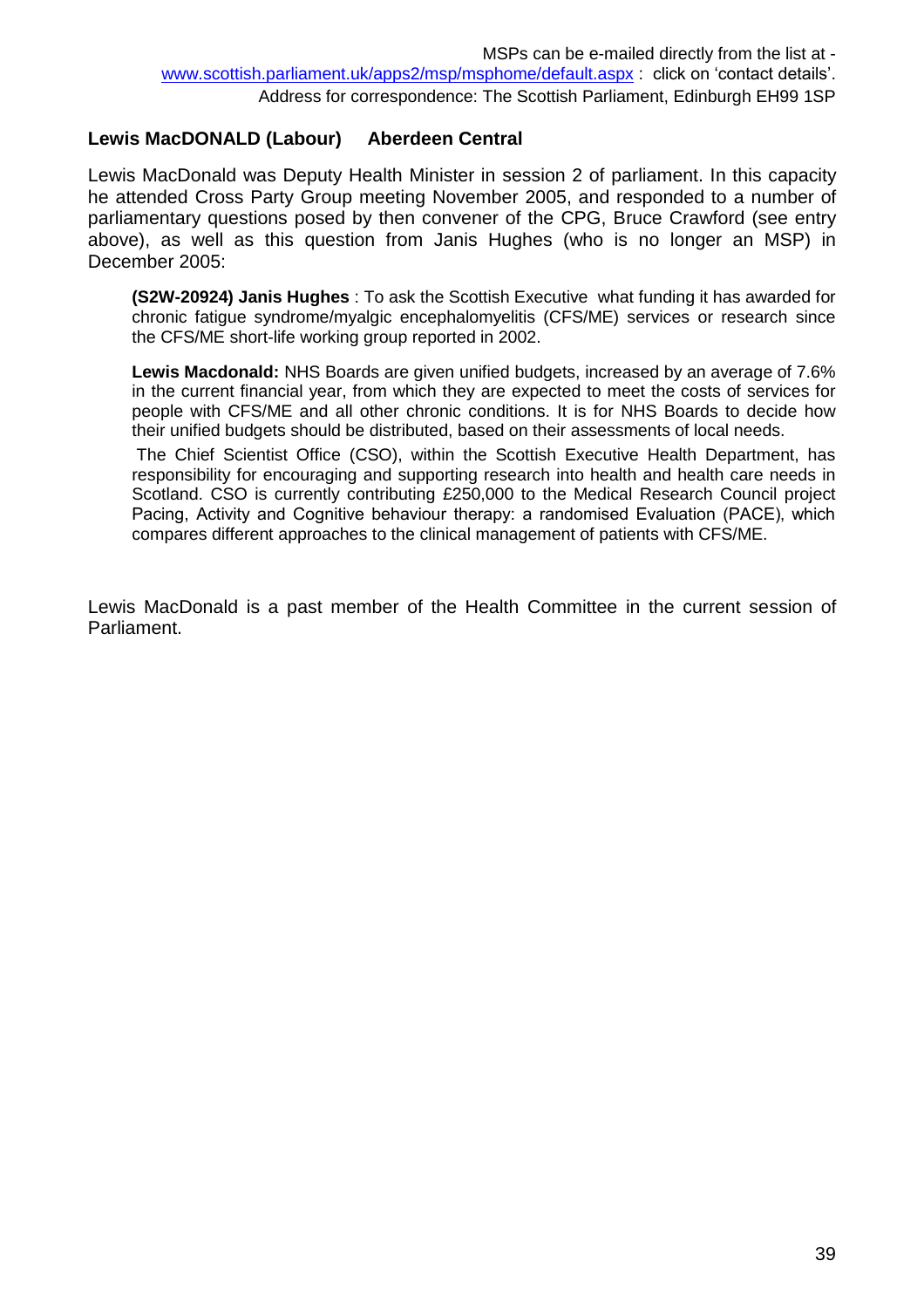MSPs can be e-mailed directly from the list at - [www.scottish.parliament.uk/apps2/msp/msphome/default.aspx](www.scottish.parliament.uk/apps2/msp/msphome/default.aspx) : click on 'contact details'.
Address for correspondence: The Scottish Parliament, Edinburgh EH99 1SP

**Lewis MacDONALD (Labour) Aberdeen Central**

Lewis MacDonald was Deputy Health Minister in session 2 of parliament. In this capacity he attended Cross Party Group meeting November 2005, and responded to a number of parliamentary questions posed by then convener of the CPG, Bruce Crawford (see entry above), as well as this question from Janis Hughes (who is no longer an MSP) in December 2005:

> **(S2W-20924) Janis Hughes** : To ask the Scottish Executive what funding it has awarded for chronic fatigue syndrome/myalgic encephalomyelitis (CFS/ME) services or research since the CFS/ME short-life working group reported in 2002.
>
> **Lewis Macdonald:** NHS Boards are given unified budgets, increased by an average of 7.6% in the current financial year, from which they are expected to meet the costs of services for people with CFS/ME and all other chronic conditions. It is for NHS Boards to decide how their unified budgets should be distributed, based on their assessments of local needs.
>
> The Chief Scientist Office (CSO), within the Scottish Executive Health Department, has responsibility for encouraging and supporting research into health and health care needs in Scotland. CSO is currently contributing £250,000 to the Medical Research Council project Pacing, Activity and Cognitive behaviour therapy: a randomised Evaluation (PACE), which compares different approaches to the clinical management of patients with CFS/ME.

Lewis MacDonald is a past member of the Health Committee in the current session of Parliament.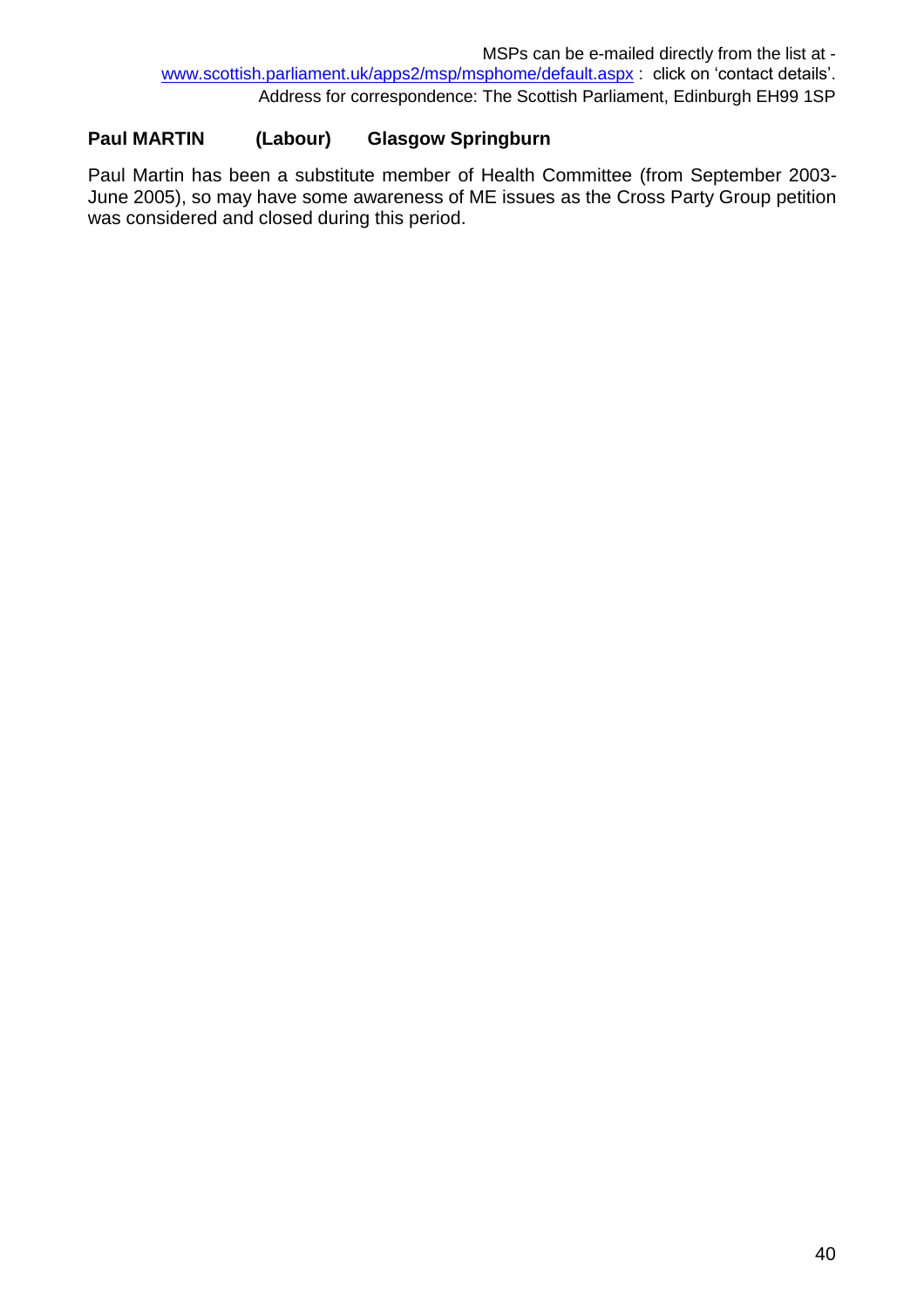MSPs can be e-mailed directly from the list at - www.scottish.parliament.uk/apps2/msp/msphome/default.aspx : click on 'contact details'.
Address for correspondence: The Scottish Parliament, Edinburgh EH99 1SP

**Paul MARTIN (Labour) Glasgow Springburn**

Paul Martin has been a substitute member of Health Committee (from September 2003-June 2005), so may have some awareness of ME issues as the Cross Party Group petition was considered and closed during this period.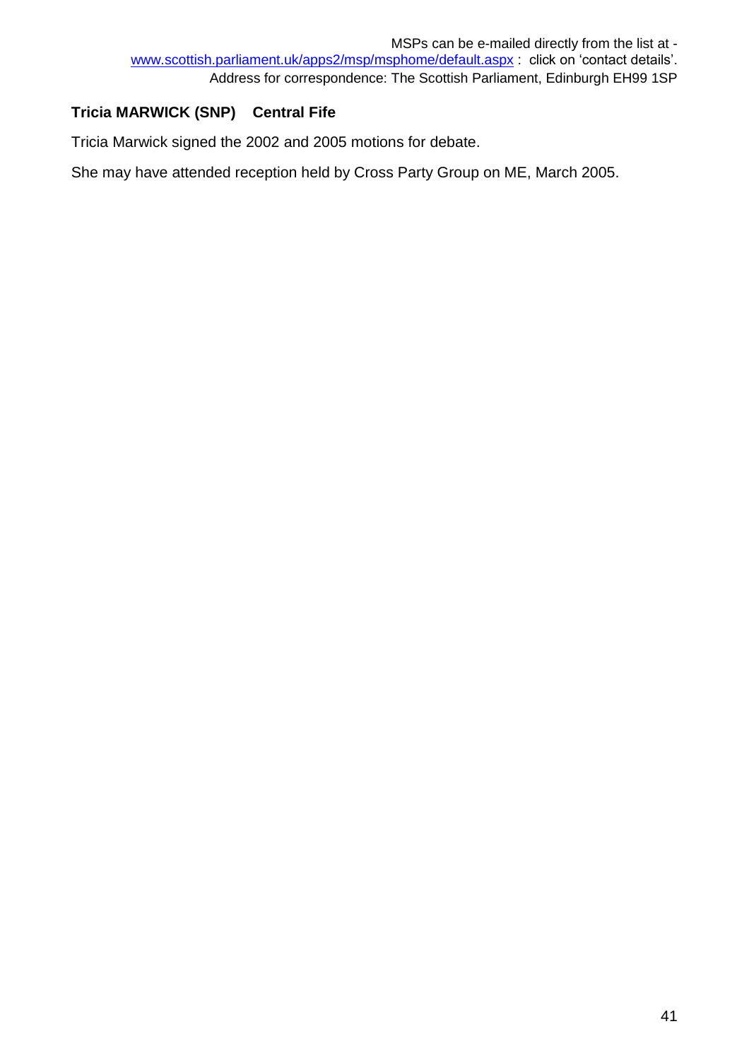**Tricia MARWICK (SNP) Central Fife**

Tricia Marwick signed the 2002 and 2005 motions for debate.

She may have attended reception held by Cross Party Group on ME, March 2005.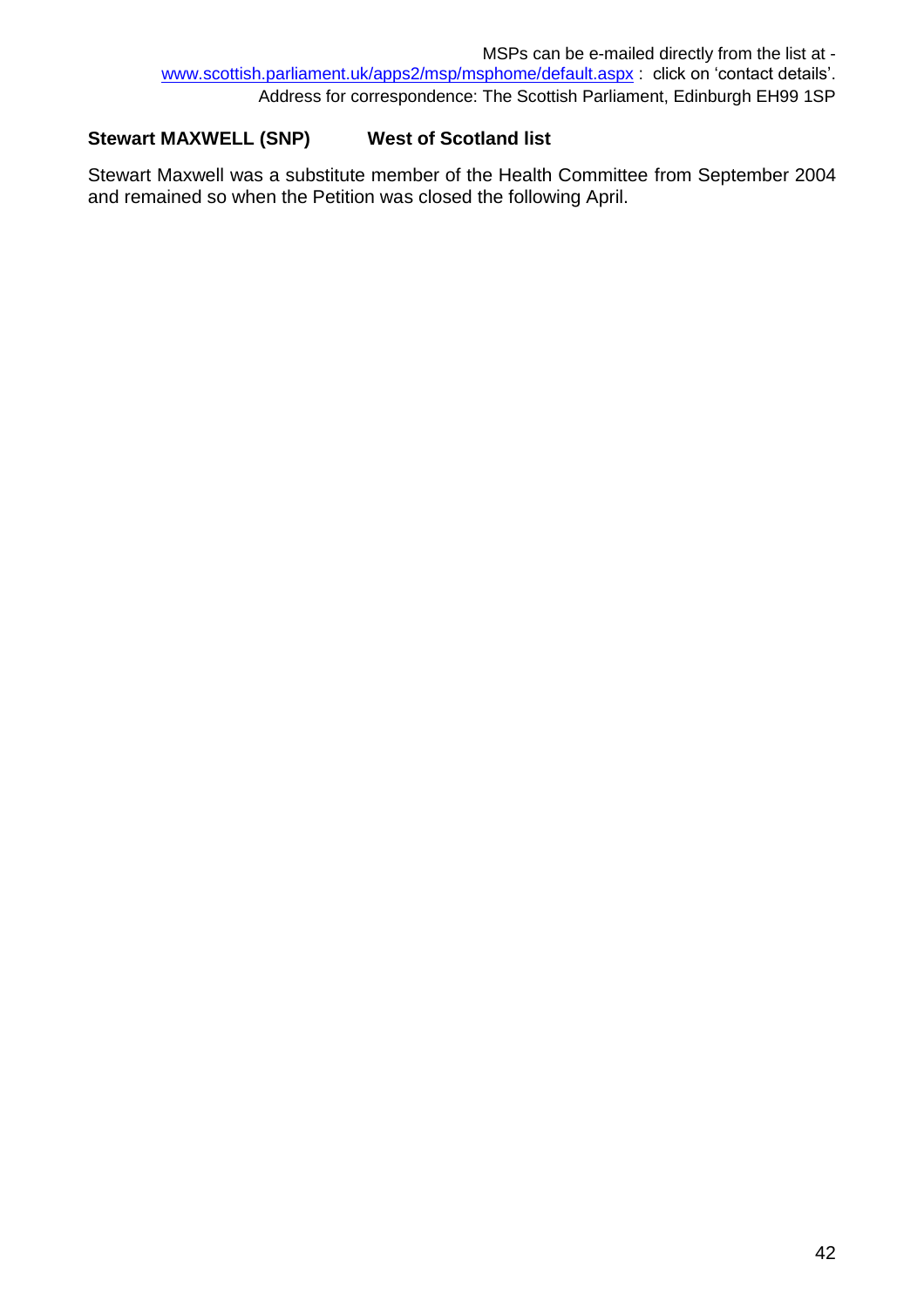MSPs can be e-mailed directly from the list at - www.scottish.parliament.uk/apps2/msp/msphome/default.aspx : click on 'contact details'.
Address for correspondence: The Scottish Parliament, Edinburgh EH99 1SP

**Stewart MAXWELL (SNP) West of Scotland list**

Stewart Maxwell was a substitute member of the Health Committee from September 2004 and remained so when the Petition was closed the following April.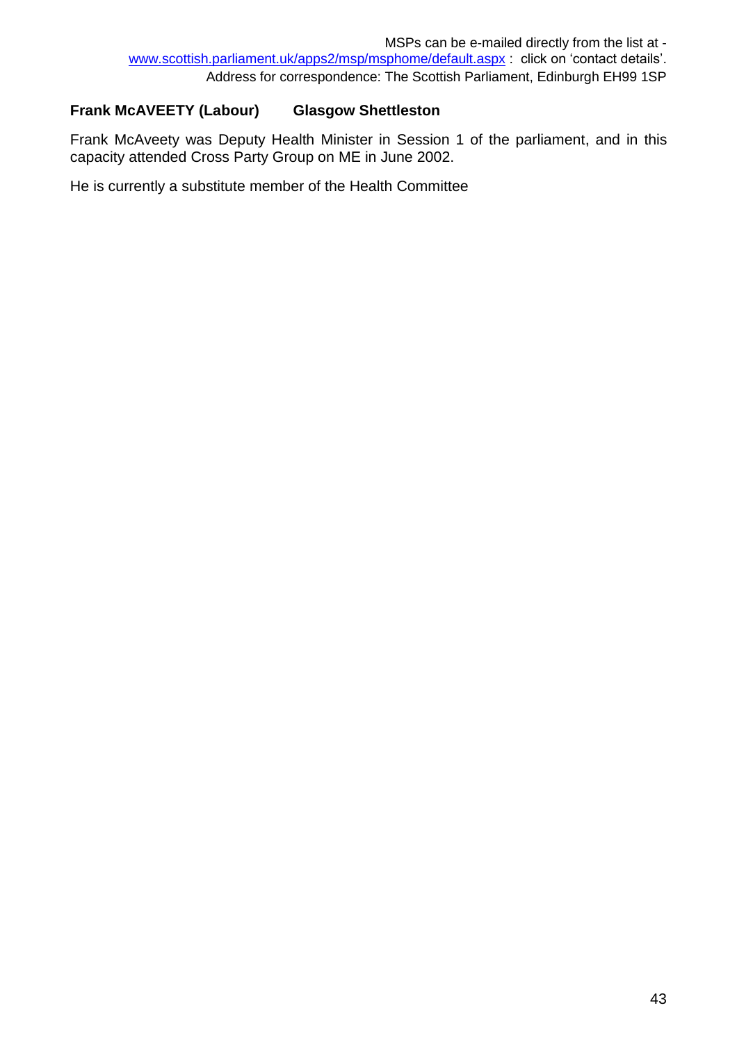**Frank McAVEETY (Labour) Glasgow Shettleston**

Frank McAveety was Deputy Health Minister in Session 1 of the parliament, and in this capacity attended Cross Party Group on ME in June 2002.

He is currently a substitute member of the Health Committee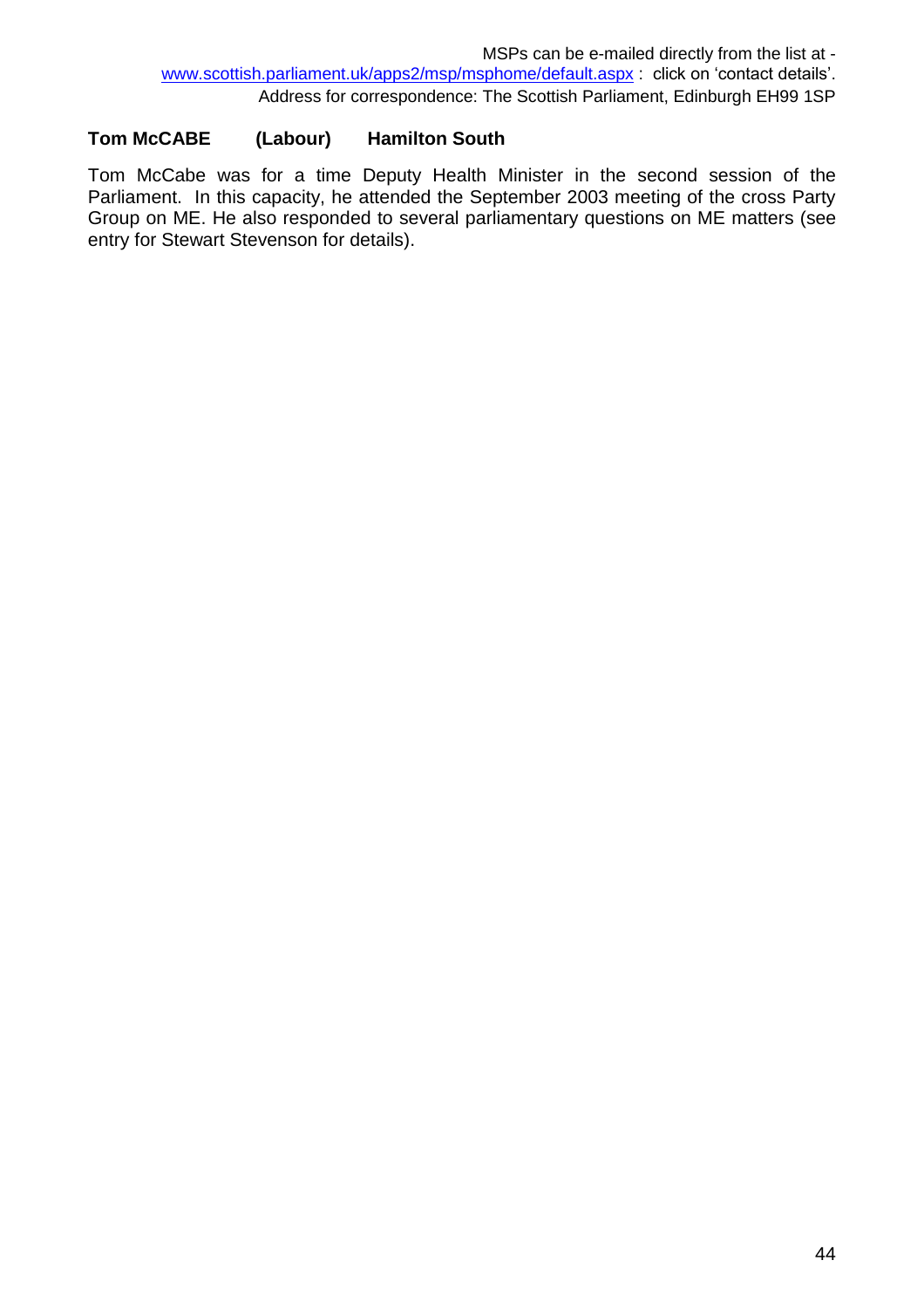MSPs can be e-mailed directly from the list at - [www.scottish.parliament.uk/apps2/msp/msphome/default.aspx](www.scottish.parliament.uk/apps2/msp/msphome/default.aspx) : click on 'contact details'.
Address for correspondence: The Scottish Parliament, Edinburgh EH99 1SP

**Tom McCABE (Labour) Hamilton South**

Tom McCabe was for a time Deputy Health Minister in the second session of the Parliament. In this capacity, he attended the September 2003 meeting of the cross Party Group on ME. He also responded to several parliamentary questions on ME matters (see entry for Stewart Stevenson for details).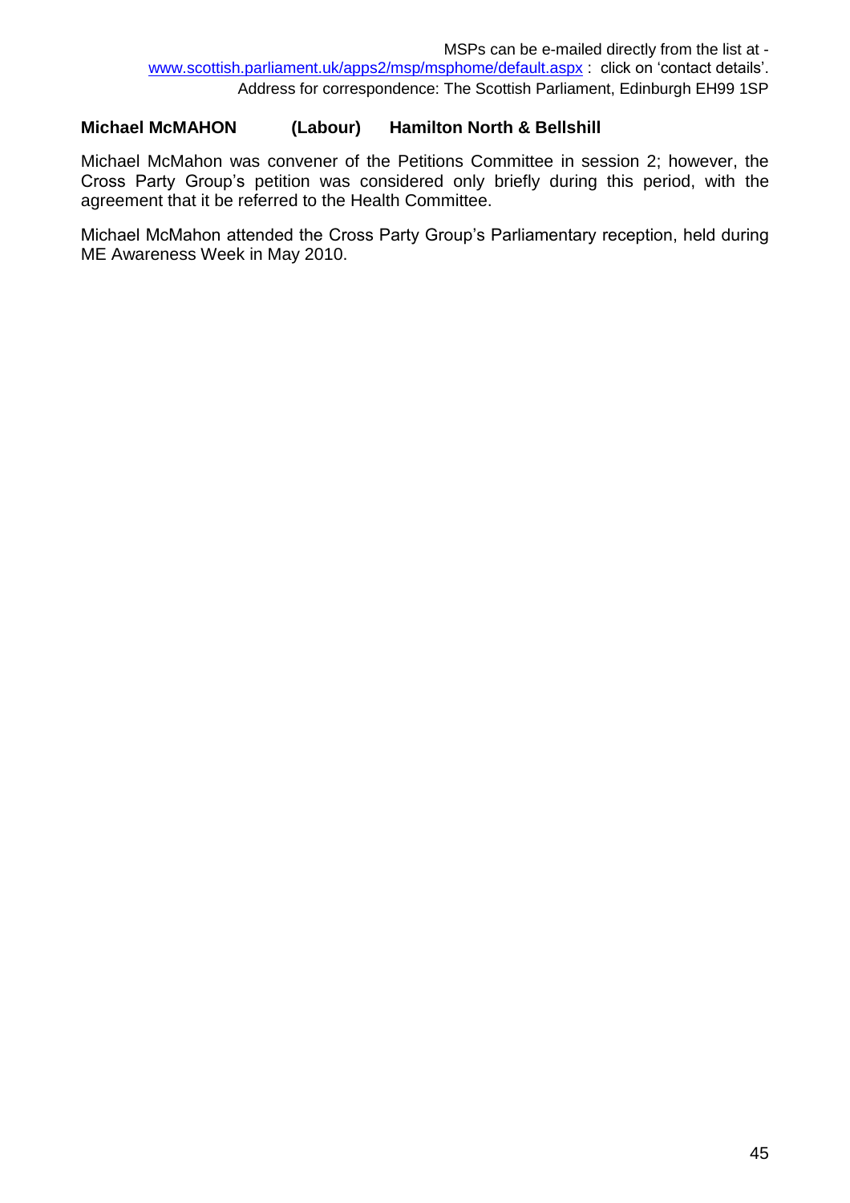MSPs can be e-mailed directly from the list at - [www.scottish.parliament.uk/apps2/msp/msphome/default.aspx](www.scottish.parliament.uk/apps2/msp/msphome/default.aspx) : click on 'contact details'. Address for correspondence: The Scottish Parliament, Edinburgh EH99 1SP

**Michael McMAHON (Labour) Hamilton North & Bellshill**

Michael McMahon was convener of the Petitions Committee in session 2; however, the Cross Party Group's petition was considered only briefly during this period, with the agreement that it be referred to the Health Committee.

Michael McMahon attended the Cross Party Group's Parliamentary reception, held during ME Awareness Week in May 2010.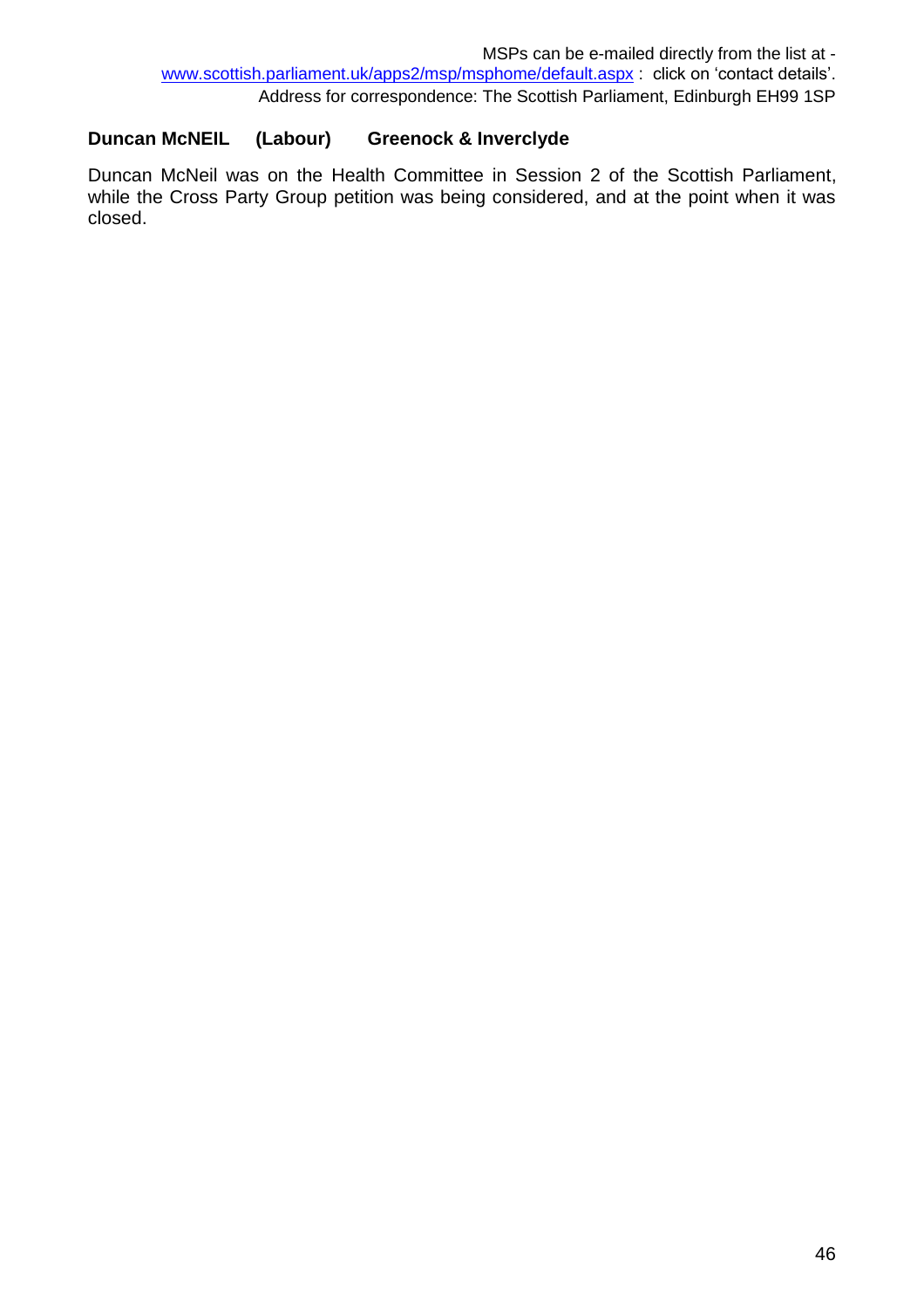MSPs can be e-mailed directly from the list at - www.scottish.parliament.uk/apps2/msp/msphome/default.aspx : click on 'contact details'. Address for correspondence: The Scottish Parliament, Edinburgh EH99 1SP

**Duncan McNEIL (Labour) Greenock & Inverclyde**

Duncan McNeil was on the Health Committee in Session 2 of the Scottish Parliament, while the Cross Party Group petition was being considered, and at the point when it was closed.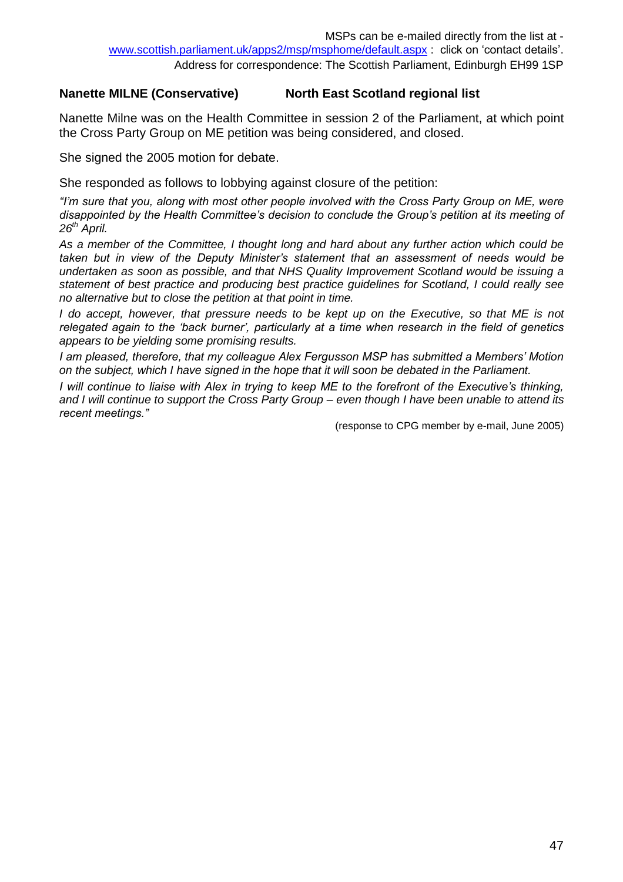MSPs can be e-mailed directly from the list at - [www.scottish.parliament.uk/apps2/msp/msphome/default.aspx](http://www.scottish.parliament.uk/apps2/msp/msphome/default.aspx) : click on 'contact details'.
Address for correspondence: The Scottish Parliament, Edinburgh EH99 1SP

**Nanette MILNE (Conservative) North East Scotland regional list**

Nanette Milne was on the Health Committee in session 2 of the Parliament, at which point the Cross Party Group on ME petition was being considered, and closed.

She signed the 2005 motion for debate.

She responded as follows to lobbying against closure of the petition:

*"I'm sure that you, along with most other people involved with the Cross Party Group on ME, were disappointed by the Health Committee's decision to conclude the Group's petition at its meeting of 26th April.*

*As a member of the Committee, I thought long and hard about any further action which could be taken but in view of the Deputy Minister's statement that an assessment of needs would be undertaken as soon as possible, and that NHS Quality Improvement Scotland would be issuing a statement of best practice and producing best practice guidelines for Scotland, I could really see no alternative but to close the petition at that point in time.*

*I do accept, however, that pressure needs to be kept up on the Executive, so that ME is not relegated again to the 'back burner', particularly at a time when research in the field of genetics appears to be yielding some promising results.*

*I am pleased, therefore, that my colleague Alex Fergusson MSP has submitted a Members' Motion on the subject, which I have signed in the hope that it will soon be debated in the Parliament.*

*I will continue to liaise with Alex in trying to keep ME to the forefront of the Executive's thinking, and I will continue to support the Cross Party Group – even though I have been unable to attend its recent meetings."*

(response to CPG member by e-mail, June 2005)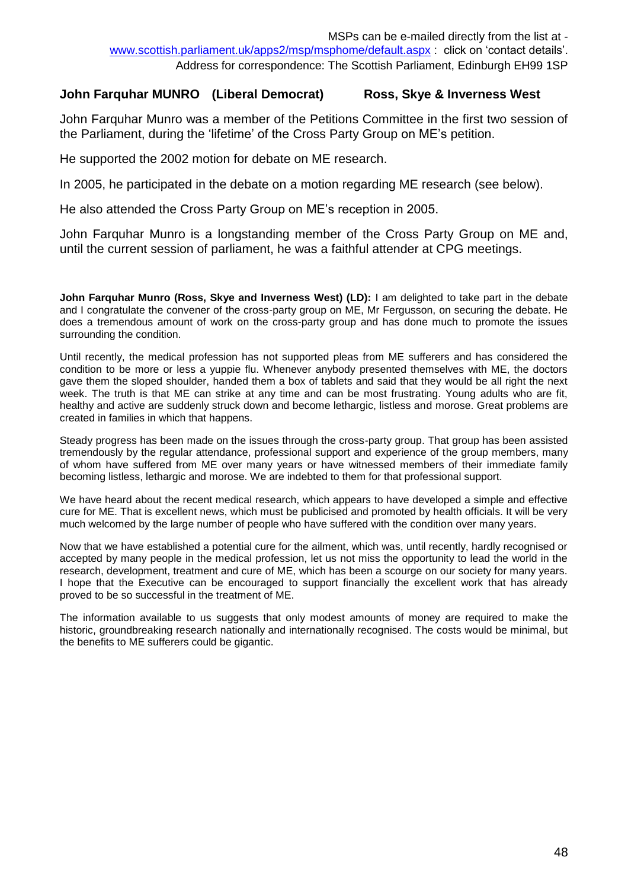MSPs can be e-mailed directly from the list at - www.scottish.parliament.uk/apps2/msp/msphome/default.aspx : click on 'contact details'. Address for correspondence: The Scottish Parliament, Edinburgh EH99 1SP

**John Farquhar MUNRO (Liberal Democrat) Ross, Skye & Inverness West**

John Farquhar Munro was a member of the Petitions Committee in the first two session of the Parliament, during the 'lifetime' of the Cross Party Group on ME's petition.

He supported the 2002 motion for debate on ME research.

In 2005, he participated in the debate on a motion regarding ME research (see below).

He also attended the Cross Party Group on ME's reception in 2005.

John Farquhar Munro is a longstanding member of the Cross Party Group on ME and, until the current session of parliament, he was a faithful attender at CPG meetings.

**John Farquhar Munro (Ross, Skye and Inverness West) (LD):** I am delighted to take part in the debate and I congratulate the convener of the cross-party group on ME, Mr Fergusson, on securing the debate. He does a tremendous amount of work on the cross-party group and has done much to promote the issues surrounding the condition.

Until recently, the medical profession has not supported pleas from ME sufferers and has considered the condition to be more or less a yuppie flu. Whenever anybody presented themselves with ME, the doctors gave them the sloped shoulder, handed them a box of tablets and said that they would be all right the next week. The truth is that ME can strike at any time and can be most frustrating. Young adults who are fit, healthy and active are suddenly struck down and become lethargic, listless and morose. Great problems are created in families in which that happens.

Steady progress has been made on the issues through the cross-party group. That group has been assisted tremendously by the regular attendance, professional support and experience of the group members, many of whom have suffered from ME over many years or have witnessed members of their immediate family becoming listless, lethargic and morose. We are indebted to them for that professional support.

We have heard about the recent medical research, which appears to have developed a simple and effective cure for ME. That is excellent news, which must be publicised and promoted by health officials. It will be very much welcomed by the large number of people who have suffered with the condition over many years.

Now that we have established a potential cure for the ailment, which was, until recently, hardly recognised or accepted by many people in the medical profession, let us not miss the opportunity to lead the world in the research, development, treatment and cure of ME, which has been a scourge on our society for many years. I hope that the Executive can be encouraged to support financially the excellent work that has already proved to be so successful in the treatment of ME.

The information available to us suggests that only modest amounts of money are required to make the historic, groundbreaking research nationally and internationally recognised. The costs would be minimal, but the benefits to ME sufferers could be gigantic.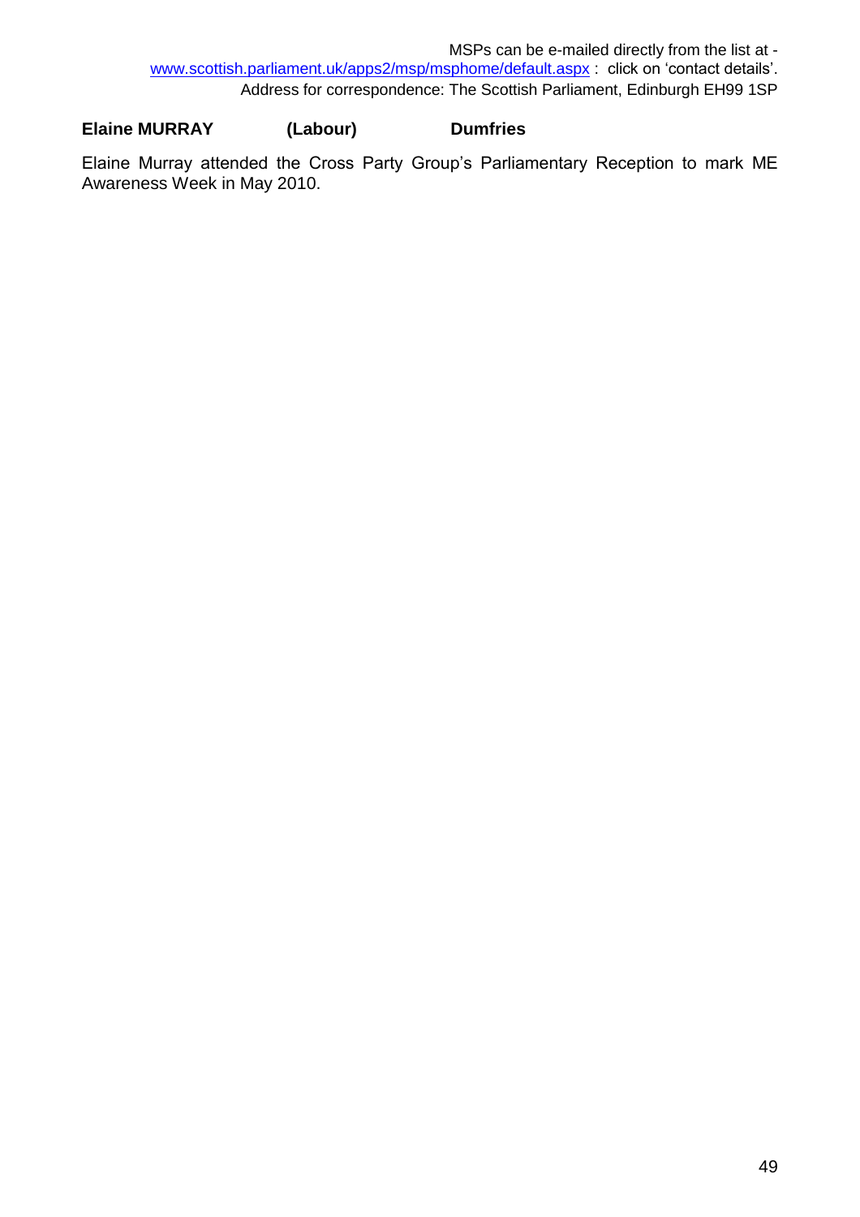MSPs can be e-mailed directly from the list at - www.scottish.parliament.uk/apps2/msp/msphome/default.aspx : click on 'contact details'.
Address for correspondence: The Scottish Parliament, Edinburgh EH99 1SP

**Elaine MURRAY (Labour) Dumfries**

Elaine Murray attended the Cross Party Group's Parliamentary Reception to mark ME Awareness Week in May 2010.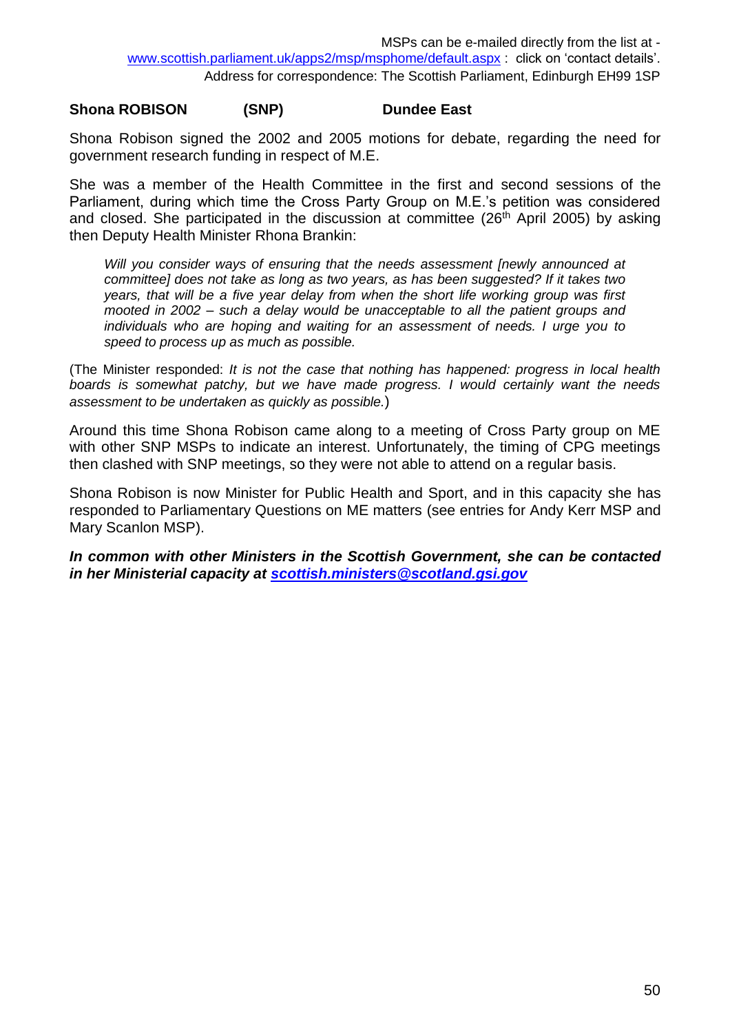MSPs can be e-mailed directly from the list at - www.scottish.parliament.uk/apps2/msp/msphome/default.aspx : click on 'contact details'.
Address for correspondence: The Scottish Parliament, Edinburgh EH99 1SP

**Shona ROBISON (SNP) Dundee East**

Shona Robison signed the 2002 and 2005 motions for debate, regarding the need for government research funding in respect of M.E.

She was a member of the Health Committee in the first and second sessions of the Parliament, during which time the Cross Party Group on M.E.'s petition was considered and closed. She participated in the discussion at committee (26th April 2005) by asking then Deputy Health Minister Rhona Brankin:

> *Will you consider ways of ensuring that the needs assessment [newly announced at committee] does not take as long as two years, as has been suggested? If it takes two years, that will be a five year delay from when the short life working group was first mooted in 2002 – such a delay would be unacceptable to all the patient groups and individuals who are hoping and waiting for an assessment of needs. I urge you to speed to process up as much as possible.*

(The Minister responded: *It is not the case that nothing has happened: progress in local health boards is somewhat patchy, but we have made progress. I would certainly want the needs assessment to be undertaken as quickly as possible.*)

Around this time Shona Robison came along to a meeting of Cross Party group on ME with other SNP MSPs to indicate an interest. Unfortunately, the timing of CPG meetings then clashed with SNP meetings, so they were not able to attend on a regular basis.

Shona Robison is now Minister for Public Health and Sport, and in this capacity she has responded to Parliamentary Questions on ME matters (see entries for Andy Kerr MSP and Mary Scanlon MSP).

***In common with other Ministers in the Scottish Government, she can be contacted in her Ministerial capacity at scottish.ministers@scotland.gsi.gov***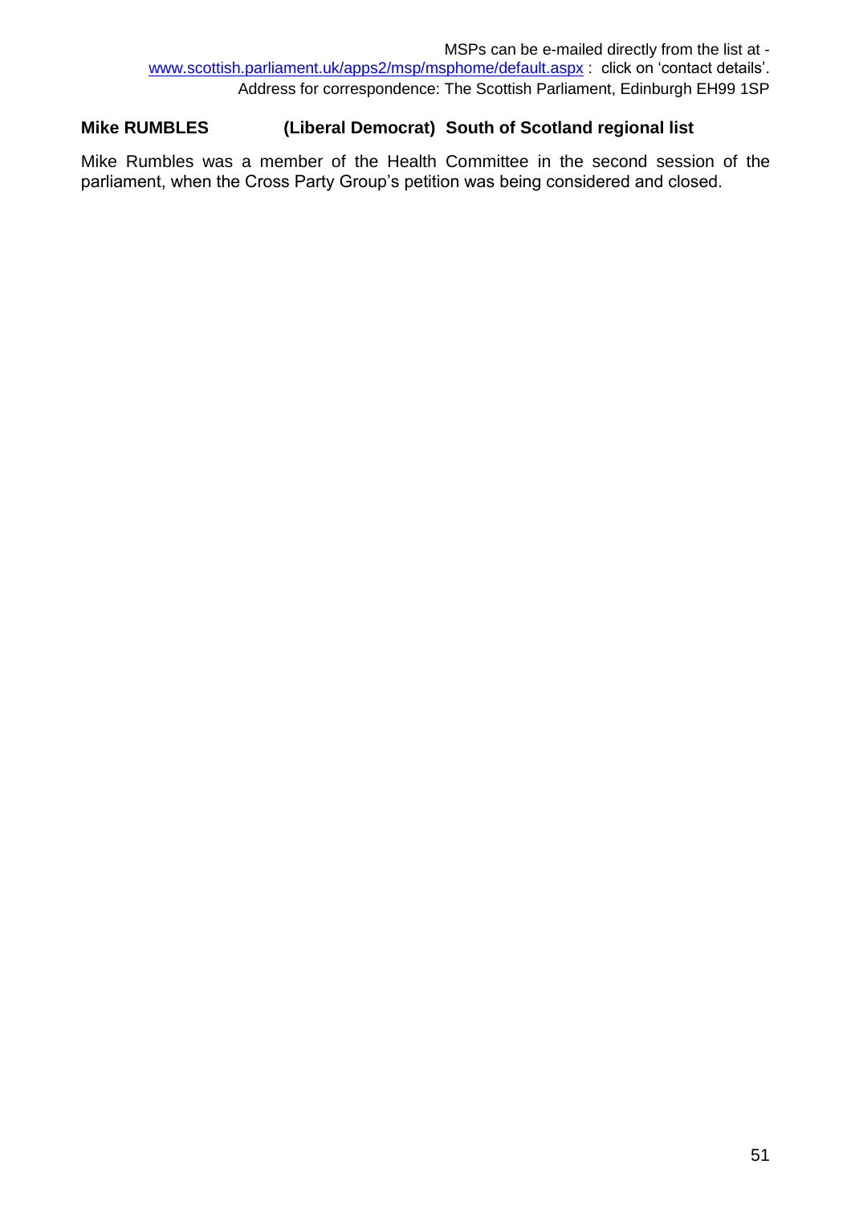MSPs can be e-mailed directly from the list at - [www.scottish.parliament.uk/apps2/msp/msphome/default.aspx](www.scottish.parliament.uk/apps2/msp/msphome/default.aspx) : click on 'contact details'.
Address for correspondence: The Scottish Parliament, Edinburgh EH99 1SP

**Mike RUMBLES (Liberal Democrat) South of Scotland regional list**

Mike Rumbles was a member of the Health Committee in the second session of the parliament, when the Cross Party Group's petition was being considered and closed.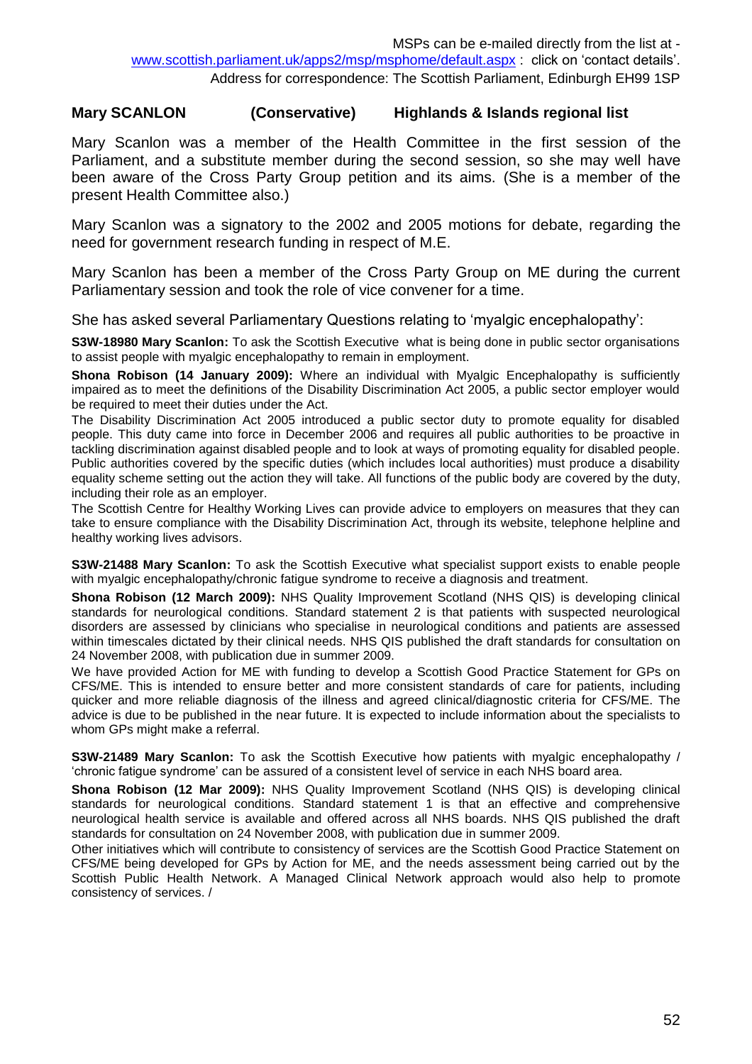MSPs can be e-mailed directly from the list at - www.scottish.parliament.uk/apps2/msp/msphome/default.aspx : click on 'contact details'.
Address for correspondence: The Scottish Parliament, Edinburgh EH99 1SP

**Mary SCANLON (Conservative) Highlands & Islands regional list**

Mary Scanlon was a member of the Health Committee in the first session of the Parliament, and a substitute member during the second session, so she may well have been aware of the Cross Party Group petition and its aims. (She is a member of the present Health Committee also.)

Mary Scanlon was a signatory to the 2002 and 2005 motions for debate, regarding the need for government research funding in respect of M.E.

Mary Scanlon has been a member of the Cross Party Group on ME during the current Parliamentary session and took the role of vice convener for a time.

She has asked several Parliamentary Questions relating to 'myalgic encephalopathy':

**S3W-18980 Mary Scanlon:** To ask the Scottish Executive what is being done in public sector organisations to assist people with myalgic encephalopathy to remain in employment.

**Shona Robison (14 January 2009):** Where an individual with Myalgic Encephalopathy is sufficiently impaired as to meet the definitions of the Disability Discrimination Act 2005, a public sector employer would be required to meet their duties under the Act.
The Disability Discrimination Act 2005 introduced a public sector duty to promote equality for disabled people. This duty came into force in December 2006 and requires all public authorities to be proactive in tackling discrimination against disabled people and to look at ways of promoting equality for disabled people. Public authorities covered by the specific duties (which includes local authorities) must produce a disability equality scheme setting out the action they will take. All functions of the public body are covered by the duty, including their role as an employer.
The Scottish Centre for Healthy Working Lives can provide advice to employers on measures that they can take to ensure compliance with the Disability Discrimination Act, through its website, telephone helpline and healthy working lives advisors.

**S3W-21488 Mary Scanlon:** To ask the Scottish Executive what specialist support exists to enable people with myalgic encephalopathy/chronic fatigue syndrome to receive a diagnosis and treatment.

**Shona Robison (12 March 2009):** NHS Quality Improvement Scotland (NHS QIS) is developing clinical standards for neurological conditions. Standard statement 2 is that patients with suspected neurological disorders are assessed by clinicians who specialise in neurological conditions and patients are assessed within timescales dictated by their clinical needs. NHS QIS published the draft standards for consultation on 24 November 2008, with publication due in summer 2009.
We have provided Action for ME with funding to develop a Scottish Good Practice Statement for GPs on CFS/ME. This is intended to ensure better and more consistent standards of care for patients, including quicker and more reliable diagnosis of the illness and agreed clinical/diagnostic criteria for CFS/ME. The advice is due to be published in the near future. It is expected to include information about the specialists to whom GPs might make a referral.

**S3W-21489 Mary Scanlon:** To ask the Scottish Executive how patients with myalgic encephalopathy / 'chronic fatigue syndrome' can be assured of a consistent level of service in each NHS board area.

**Shona Robison (12 Mar 2009):** NHS Quality Improvement Scotland (NHS QIS) is developing clinical standards for neurological conditions. Standard statement 1 is that an effective and comprehensive neurological health service is available and offered across all NHS boards. NHS QIS published the draft standards for consultation on 24 November 2008, with publication due in summer 2009.
Other initiatives which will contribute to consistency of services are the Scottish Good Practice Statement on CFS/ME being developed for GPs by Action for ME, and the needs assessment being carried out by the Scottish Public Health Network. A Managed Clinical Network approach would also help to promote consistency of services. /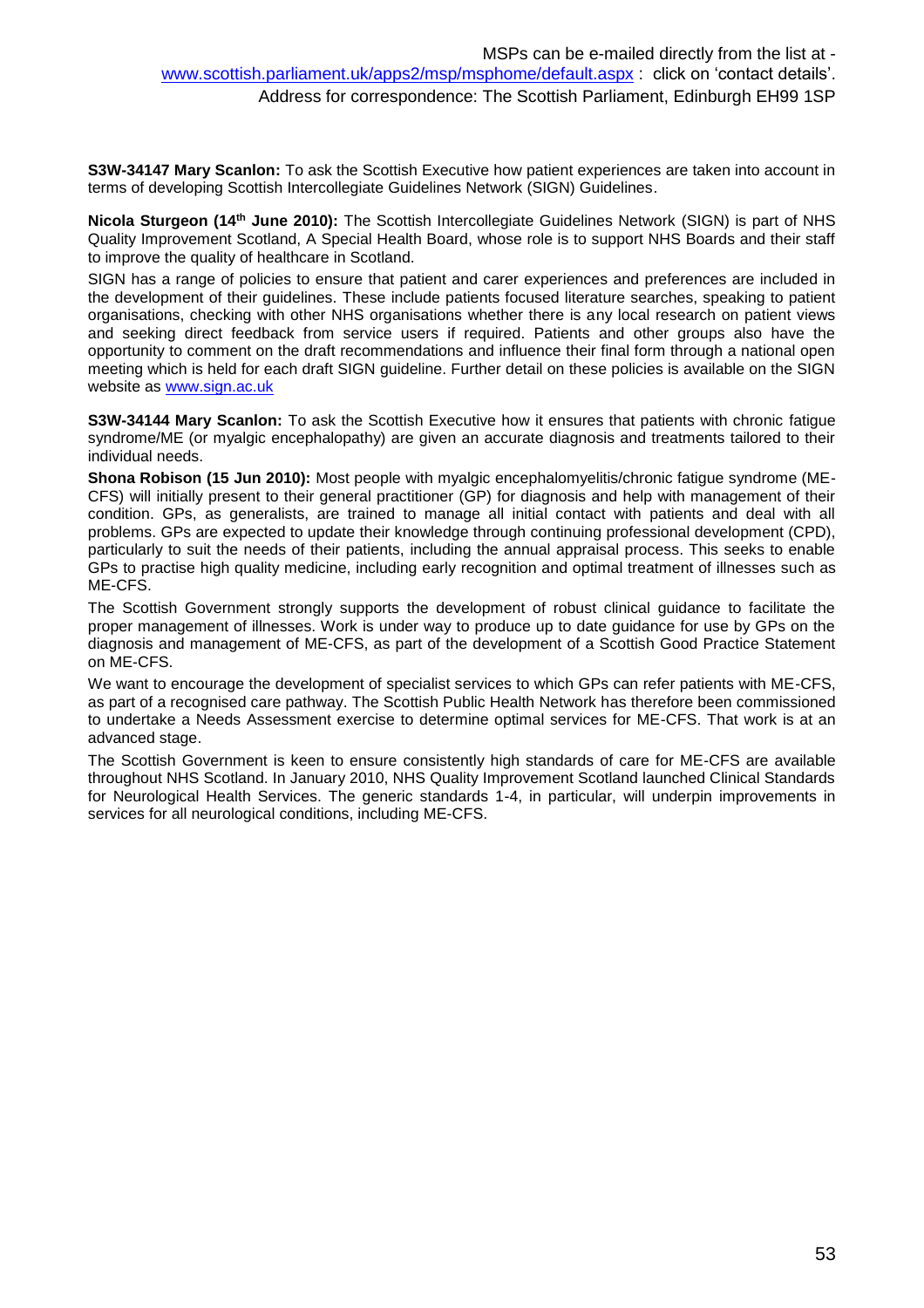MSPs can be e-mailed directly from the list at - [www.scottish.parliament.uk/apps2/msp/msphome/default.aspx](www.scottish.parliament.uk/apps2/msp/msphome/default.aspx) : click on 'contact details'.
Address for correspondence: The Scottish Parliament, Edinburgh EH99 1SP

**S3W-34147 Mary Scanlon:** To ask the Scottish Executive how patient experiences are taken into account in terms of developing Scottish Intercollegiate Guidelines Network (SIGN) Guidelines.

**Nicola Sturgeon (14th June 2010):** The Scottish Intercollegiate Guidelines Network (SIGN) is part of NHS Quality Improvement Scotland, A Special Health Board, whose role is to support NHS Boards and their staff to improve the quality of healthcare in Scotland.

SIGN has a range of policies to ensure that patient and carer experiences and preferences are included in the development of their guidelines. These include patients focused literature searches, speaking to patient organisations, checking with other NHS organisations whether there is any local research on patient views and seeking direct feedback from service users if required. Patients and other groups also have the opportunity to comment on the draft recommendations and influence their final form through a national open meeting which is held for each draft SIGN guideline. Further detail on these policies is available on the SIGN website as [www.sign.ac.uk](www.sign.ac.uk)

**S3W-34144 Mary Scanlon:** To ask the Scottish Executive how it ensures that patients with chronic fatigue syndrome/ME (or myalgic encephalopathy) are given an accurate diagnosis and treatments tailored to their individual needs.

**Shona Robison (15 Jun 2010):** Most people with myalgic encephalomyelitis/chronic fatigue syndrome (ME-CFS) will initially present to their general practitioner (GP) for diagnosis and help with management of their condition. GPs, as generalists, are trained to manage all initial contact with patients and deal with all problems. GPs are expected to update their knowledge through continuing professional development (CPD), particularly to suit the needs of their patients, including the annual appraisal process. This seeks to enable GPs to practise high quality medicine, including early recognition and optimal treatment of illnesses such as ME-CFS.

The Scottish Government strongly supports the development of robust clinical guidance to facilitate the proper management of illnesses. Work is under way to produce up to date guidance for use by GPs on the diagnosis and management of ME-CFS, as part of the development of a Scottish Good Practice Statement on ME-CFS.

We want to encourage the development of specialist services to which GPs can refer patients with ME-CFS, as part of a recognised care pathway. The Scottish Public Health Network has therefore been commissioned to undertake a Needs Assessment exercise to determine optimal services for ME-CFS. That work is at an advanced stage.

The Scottish Government is keen to ensure consistently high standards of care for ME-CFS are available throughout NHS Scotland. In January 2010, NHS Quality Improvement Scotland launched Clinical Standards for Neurological Health Services. The generic standards 1-4, in particular, will underpin improvements in services for all neurological conditions, including ME-CFS.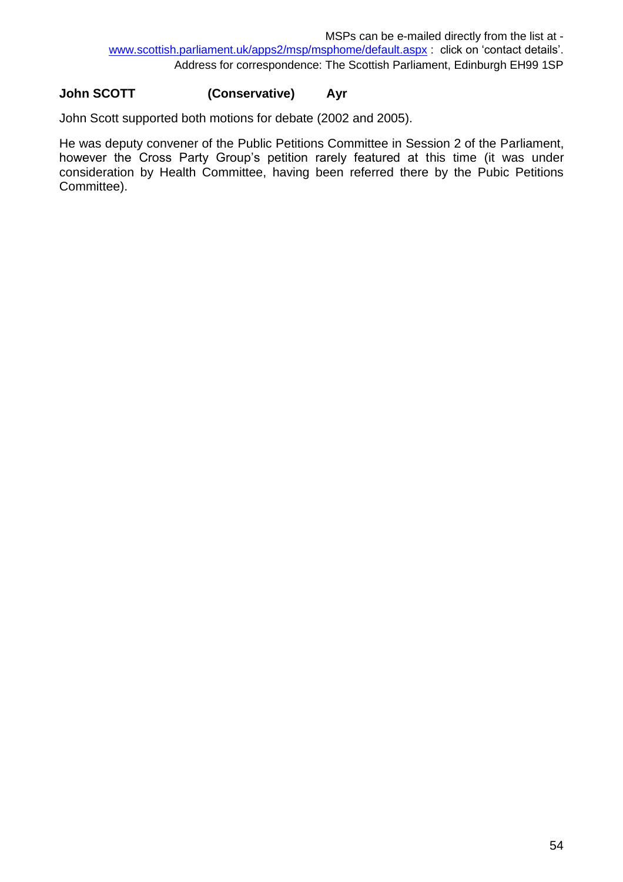MSPs can be e-mailed directly from the list at - www.scottish.parliament.uk/apps2/msp/msphome/default.aspx : click on 'contact details'.
Address for correspondence: The Scottish Parliament, Edinburgh EH99 1SP

**John SCOTT (Conservative) Ayr**

John Scott supported both motions for debate (2002 and 2005).

He was deputy convener of the Public Petitions Committee in Session 2 of the Parliament, however the Cross Party Group's petition rarely featured at this time (it was under consideration by Health Committee, having been referred there by the Pubic Petitions Committee).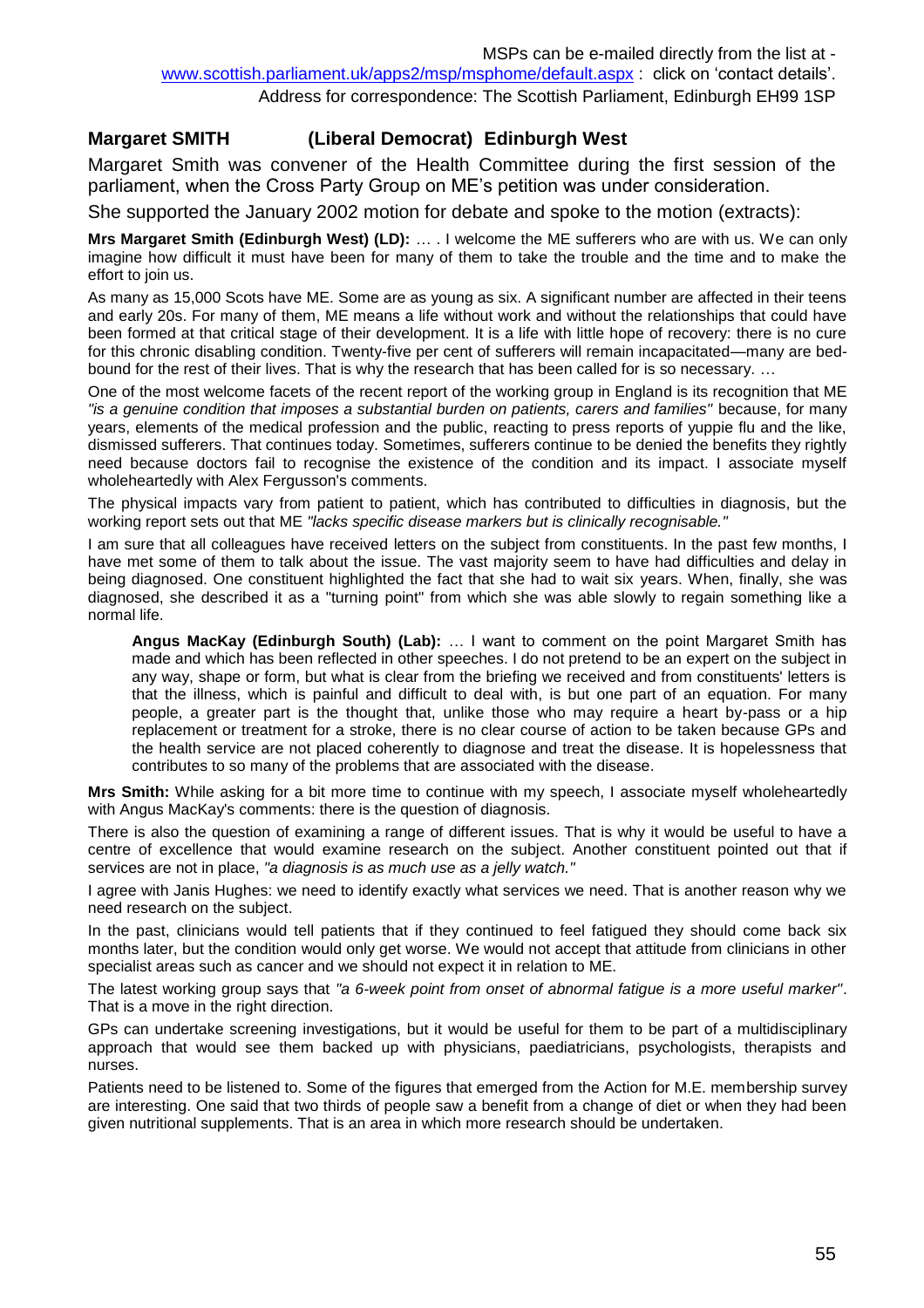MSPs can be e-mailed directly from the list at - www.scottish.parliament.uk/apps2/msp/msphome/default.aspx : click on 'contact details'.
Address for correspondence: The Scottish Parliament, Edinburgh EH99 1SP

### Margaret SMITH (Liberal Democrat) Edinburgh West

Margaret Smith was convener of the Health Committee during the first session of the parliament, when the Cross Party Group on ME's petition was under consideration.

She supported the January 2002 motion for debate and spoke to the motion (extracts):

**Mrs Margaret Smith (Edinburgh West) (LD):** … . I welcome the ME sufferers who are with us. We can only imagine how difficult it must have been for many of them to take the trouble and the time and to make the effort to join us.

As many as 15,000 Scots have ME. Some are as young as six. A significant number are affected in their teens and early 20s. For many of them, ME means a life without work and without the relationships that could have been formed at that critical stage of their development. It is a life with little hope of recovery: there is no cure for this chronic disabling condition. Twenty-five per cent of sufferers will remain incapacitated—many are bed-bound for the rest of their lives. That is why the research that has been called for is so necessary. …

One of the most welcome facets of the recent report of the working group in England is its recognition that ME *"is a genuine condition that imposes a substantial burden on patients, carers and families"* because, for many years, elements of the medical profession and the public, reacting to press reports of yuppie flu and the like, dismissed sufferers. That continues today. Sometimes, sufferers continue to be denied the benefits they rightly need because doctors fail to recognise the existence of the condition and its impact. I associate myself wholeheartedly with Alex Fergusson's comments.

The physical impacts vary from patient to patient, which has contributed to difficulties in diagnosis, but the working report sets out that ME *"lacks specific disease markers but is clinically recognisable."*

I am sure that all colleagues have received letters on the subject from constituents. In the past few months, I have met some of them to talk about the issue. The vast majority seem to have had difficulties and delay in being diagnosed. One constituent highlighted the fact that she had to wait six years. When, finally, she was diagnosed, she described it as a "turning point" from which she was able slowly to regain something like a normal life.

> **Angus MacKay (Edinburgh South) (Lab):** … I want to comment on the point Margaret Smith has made and which has been reflected in other speeches. I do not pretend to be an expert on the subject in any way, shape or form, but what is clear from the briefing we received and from constituents' letters is that the illness, which is painful and difficult to deal with, is but one part of an equation. For many people, a greater part is the thought that, unlike those who may require a heart by-pass or a hip replacement or treatment for a stroke, there is no clear course of action to be taken because GPs and the health service are not placed coherently to diagnose and treat the disease. It is hopelessness that contributes to so many of the problems that are associated with the disease.

**Mrs Smith:** While asking for a bit more time to continue with my speech, I associate myself wholeheartedly with Angus MacKay's comments: there is the question of diagnosis.

There is also the question of examining a range of different issues. That is why it would be useful to have a centre of excellence that would examine research on the subject. Another constituent pointed out that if services are not in place, *"a diagnosis is as much use as a jelly watch."*

I agree with Janis Hughes: we need to identify exactly what services we need. That is another reason why we need research on the subject.

In the past, clinicians would tell patients that if they continued to feel fatigued they should come back six months later, but the condition would only get worse. We would not accept that attitude from clinicians in other specialist areas such as cancer and we should not expect it in relation to ME.

The latest working group says that *"a 6-week point from onset of abnormal fatigue is a more useful marker"*. That is a move in the right direction.

GPs can undertake screening investigations, but it would be useful for them to be part of a multidisciplinary approach that would see them backed up with physicians, paediatricians, psychologists, therapists and nurses.

Patients need to be listened to. Some of the figures that emerged from the Action for M.E. membership survey are interesting. One said that two thirds of people saw a benefit from a change of diet or when they had been given nutritional supplements. That is an area in which more research should be undertaken.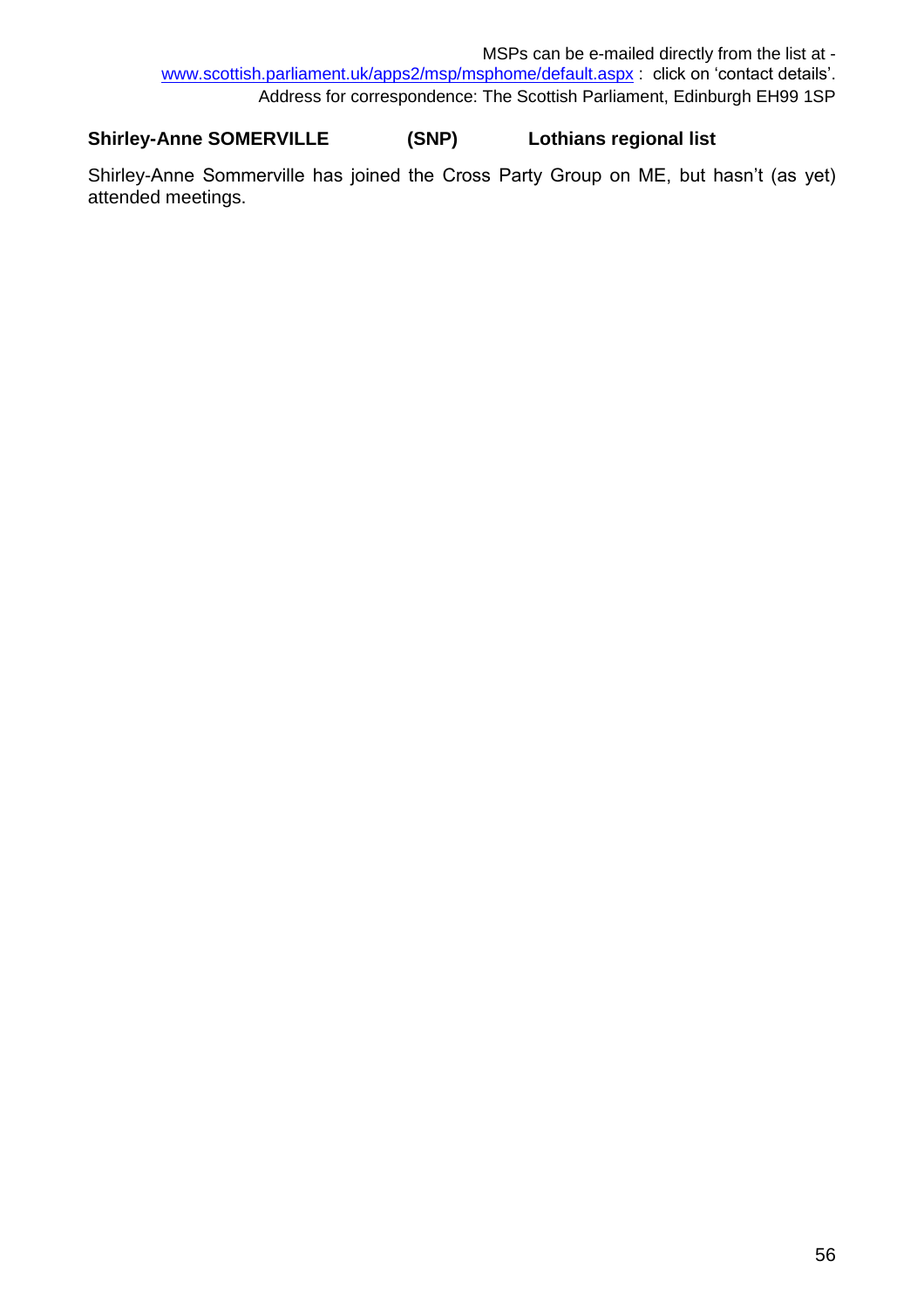MSPs can be e-mailed directly from the list at - [www.scottish.parliament.uk/apps2/msp/msphome/default.aspx](www.scottish.parliament.uk/apps2/msp/msphome/default.aspx) : click on 'contact details'.
Address for correspondence: The Scottish Parliament, Edinburgh EH99 1SP

**Shirley-Anne SOMERVILLE (SNP) Lothians regional list**

Shirley-Anne Sommerville has joined the Cross Party Group on ME, but hasn't (as yet) attended meetings.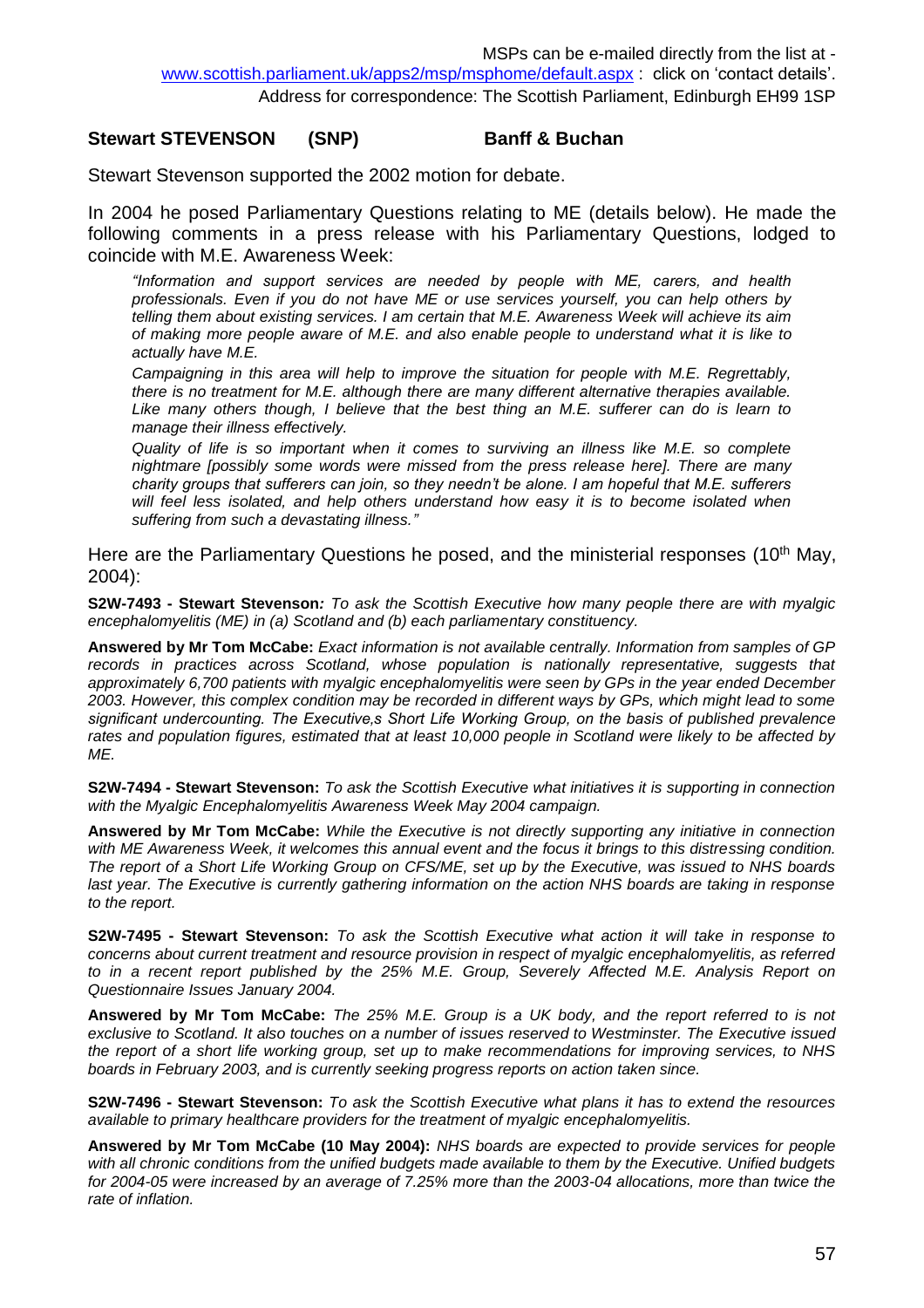MSPs can be e-mailed directly from the list at - www.scottish.parliament.uk/apps2/msp/msphome/default.aspx : click on 'contact details'.
Address for correspondence: The Scottish Parliament, Edinburgh EH99 1SP

**Stewart STEVENSON (SNP) Banff & Buchan**

Stewart Stevenson supported the 2002 motion for debate.

In 2004 he posed Parliamentary Questions relating to ME (details below). He made the following comments in a press release with his Parliamentary Questions, lodged to coincide with M.E. Awareness Week:

> *"Information and support services are needed by people with ME, carers, and health professionals. Even if you do not have ME or use services yourself, you can help others by telling them about existing services. I am certain that M.E. Awareness Week will achieve its aim of making more people aware of M.E. and also enable people to understand what it is like to actually have M.E.*
>
> *Campaigning in this area will help to improve the situation for people with M.E. Regrettably, there is no treatment for M.E. although there are many different alternative therapies available. Like many others though, I believe that the best thing an M.E. sufferer can do is learn to manage their illness effectively.*
>
> *Quality of life is so important when it comes to surviving an illness like M.E. so complete nightmare [possibly some words were missed from the press release here]. There are many charity groups that sufferers can join, so they needn't be alone. I am hopeful that M.E. sufferers will feel less isolated, and help others understand how easy it is to become isolated when suffering from such a devastating illness."*

Here are the Parliamentary Questions he posed, and the ministerial responses (10th May, 2004):

**S2W-7493 - Stewart Stevenson***:* *To ask the Scottish Executive how many people there are with myalgic encephalomyelitis (ME) in (a) Scotland and (b) each parliamentary constituency.*

**Answered by Mr Tom McCabe:** *Exact information is not available centrally. Information from samples of GP records in practices across Scotland, whose population is nationally representative, suggests that approximately 6,700 patients with myalgic encephalomyelitis were seen by GPs in the year ended December 2003. However, this complex condition may be recorded in different ways by GPs, which might lead to some significant undercounting. The Executive,s Short Life Working Group, on the basis of published prevalence rates and population figures, estimated that at least 10,000 people in Scotland were likely to be affected by ME.*

**S2W-7494 - Stewart Stevenson:** *To ask the Scottish Executive what initiatives it is supporting in connection with the Myalgic Encephalomyelitis Awareness Week May 2004 campaign.*

**Answered by Mr Tom McCabe:** *While the Executive is not directly supporting any initiative in connection with ME Awareness Week, it welcomes this annual event and the focus it brings to this distressing condition. The report of a Short Life Working Group on CFS/ME, set up by the Executive, was issued to NHS boards last year. The Executive is currently gathering information on the action NHS boards are taking in response to the report.*

**S2W-7495 - Stewart Stevenson:** *To ask the Scottish Executive what action it will take in response to concerns about current treatment and resource provision in respect of myalgic encephalomyelitis, as referred to in a recent report published by the 25% M.E. Group, Severely Affected M.E. Analysis Report on Questionnaire Issues January 2004.*

**Answered by Mr Tom McCabe:** *The 25% M.E. Group is a UK body, and the report referred to is not exclusive to Scotland. It also touches on a number of issues reserved to Westminster. The Executive issued the report of a short life working group, set up to make recommendations for improving services, to NHS boards in February 2003, and is currently seeking progress reports on action taken since.*

**S2W-7496 - Stewart Stevenson:** *To ask the Scottish Executive what plans it has to extend the resources available to primary healthcare providers for the treatment of myalgic encephalomyelitis.*

**Answered by Mr Tom McCabe (10 May 2004):** *NHS boards are expected to provide services for people with all chronic conditions from the unified budgets made available to them by the Executive. Unified budgets for 2004-05 were increased by an average of 7.25% more than the 2003-04 allocations, more than twice the rate of inflation.*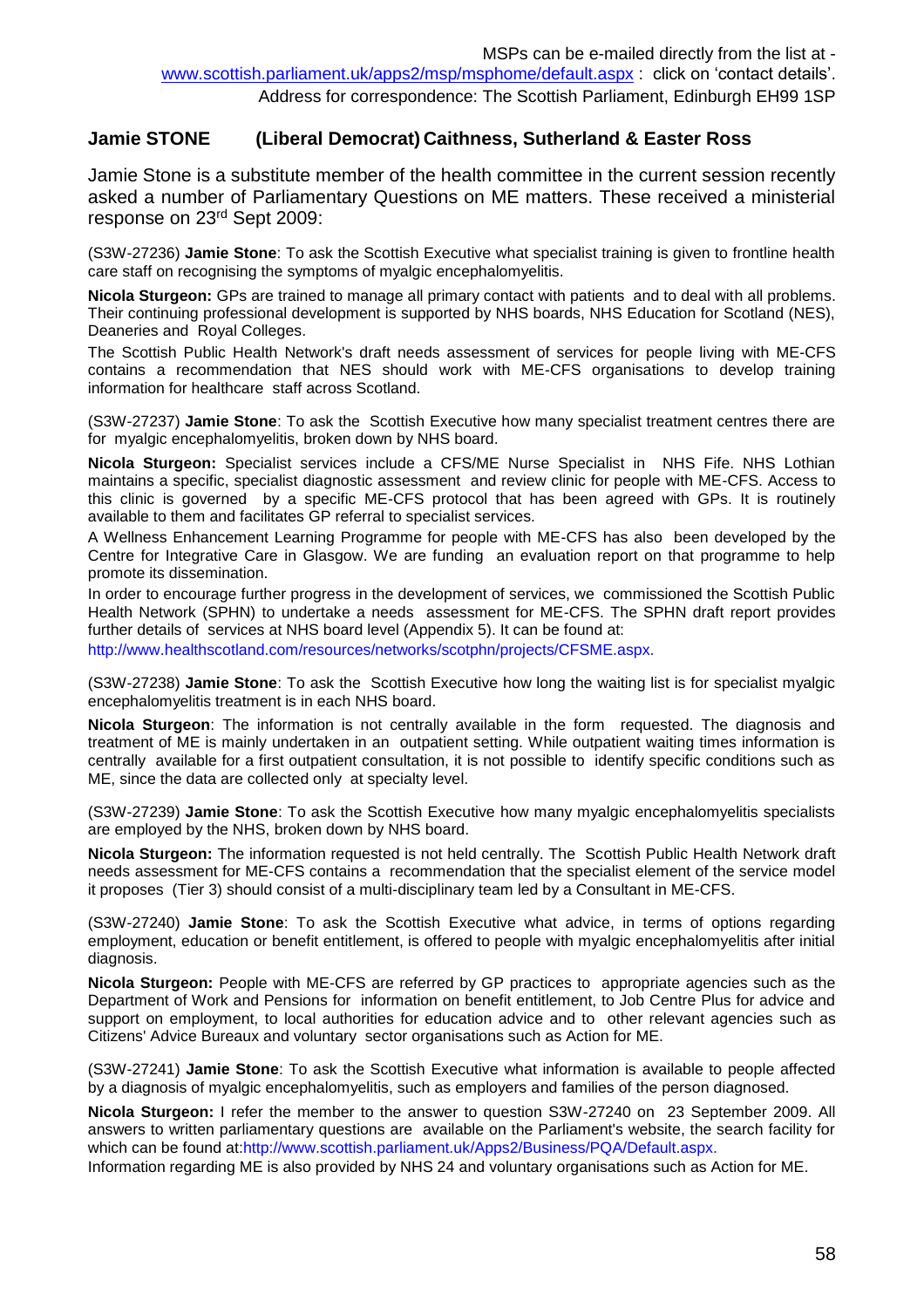MSPs can be e-mailed directly from the list at - www.scottish.parliament.uk/apps2/msp/msphome/default.aspx : click on 'contact details'. Address for correspondence: The Scottish Parliament, Edinburgh EH99 1SP

## Jamie STONE (Liberal Democrat) Caithness, Sutherland & Easter Ross

Jamie Stone is a substitute member of the health committee in the current session recently asked a number of Parliamentary Questions on ME matters. These received a ministerial response on 23rd Sept 2009:

(S3W-27236) **Jamie Stone**: To ask the Scottish Executive what specialist training is given to frontline health care staff on recognising the symptoms of myalgic encephalomyelitis.

**Nicola Sturgeon:** GPs are trained to manage all primary contact with patients and to deal with all problems. Their continuing professional development is supported by NHS boards, NHS Education for Scotland (NES), Deaneries and Royal Colleges.

The Scottish Public Health Network's draft needs assessment of services for people living with ME-CFS contains a recommendation that NES should work with ME-CFS organisations to develop training information for healthcare staff across Scotland.

(S3W-27237) **Jamie Stone**: To ask the Scottish Executive how many specialist treatment centres there are for myalgic encephalomyelitis, broken down by NHS board.

**Nicola Sturgeon:** Specialist services include a CFS/ME Nurse Specialist in NHS Fife. NHS Lothian maintains a specific, specialist diagnostic assessment and review clinic for people with ME-CFS. Access to this clinic is governed by a specific ME-CFS protocol that has been agreed with GPs. It is routinely available to them and facilitates GP referral to specialist services.

A Wellness Enhancement Learning Programme for people with ME-CFS has also been developed by the Centre for Integrative Care in Glasgow. We are funding an evaluation report on that programme to help promote its dissemination.

In order to encourage further progress in the development of services, we commissioned the Scottish Public Health Network (SPHN) to undertake a needs assessment for ME-CFS. The SPHN draft report provides further details of services at NHS board level (Appendix 5). It can be found at:
http://www.healthscotland.com/resources/networks/scotphn/projects/CFSME.aspx.

(S3W-27238) **Jamie Stone**: To ask the Scottish Executive how long the waiting list is for specialist myalgic encephalomyelitis treatment is in each NHS board.

**Nicola Sturgeon**: The information is not centrally available in the form requested. The diagnosis and treatment of ME is mainly undertaken in an outpatient setting. While outpatient waiting times information is centrally available for a first outpatient consultation, it is not possible to identify specific conditions such as ME, since the data are collected only at specialty level.

(S3W-27239) **Jamie Stone**: To ask the Scottish Executive how many myalgic encephalomyelitis specialists are employed by the NHS, broken down by NHS board.

**Nicola Sturgeon:** The information requested is not held centrally. The Scottish Public Health Network draft needs assessment for ME-CFS contains a recommendation that the specialist element of the service model it proposes (Tier 3) should consist of a multi-disciplinary team led by a Consultant in ME-CFS.

(S3W-27240) **Jamie Stone**: To ask the Scottish Executive what advice, in terms of options regarding employment, education or benefit entitlement, is offered to people with myalgic encephalomyelitis after initial diagnosis.

**Nicola Sturgeon:** People with ME-CFS are referred by GP practices to appropriate agencies such as the Department of Work and Pensions for information on benefit entitlement, to Job Centre Plus for advice and support on employment, to local authorities for education advice and to other relevant agencies such as Citizens' Advice Bureaux and voluntary sector organisations such as Action for ME.

(S3W-27241) **Jamie Stone**: To ask the Scottish Executive what information is available to people affected by a diagnosis of myalgic encephalomyelitis, such as employers and families of the person diagnosed.

**Nicola Sturgeon:** I refer the member to the answer to question S3W-27240 on 23 September 2009. All answers to written parliamentary questions are available on the Parliament's website, the search facility for which can be found at:http://www.scottish.parliament.uk/Apps2/Business/PQA/Default.aspx.

Information regarding ME is also provided by NHS 24 and voluntary organisations such as Action for ME.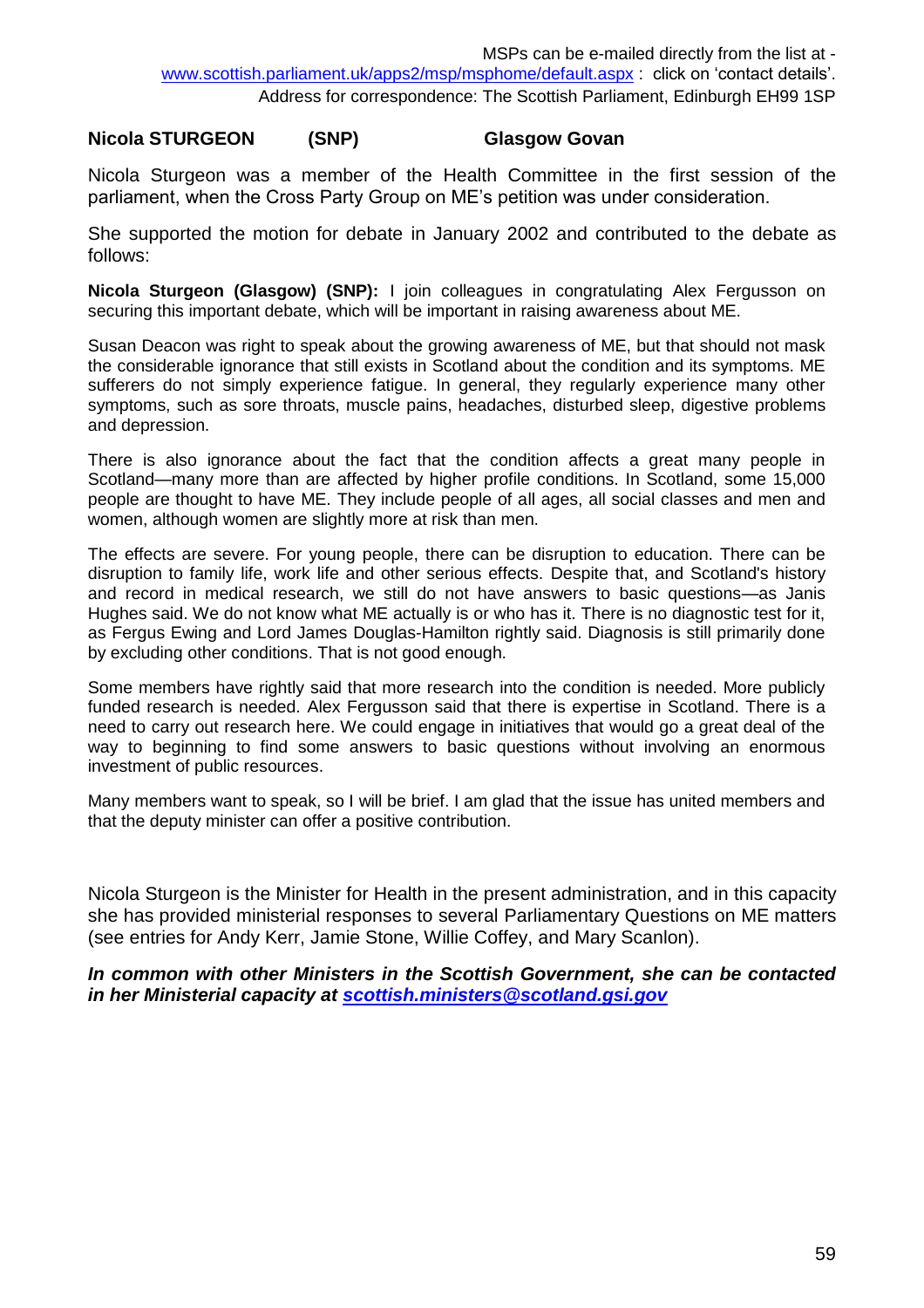MSPs can be e-mailed directly from the list at - www.scottish.parliament.uk/apps2/msp/msphome/default.aspx : click on 'contact details'.
Address for correspondence: The Scottish Parliament, Edinburgh EH99 1SP

**Nicola STURGEON (SNP) Glasgow Govan**

Nicola Sturgeon was a member of the Health Committee in the first session of the parliament, when the Cross Party Group on ME's petition was under consideration.

She supported the motion for debate in January 2002 and contributed to the debate as follows:

**Nicola Sturgeon (Glasgow) (SNP):** I join colleagues in congratulating Alex Fergusson on securing this important debate, which will be important in raising awareness about ME.

Susan Deacon was right to speak about the growing awareness of ME, but that should not mask the considerable ignorance that still exists in Scotland about the condition and its symptoms. ME sufferers do not simply experience fatigue. In general, they regularly experience many other symptoms, such as sore throats, muscle pains, headaches, disturbed sleep, digestive problems and depression.

There is also ignorance about the fact that the condition affects a great many people in Scotland—many more than are affected by higher profile conditions. In Scotland, some 15,000 people are thought to have ME. They include people of all ages, all social classes and men and women, although women are slightly more at risk than men.

The effects are severe. For young people, there can be disruption to education. There can be disruption to family life, work life and other serious effects. Despite that, and Scotland's history and record in medical research, we still do not have answers to basic questions—as Janis Hughes said. We do not know what ME actually is or who has it. There is no diagnostic test for it, as Fergus Ewing and Lord James Douglas-Hamilton rightly said. Diagnosis is still primarily done by excluding other conditions. That is not good enough.

Some members have rightly said that more research into the condition is needed. More publicly funded research is needed. Alex Fergusson said that there is expertise in Scotland. There is a need to carry out research here. We could engage in initiatives that would go a great deal of the way to beginning to find some answers to basic questions without involving an enormous investment of public resources.

Many members want to speak, so I will be brief. I am glad that the issue has united members and that the deputy minister can offer a positive contribution.

Nicola Sturgeon is the Minister for Health in the present administration, and in this capacity she has provided ministerial responses to several Parliamentary Questions on ME matters (see entries for Andy Kerr, Jamie Stone, Willie Coffey, and Mary Scanlon).

***In common with other Ministers in the Scottish Government, she can be contacted in her Ministerial capacity at scottish.ministers@scotland.gsi.gov***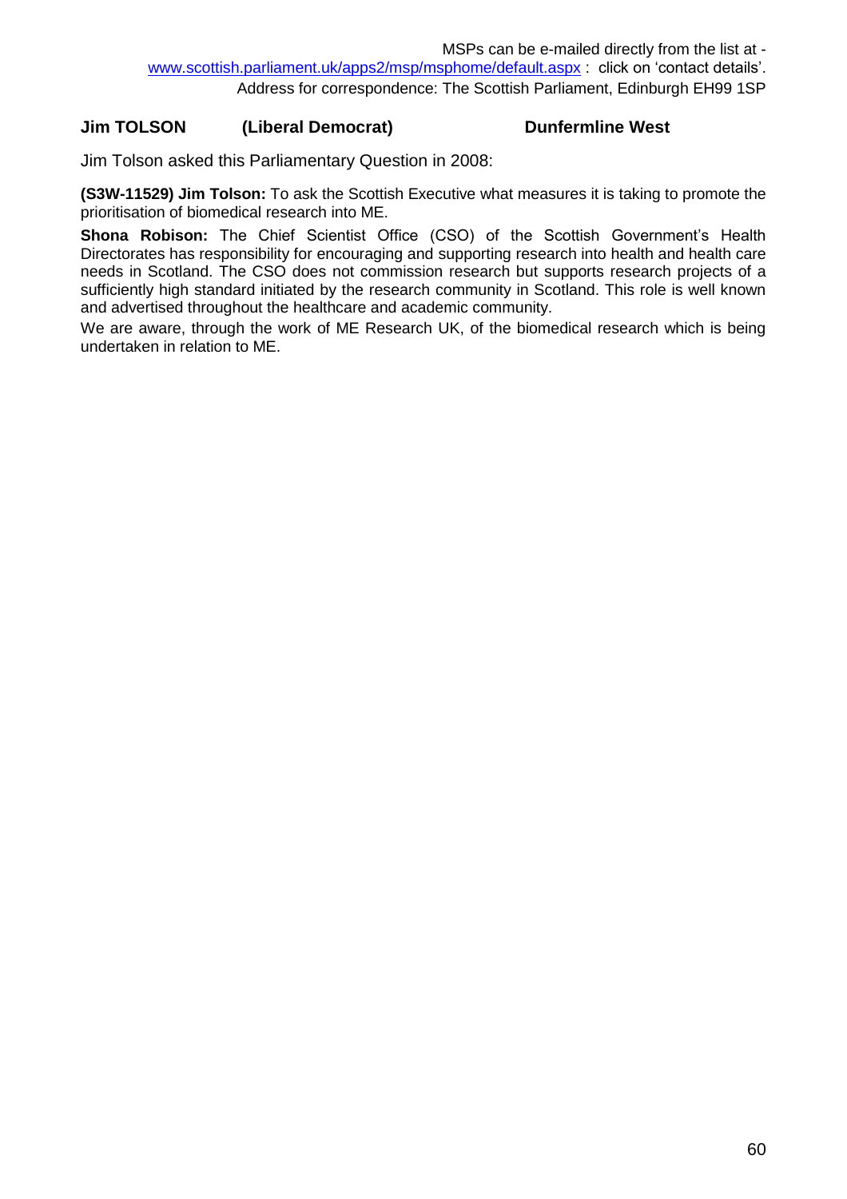MSPs can be e-mailed directly from the list at - [www.scottish.parliament.uk/apps2/msp/msphome/default.aspx](www.scottish.parliament.uk/apps2/msp/msphome/default.aspx) : click on 'contact details'.
Address for correspondence: The Scottish Parliament, Edinburgh EH99 1SP

**Jim TOLSON (Liberal Democrat) Dunfermline West**

Jim Tolson asked this Parliamentary Question in 2008:

**(S3W-11529) Jim Tolson:** To ask the Scottish Executive what measures it is taking to promote the prioritisation of biomedical research into ME.

**Shona Robison:** The Chief Scientist Office (CSO) of the Scottish Government's Health Directorates has responsibility for encouraging and supporting research into health and health care needs in Scotland. The CSO does not commission research but supports research projects of a sufficiently high standard initiated by the research community in Scotland. This role is well known and advertised throughout the healthcare and academic community.

We are aware, through the work of ME Research UK, of the biomedical research which is being undertaken in relation to ME.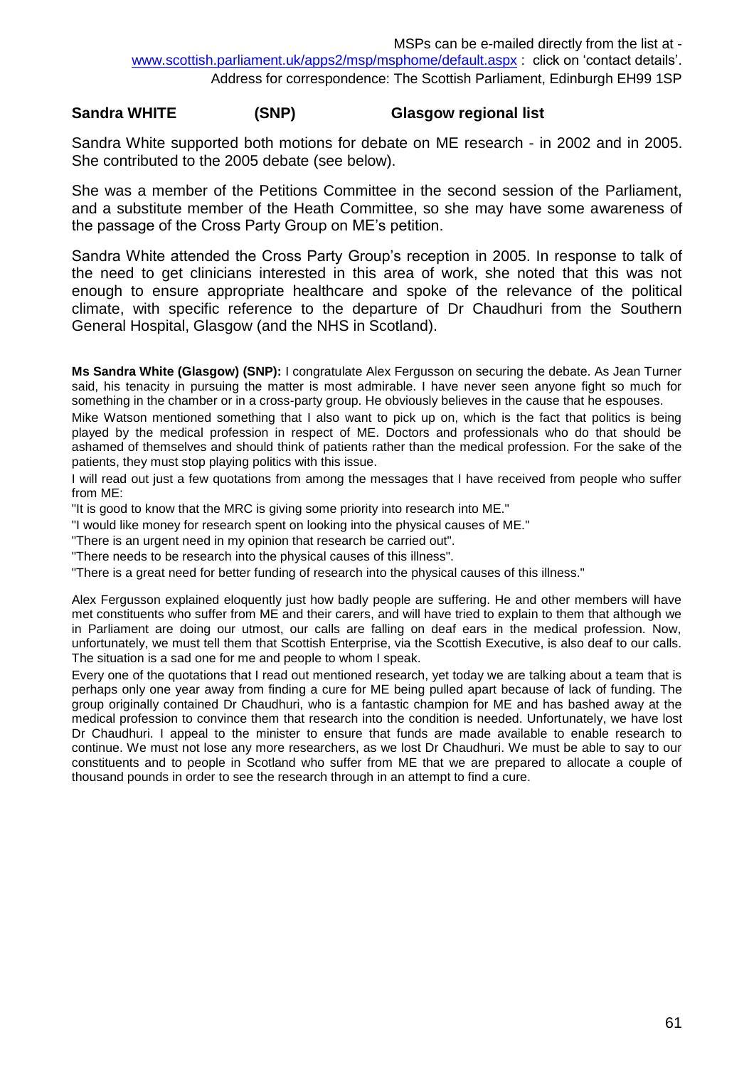MSPs can be e-mailed directly from the list at - [www.scottish.parliament.uk/apps2/msp/msphome/default.aspx](www.scottish.parliament.uk/apps2/msp/msphome/default.aspx) : click on 'contact details'.
Address for correspondence: The Scottish Parliament, Edinburgh EH99 1SP

**Sandra WHITE (SNP) Glasgow regional list**

Sandra White supported both motions for debate on ME research - in 2002 and in 2005. She contributed to the 2005 debate (see below).

She was a member of the Petitions Committee in the second session of the Parliament, and a substitute member of the Heath Committee, so she may have some awareness of the passage of the Cross Party Group on ME's petition.

Sandra White attended the Cross Party Group's reception in 2005. In response to talk of the need to get clinicians interested in this area of work, she noted that this was not enough to ensure appropriate healthcare and spoke of the relevance of the political climate, with specific reference to the departure of Dr Chaudhuri from the Southern General Hospital, Glasgow (and the NHS in Scotland).

**Ms Sandra White (Glasgow) (SNP):** I congratulate Alex Fergusson on securing the debate. As Jean Turner said, his tenacity in pursuing the matter is most admirable. I have never seen anyone fight so much for something in the chamber or in a cross-party group. He obviously believes in the cause that he espouses.

Mike Watson mentioned something that I also want to pick up on, which is the fact that politics is being played by the medical profession in respect of ME. Doctors and professionals who do that should be ashamed of themselves and should think of patients rather than the medical profession. For the sake of the patients, they must stop playing politics with this issue.

I will read out just a few quotations from among the messages that I have received from people who suffer from ME:

"It is good to know that the MRC is giving some priority into research into ME."

"I would like money for research spent on looking into the physical causes of ME."

"There is an urgent need in my opinion that research be carried out".

"There needs to be research into the physical causes of this illness".

"There is a great need for better funding of research into the physical causes of this illness."

Alex Fergusson explained eloquently just how badly people are suffering. He and other members will have met constituents who suffer from ME and their carers, and will have tried to explain to them that although we in Parliament are doing our utmost, our calls are falling on deaf ears in the medical profession. Now, unfortunately, we must tell them that Scottish Enterprise, via the Scottish Executive, is also deaf to our calls. The situation is a sad one for me and people to whom I speak.

Every one of the quotations that I read out mentioned research, yet today we are talking about a team that is perhaps only one year away from finding a cure for ME being pulled apart because of lack of funding. The group originally contained Dr Chaudhuri, who is a fantastic champion for ME and has bashed away at the medical profession to convince them that research into the condition is needed. Unfortunately, we have lost Dr Chaudhuri. I appeal to the minister to ensure that funds are made available to enable research to continue. We must not lose any more researchers, as we lost Dr Chaudhuri. We must be able to say to our constituents and to people in Scotland who suffer from ME that we are prepared to allocate a couple of thousand pounds in order to see the research through in an attempt to find a cure.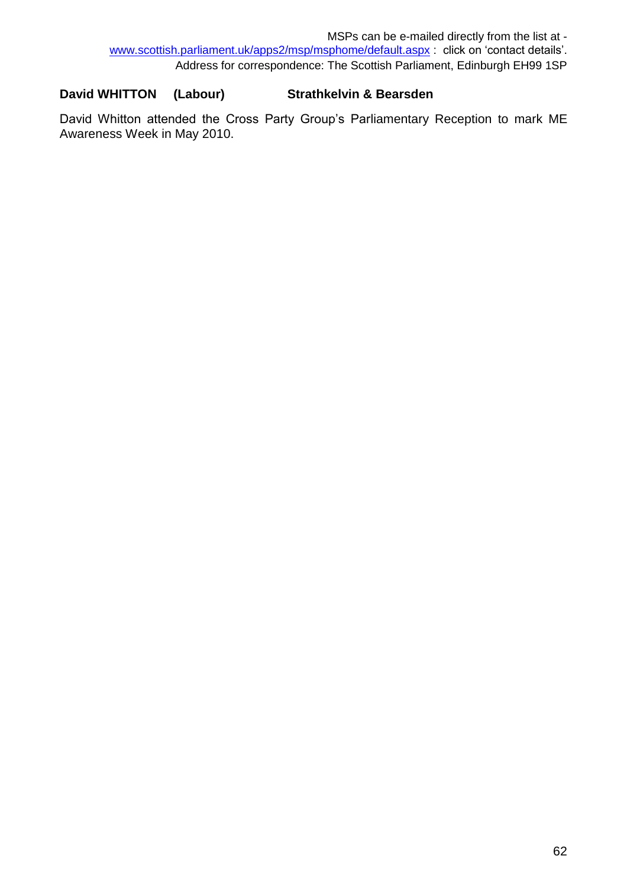**David WHITTON (Labour) Strathkelvin & Bearsden**

David Whitton attended the Cross Party Group's Parliamentary Reception to mark ME Awareness Week in May 2010.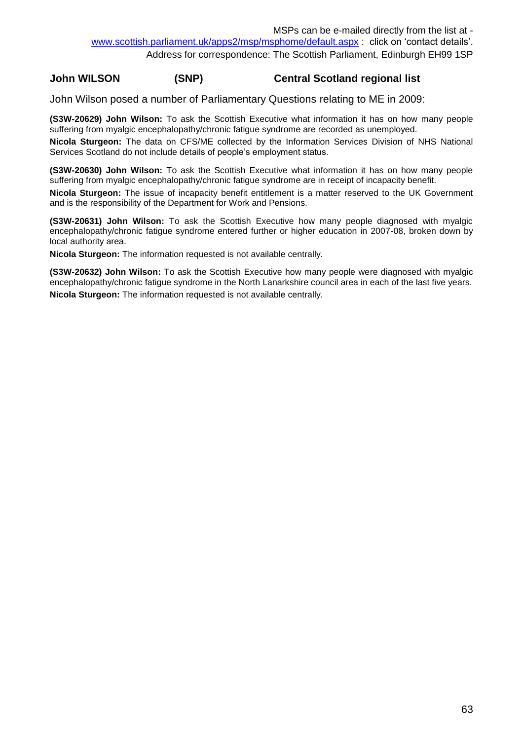MSPs can be e-mailed directly from the list at - www.scottish.parliament.uk/apps2/msp/msphome/default.aspx : click on 'contact details'.
Address for correspondence: The Scottish Parliament, Edinburgh EH99 1SP

**John WILSON (SNP) Central Scotland regional list**

John Wilson posed a number of Parliamentary Questions relating to ME in 2009:

**(S3W-20629) John Wilson:** To ask the Scottish Executive what information it has on how many people suffering from myalgic encephalopathy/chronic fatigue syndrome are recorded as unemployed.

**Nicola Sturgeon:** The data on CFS/ME collected by the Information Services Division of NHS National Services Scotland do not include details of people's employment status.

**(S3W-20630) John Wilson:** To ask the Scottish Executive what information it has on how many people suffering from myalgic encephalopathy/chronic fatigue syndrome are in receipt of incapacity benefit.

**Nicola Sturgeon:** The issue of incapacity benefit entitlement is a matter reserved to the UK Government and is the responsibility of the Department for Work and Pensions.

**(S3W-20631) John Wilson:** To ask the Scottish Executive how many people diagnosed with myalgic encephalopathy/chronic fatigue syndrome entered further or higher education in 2007-08, broken down by local authority area.

**Nicola Sturgeon:** The information requested is not available centrally.

**(S3W-20632) John Wilson:** To ask the Scottish Executive how many people were diagnosed with myalgic encephalopathy/chronic fatigue syndrome in the North Lanarkshire council area in each of the last five years.

**Nicola Sturgeon:** The information requested is not available centrally.